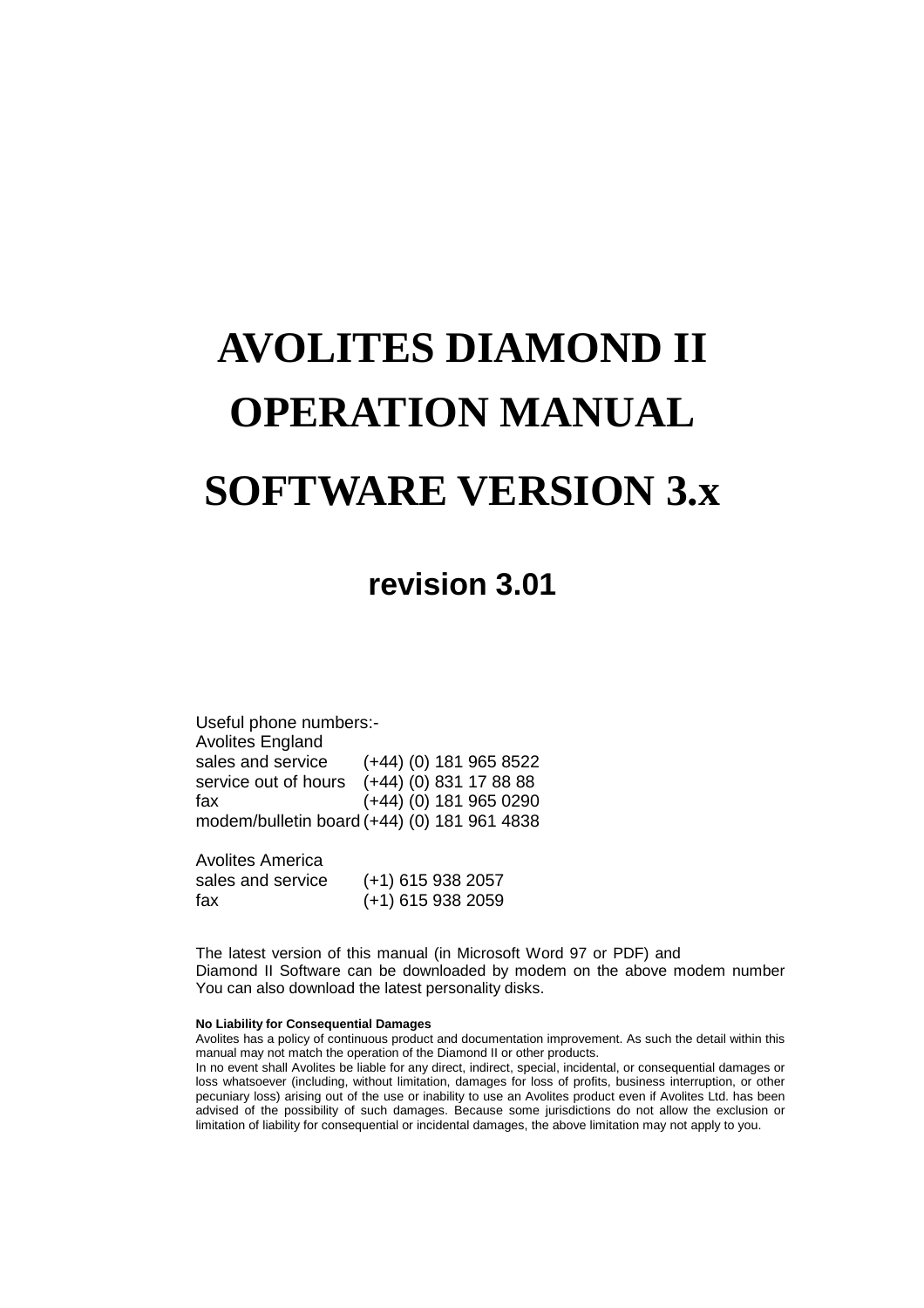# AVOLITES DIAMOND II OPERATION MANUAL

# SOFTWARE VERSION 3.x

## revision 3.01

Useful phone numbers:-

Avolites England

| | |
|---|---|
| sales and service | (+44) (0) 181 965 8522 |
| service out of hours | (+44) (0) 831 17 88 88 |
| fax | (+44) (0) 181 965 0290 |
| modem/bulletin board | (+44) (0) 181 961 4838 |

Avolites America

| | |
|---|---|
| sales and service | (+1) 615 938 2057 |
| fax | (+1) 615 938 2059 |

The latest version of this manual (in Microsoft Word 97 or PDF) and Diamond II Software can be downloaded by modem on the above modem number You can also download the latest personality disks.

**No Liability for Consequential Damages**

Avolites has a policy of continuous product and documentation improvement. As such the detail within this manual may not match the operation of the Diamond II or other products.

In no event shall Avolites be liable for any direct, indirect, special, incidental, or consequential damages or loss whatsoever (including, without limitation, damages for loss of profits, business interruption, or other pecuniary loss) arising out of the use or inability to use an Avolites product even if Avolites Ltd. has been advised of the possibility of such damages. Because some jurisdictions do not allow the exclusion or limitation of liability for consequential or incidental damages, the above limitation may not apply to you.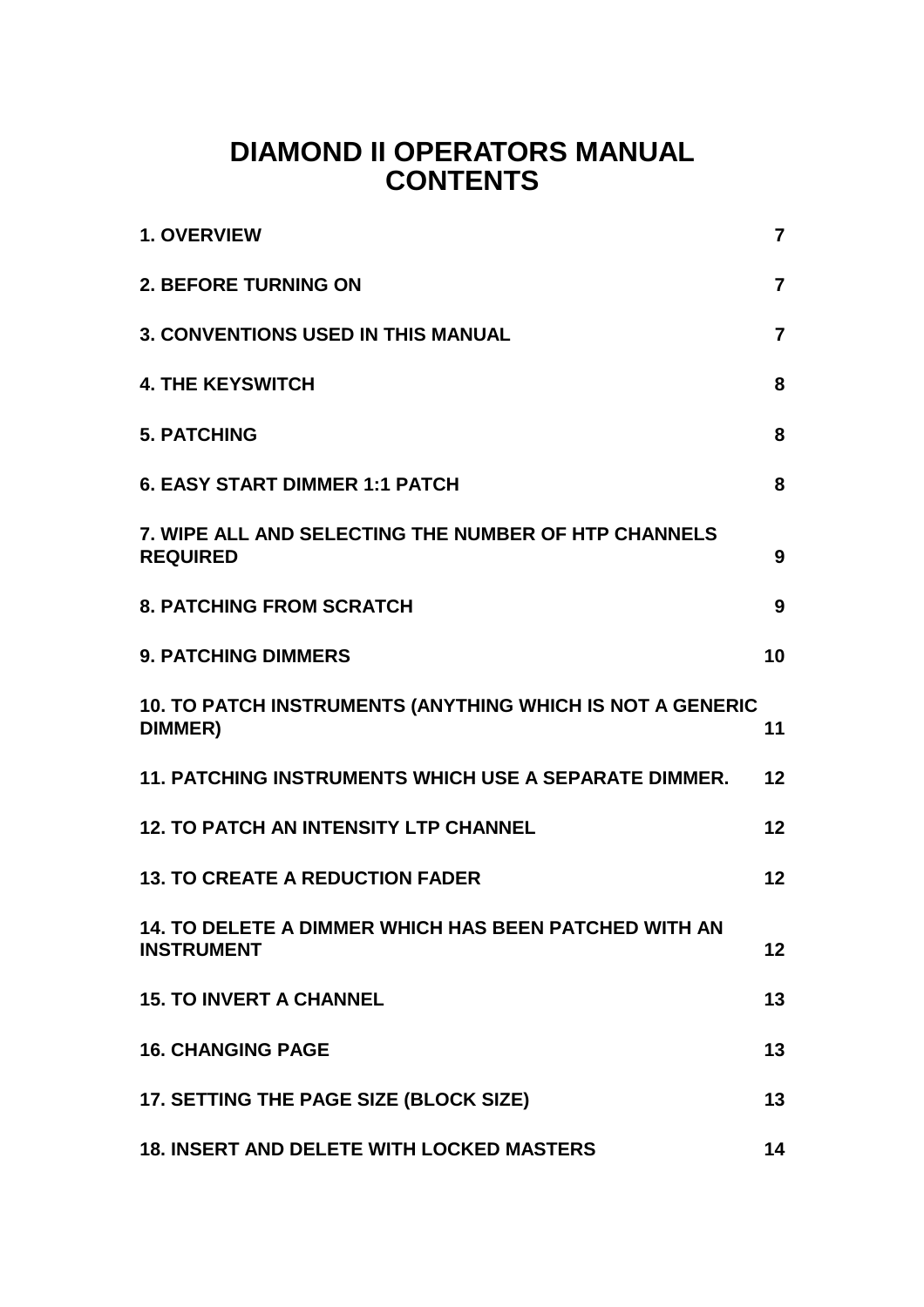# DIAMOND II OPERATORS MANUAL
# CONTENTS

| | |
|---|---|
| **1. OVERVIEW** | **7** |
| **2. BEFORE TURNING ON** | **7** |
| **3. CONVENTIONS USED IN THIS MANUAL** | **7** |
| **4. THE KEYSWITCH** | **8** |
| **5. PATCHING** | **8** |
| **6. EASY START DIMMER 1:1 PATCH** | **8** |
| **7. WIPE ALL AND SELECTING THE NUMBER OF HTP CHANNELS REQUIRED** | **9** |
| **8. PATCHING FROM SCRATCH** | **9** |
| **9. PATCHING DIMMERS** | **10** |
| **10. TO PATCH INSTRUMENTS (ANYTHING WHICH IS NOT A GENERIC DIMMER)** | **11** |
| **11. PATCHING INSTRUMENTS WHICH USE A SEPARATE DIMMER.** | **12** |
| **12. TO PATCH AN INTENSITY LTP CHANNEL** | **12** |
| **13. TO CREATE A REDUCTION FADER** | **12** |
| **14. TO DELETE A DIMMER WHICH HAS BEEN PATCHED WITH AN INSTRUMENT** | **12** |
| **15. TO INVERT A CHANNEL** | **13** |
| **16. CHANGING PAGE** | **13** |
| **17. SETTING THE PAGE SIZE (BLOCK SIZE)** | **13** |
| **18. INSERT AND DELETE WITH LOCKED MASTERS** | **14** |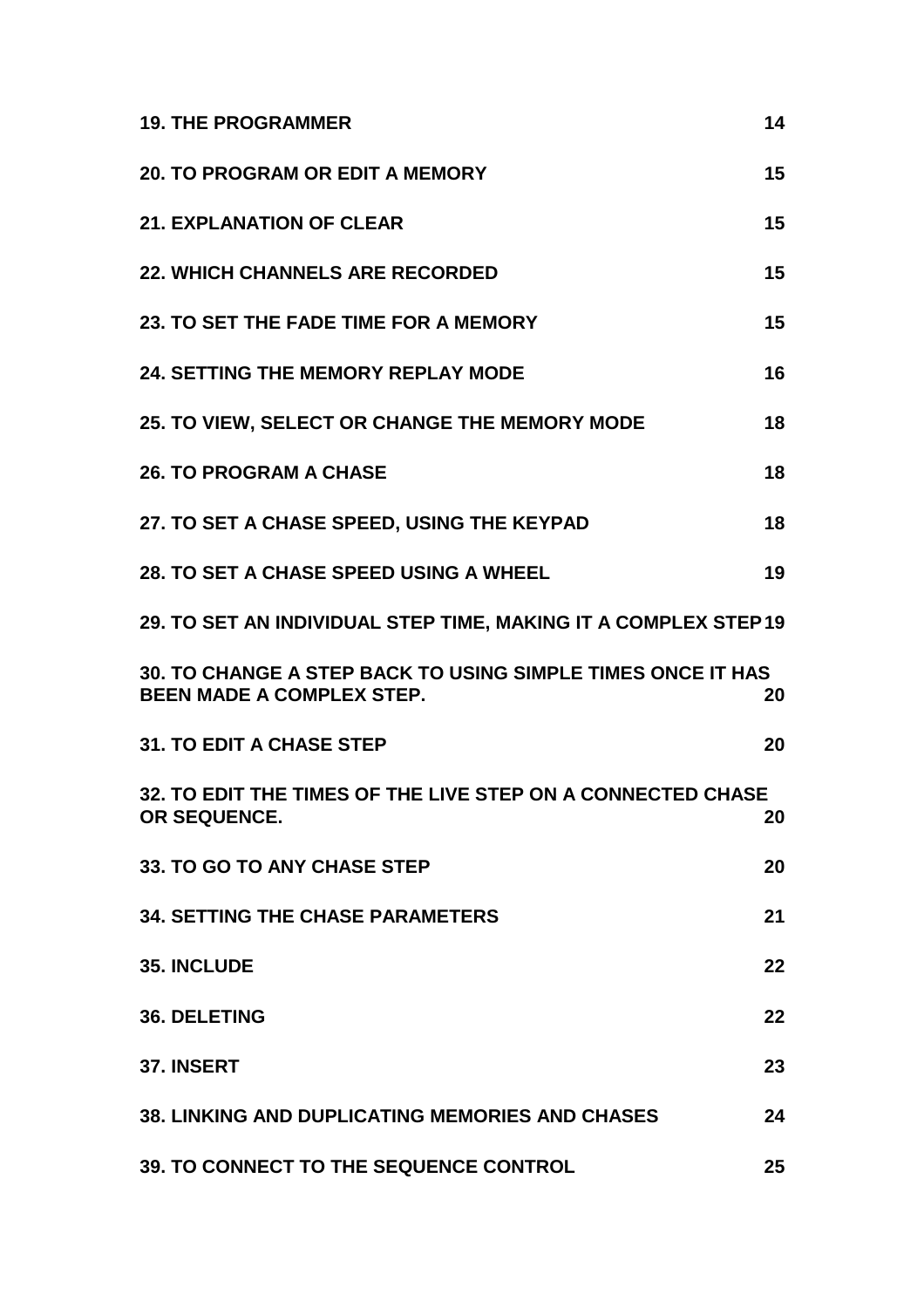**19. THE PROGRAMMER** 14

**20. TO PROGRAM OR EDIT A MEMORY** 15

**21. EXPLANATION OF CLEAR** 15

**22. WHICH CHANNELS ARE RECORDED** 15

**23. TO SET THE FADE TIME FOR A MEMORY** 15

**24. SETTING THE MEMORY REPLAY MODE** 16

**25. TO VIEW, SELECT OR CHANGE THE MEMORY MODE** 18

**26. TO PROGRAM A CHASE** 18

**27. TO SET A CHASE SPEED, USING THE KEYPAD** 18

**28. TO SET A CHASE SPEED USING A WHEEL** 19

**29. TO SET AN INDIVIDUAL STEP TIME, MAKING IT A COMPLEX STEP** 19

**30. TO CHANGE A STEP BACK TO USING SIMPLE TIMES ONCE IT HAS BEEN MADE A COMPLEX STEP.** 20

**31. TO EDIT A CHASE STEP** 20

**32. TO EDIT THE TIMES OF THE LIVE STEP ON A CONNECTED CHASE OR SEQUENCE.** 20

**33. TO GO TO ANY CHASE STEP** 20

**34. SETTING THE CHASE PARAMETERS** 21

**35. INCLUDE** 22

**36. DELETING** 22

**37. INSERT** 23

**38. LINKING AND DUPLICATING MEMORIES AND CHASES** 24

**39. TO CONNECT TO THE SEQUENCE CONTROL** 25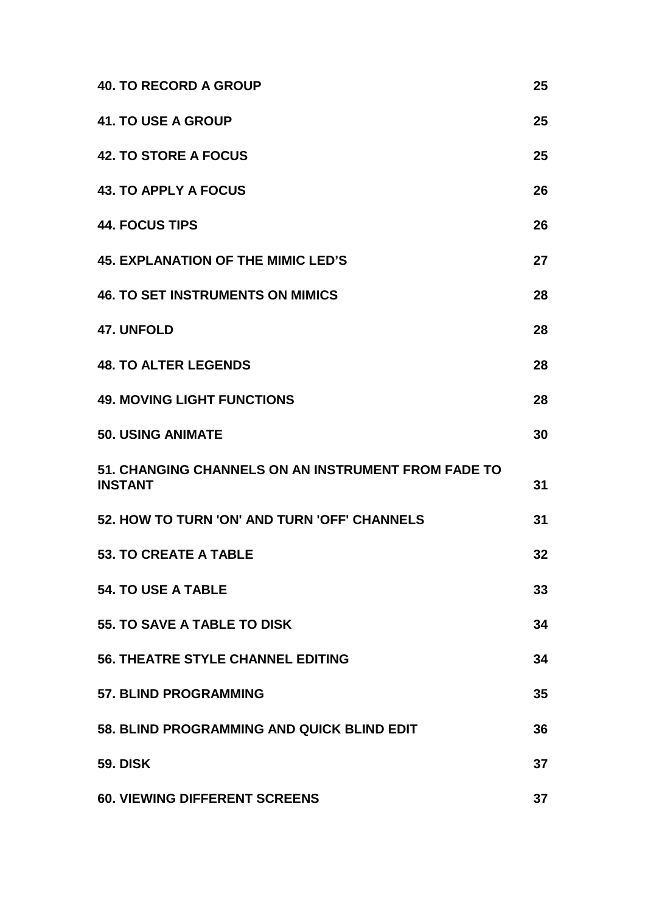| | |
|---|---|
| **40. TO RECORD A GROUP** | **25** |
| **41. TO USE A GROUP** | **25** |
| **42. TO STORE A FOCUS** | **25** |
| **43. TO APPLY A FOCUS** | **26** |
| **44. FOCUS TIPS** | **26** |
| **45. EXPLANATION OF THE MIMIC LED'S** | **27** |
| **46. TO SET INSTRUMENTS ON MIMICS** | **28** |
| **47. UNFOLD** | **28** |
| **48. TO ALTER LEGENDS** | **28** |
| **49. MOVING LIGHT FUNCTIONS** | **28** |
| **50. USING ANIMATE** | **30** |
| **51. CHANGING CHANNELS ON AN INSTRUMENT FROM FADE TO INSTANT** | **31** |
| **52. HOW TO TURN 'ON' AND TURN 'OFF' CHANNELS** | **31** |
| **53. TO CREATE A TABLE** | **32** |
| **54. TO USE A TABLE** | **33** |
| **55. TO SAVE A TABLE TO DISK** | **34** |
| **56. THEATRE STYLE CHANNEL EDITING** | **34** |
| **57. BLIND PROGRAMMING** | **35** |
| **58. BLIND PROGRAMMING AND QUICK BLIND EDIT** | **36** |
| **59. DISK** | **37** |
| **60. VIEWING DIFFERENT SCREENS** | **37** |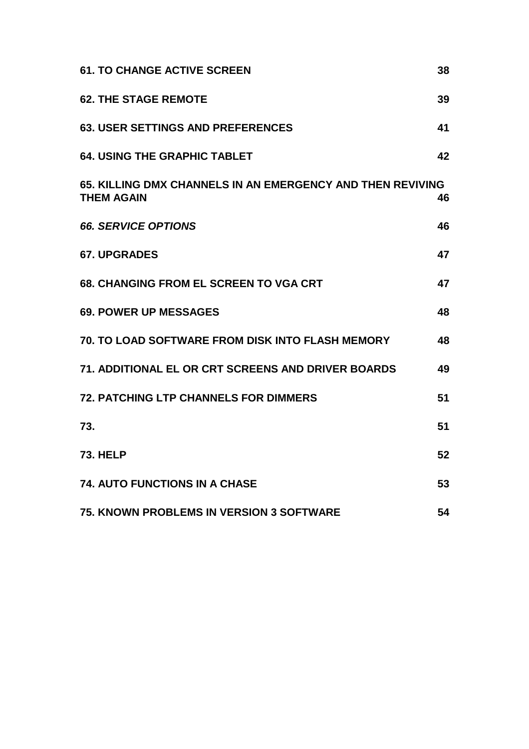**61. TO CHANGE ACTIVE SCREEN** 38

**62. THE STAGE REMOTE** 39

**63. USER SETTINGS AND PREFERENCES** 41

**64. USING THE GRAPHIC TABLET** 42

**65. KILLING DMX CHANNELS IN AN EMERGENCY AND THEN REVIVING THEM AGAIN** 46

***66. SERVICE OPTIONS*** 46

**67. UPGRADES** 47

**68. CHANGING FROM EL SCREEN TO VGA CRT** 47

**69. POWER UP MESSAGES** 48

**70. TO LOAD SOFTWARE FROM DISK INTO FLASH MEMORY** 48

**71. ADDITIONAL EL OR CRT SCREENS AND DRIVER BOARDS** 49

**72. PATCHING LTP CHANNELS FOR DIMMERS** 51

**73.** 51

**73. HELP** 52

**74. AUTO FUNCTIONS IN A CHASE** 53

**75. KNOWN PROBLEMS IN VERSION 3 SOFTWARE** 54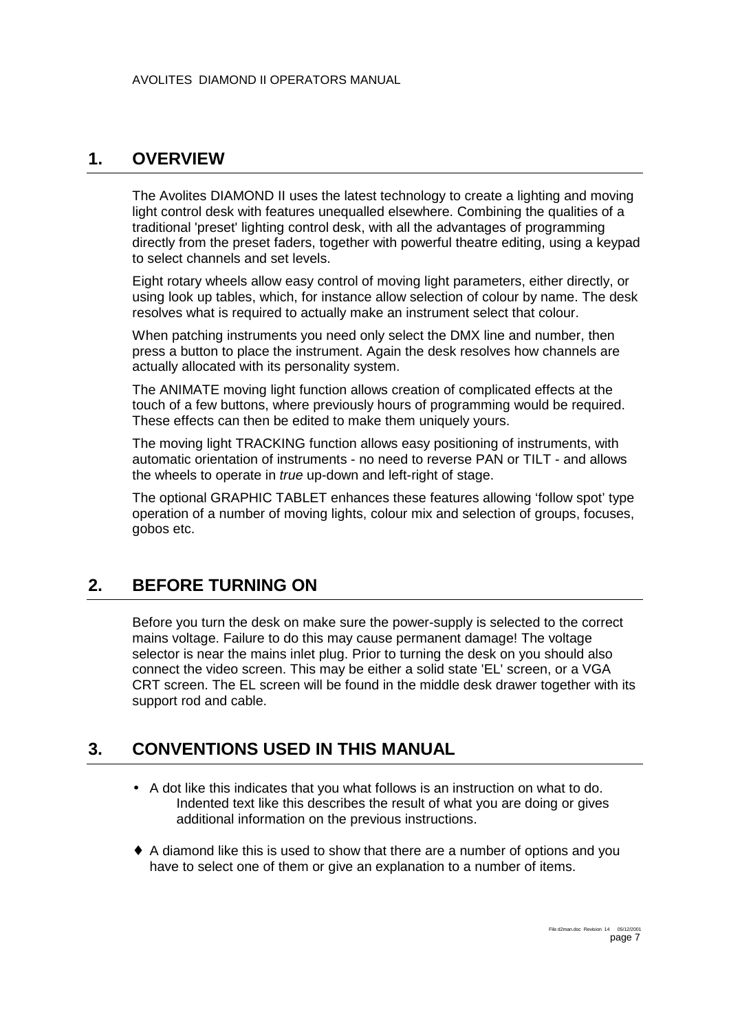## 1. OVERVIEW

The Avolites DIAMOND II uses the latest technology to create a lighting and moving light control desk with features unequalled elsewhere. Combining the qualities of a traditional 'preset' lighting control desk, with all the advantages of programming directly from the preset faders, together with powerful theatre editing, using a keypad to select channels and set levels.

Eight rotary wheels allow easy control of moving light parameters, either directly, or using look up tables, which, for instance allow selection of colour by name. The desk resolves what is required to actually make an instrument select that colour.

When patching instruments you need only select the DMX line and number, then press a button to place the instrument. Again the desk resolves how channels are actually allocated with its personality system.

The ANIMATE moving light function allows creation of complicated effects at the touch of a few buttons, where previously hours of programming would be required. These effects can then be edited to make them uniquely yours.

The moving light TRACKING function allows easy positioning of instruments, with automatic orientation of instruments - no need to reverse PAN or TILT - and allows the wheels to operate in *true* up-down and left-right of stage.

The optional GRAPHIC TABLET enhances these features allowing 'follow spot' type operation of a number of moving lights, colour mix and selection of groups, focuses, gobos etc.

## 2. BEFORE TURNING ON

Before you turn the desk on make sure the power-supply is selected to the correct mains voltage. Failure to do this may cause permanent damage! The voltage selector is near the mains inlet plug. Prior to turning the desk on you should also connect the video screen. This may be either a solid state 'EL' screen, or a VGA CRT screen. The EL screen will be found in the middle desk drawer together with its support rod and cable.

## 3. CONVENTIONS USED IN THIS MANUAL

- A dot like this indicates that you what follows is an instruction on what to do.
  Indented text like this describes the result of what you are doing or gives additional information on the previous instructions.

♦ A diamond like this is used to show that there are a number of options and you have to select one of them or give an explanation to a number of items.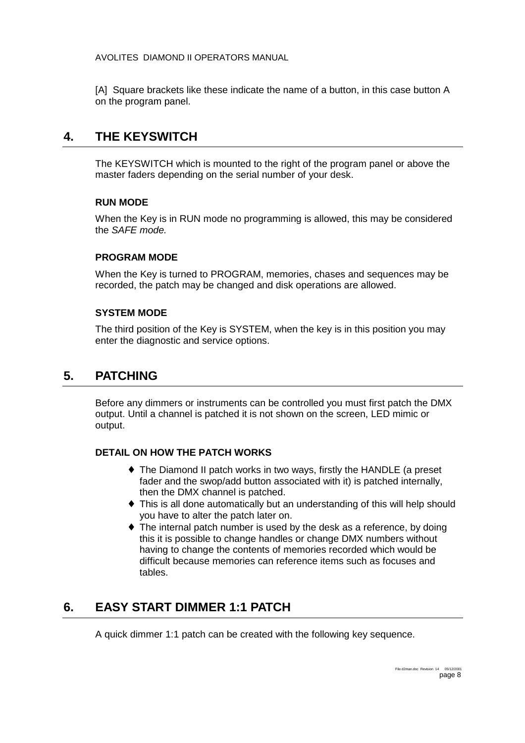[A] Square brackets like these indicate the name of a button, in this case button A on the program panel.

## 4. THE KEYSWITCH

The KEYSWITCH which is mounted to the right of the program panel or above the master faders depending on the serial number of your desk.

### RUN MODE

When the Key is in RUN mode no programming is allowed, this may be considered the *SAFE mode.*

### PROGRAM MODE

When the Key is turned to PROGRAM, memories, chases and sequences may be recorded, the patch may be changed and disk operations are allowed.

### SYSTEM MODE

The third position of the Key is SYSTEM, when the key is in this position you may enter the diagnostic and service options.

## 5. PATCHING

Before any dimmers or instruments can be controlled you must first patch the DMX output. Until a channel is patched it is not shown on the screen, LED mimic or output.

### DETAIL ON HOW THE PATCH WORKS

- The Diamond II patch works in two ways, firstly the HANDLE (a preset fader and the swop/add button associated with it) is patched internally, then the DMX channel is patched.
- This is all done automatically but an understanding of this will help should you have to alter the patch later on.
- The internal patch number is used by the desk as a reference, by doing this it is possible to change handles or change DMX numbers without having to change the contents of memories recorded which would be difficult because memories can reference items such as focuses and tables.

## 6. EASY START DIMMER 1:1 PATCH

A quick dimmer 1:1 patch can be created with the following key sequence.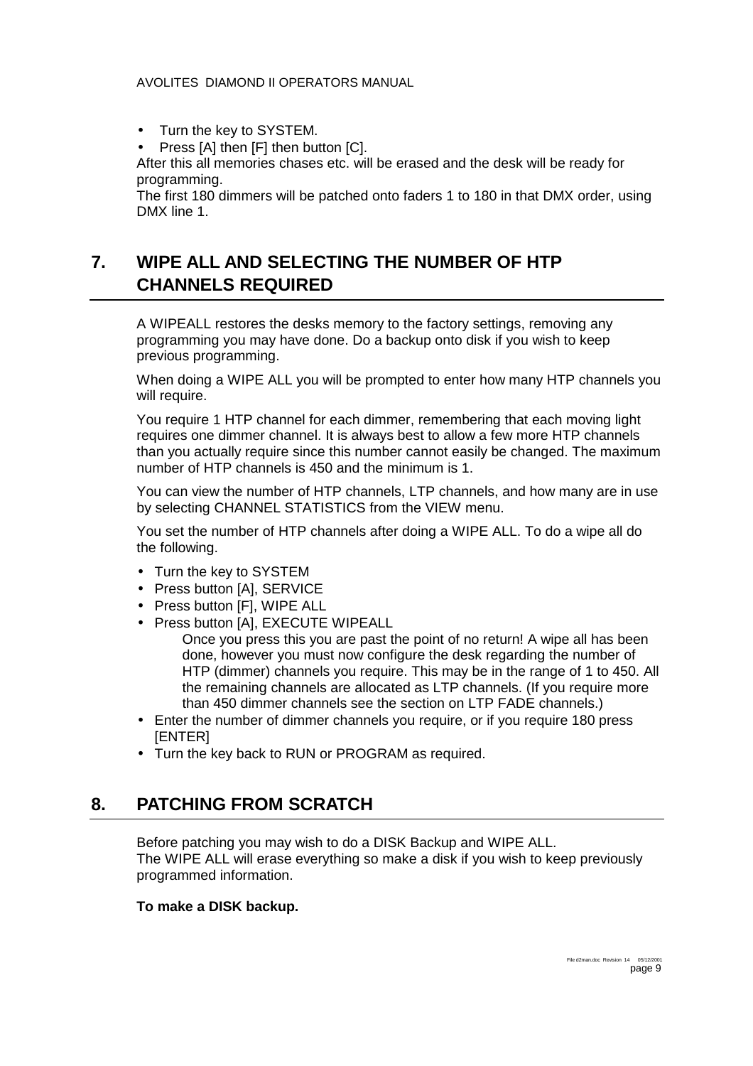- Turn the key to SYSTEM.
- Press [A] then [F] then button [C].

After this all memories chases etc. will be erased and the desk will be ready for programming.
The first 180 dimmers will be patched onto faders 1 to 180 in that DMX order, using DMX line 1.

## 7. WIPE ALL AND SELECTING THE NUMBER OF HTP CHANNELS REQUIRED

A WIPEALL restores the desks memory to the factory settings, removing any programming you may have done. Do a backup onto disk if you wish to keep previous programming.

When doing a WIPE ALL you will be prompted to enter how many HTP channels you will require.

You require 1 HTP channel for each dimmer, remembering that each moving light requires one dimmer channel. It is always best to allow a few more HTP channels than you actually require since this number cannot easily be changed. The maximum number of HTP channels is 450 and the minimum is 1.

You can view the number of HTP channels, LTP channels, and how many are in use by selecting CHANNEL STATISTICS from the VIEW menu.

You set the number of HTP channels after doing a WIPE ALL. To do a wipe all do the following.

- Turn the key to SYSTEM
- Press button [A], SERVICE
- Press button [F], WIPE ALL
- Press button [A], EXECUTE WIPEALL

  Once you press this you are past the point of no return! A wipe all has been done, however you must now configure the desk regarding the number of HTP (dimmer) channels you require. This may be in the range of 1 to 450. All the remaining channels are allocated as LTP channels. (If you require more than 450 dimmer channels see the section on LTP FADE channels.)
- Enter the number of dimmer channels you require, or if you require 180 press [ENTER]
- Turn the key back to RUN or PROGRAM as required.

## 8. PATCHING FROM SCRATCH

Before patching you may wish to do a DISK Backup and WIPE ALL.
The WIPE ALL will erase everything so make a disk if you wish to keep previously programmed information.

**To make a DISK backup.**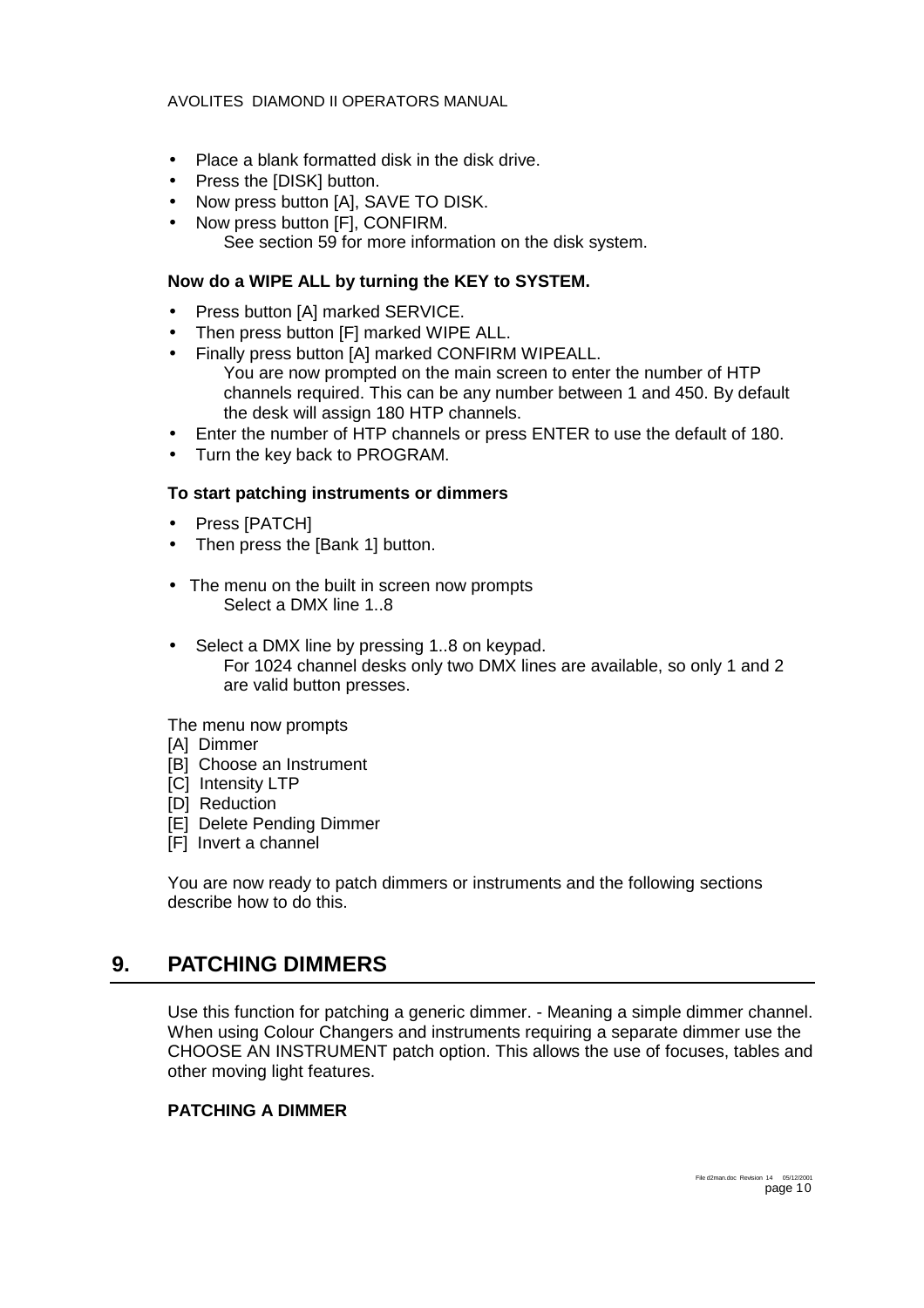- Place a blank formatted disk in the disk drive.
- Press the [DISK] button.
- Now press button [A], SAVE TO DISK.
- Now press button [F], CONFIRM.
  See section 59 for more information on the disk system.

**Now do a WIPE ALL by turning the KEY to SYSTEM.**

- Press button [A] marked SERVICE.
- Then press button [F] marked WIPE ALL.
- Finally press button [A] marked CONFIRM WIPEALL.
  You are now prompted on the main screen to enter the number of HTP channels required. This can be any number between 1 and 450. By default the desk will assign 180 HTP channels.
- Enter the number of HTP channels or press ENTER to use the default of 180.
- Turn the key back to PROGRAM.

**To start patching instruments or dimmers**

- Press [PATCH]
- Then press the [Bank 1] button.

- The menu on the built in screen now prompts
  Select a DMX line 1..8

- Select a DMX line by pressing 1..8 on keypad.
  For 1024 channel desks only two DMX lines are available, so only 1 and 2 are valid button presses.

The menu now prompts
[A] Dimmer
[B] Choose an Instrument
[C] Intensity LTP
[D] Reduction
[E] Delete Pending Dimmer
[F] Invert a channel

You are now ready to patch dimmers or instruments and the following sections describe how to do this.

## 9. PATCHING DIMMERS

Use this function for patching a generic dimmer. - Meaning a simple dimmer channel. When using Colour Changers and instruments requiring a separate dimmer use the CHOOSE AN INSTRUMENT patch option. This allows the use of focuses, tables and other moving light features.

**PATCHING A DIMMER**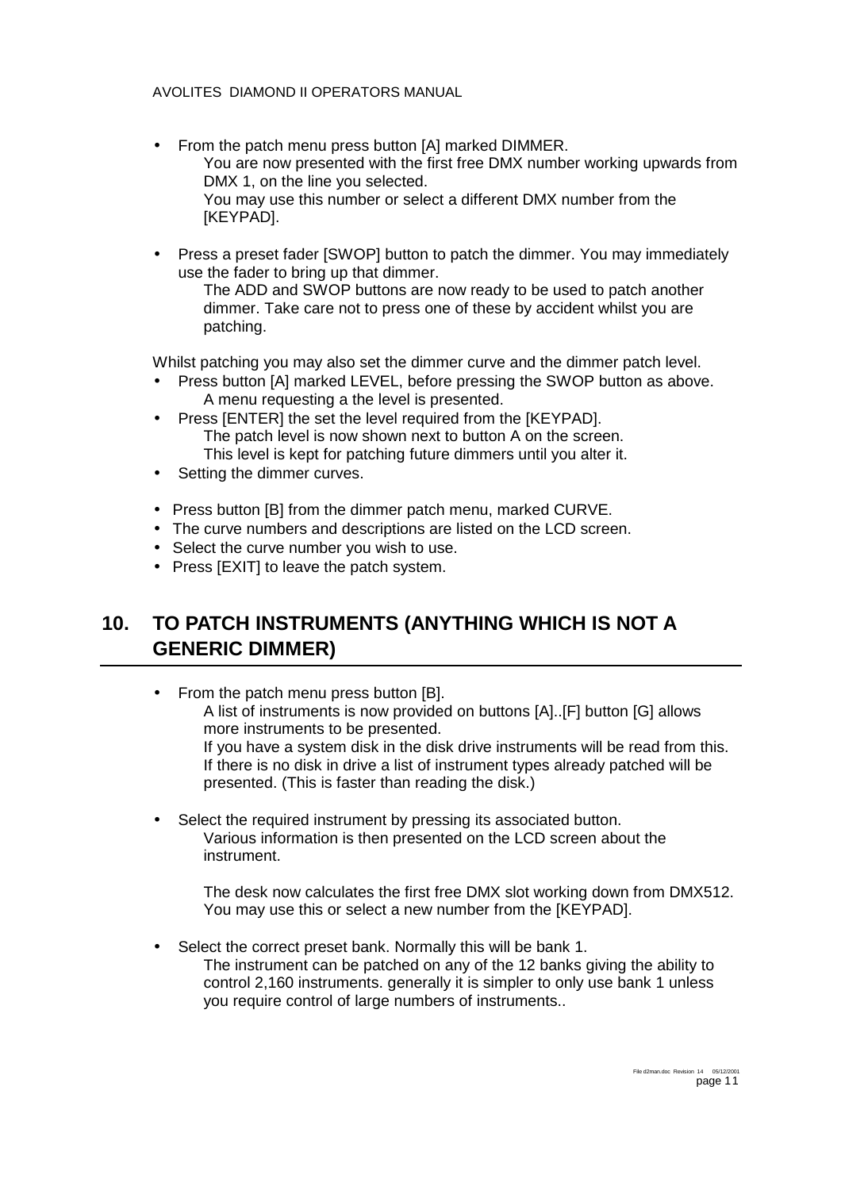- From the patch menu press button [A] marked DIMMER.
  You are now presented with the first free DMX number working upwards from DMX 1, on the line you selected.
  You may use this number or select a different DMX number from the [KEYPAD].

- Press a preset fader [SWOP] button to patch the dimmer. You may immediately use the fader to bring up that dimmer.
  The ADD and SWOP buttons are now ready to be used to patch another dimmer. Take care not to press one of these by accident whilst you are patching.

Whilst patching you may also set the dimmer curve and the dimmer patch level.

- Press button [A] marked LEVEL, before pressing the SWOP button as above.
  A menu requesting a the level is presented.
- Press [ENTER] the set the level required from the [KEYPAD].
  The patch level is now shown next to button A on the screen.
  This level is kept for patching future dimmers until you alter it.
- Setting the dimmer curves.

- Press button [B] from the dimmer patch menu, marked CURVE.
- The curve numbers and descriptions are listed on the LCD screen.
- Select the curve number you wish to use.
- Press [EXIT] to leave the patch system.

## 10. TO PATCH INSTRUMENTS (ANYTHING WHICH IS NOT A GENERIC DIMMER)

- From the patch menu press button [B].
  A list of instruments is now provided on buttons [A]..[F] button [G] allows more instruments to be presented.
  If you have a system disk in the disk drive instruments will be read from this. If there is no disk in drive a list of instrument types already patched will be presented. (This is faster than reading the disk.)

- Select the required instrument by pressing its associated button.
  Various information is then presented on the LCD screen about the instrument.

  The desk now calculates the first free DMX slot working down from DMX512. You may use this or select a new number from the [KEYPAD].

- Select the correct preset bank. Normally this will be bank 1.
  The instrument can be patched on any of the 12 banks giving the ability to control 2,160 instruments. generally it is simpler to only use bank 1 unless you require control of large numbers of instruments..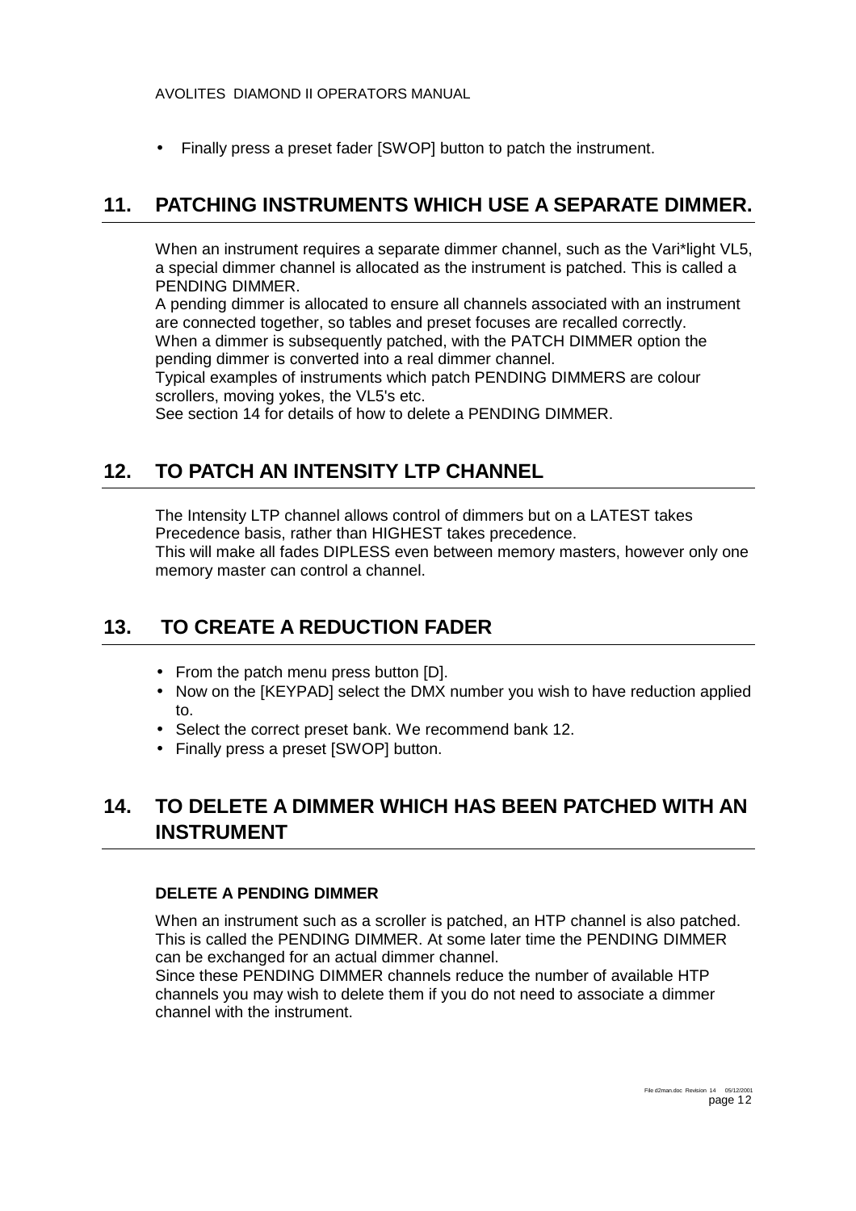- Finally press a preset fader [SWOP] button to patch the instrument.

## 11. PATCHING INSTRUMENTS WHICH USE A SEPARATE DIMMER.

When an instrument requires a separate dimmer channel, such as the Vari*light VL5, a special dimmer channel is allocated as the instrument is patched. This is called a PENDING DIMMER.
A pending dimmer is allocated to ensure all channels associated with an instrument are connected together, so tables and preset focuses are recalled correctly.
When a dimmer is subsequently patched, with the PATCH DIMMER option the pending dimmer is converted into a real dimmer channel.
Typical examples of instruments which patch PENDING DIMMERS are colour scrollers, moving yokes, the VL5's etc.
See section 14 for details of how to delete a PENDING DIMMER.

## 12. TO PATCH AN INTENSITY LTP CHANNEL

The Intensity LTP channel allows control of dimmers but on a LATEST takes Precedence basis, rather than HIGHEST takes precedence.
This will make all fades DIPLESS even between memory masters, however only one memory master can control a channel.

## 13. TO CREATE A REDUCTION FADER

- From the patch menu press button [D].
- Now on the [KEYPAD] select the DMX number you wish to have reduction applied to.
- Select the correct preset bank. We recommend bank 12.
- Finally press a preset [SWOP] button.

## 14. TO DELETE A DIMMER WHICH HAS BEEN PATCHED WITH AN INSTRUMENT

### DELETE A PENDING DIMMER

When an instrument such as a scroller is patched, an HTP channel is also patched. This is called the PENDING DIMMER. At some later time the PENDING DIMMER can be exchanged for an actual dimmer channel.
Since these PENDING DIMMER channels reduce the number of available HTP channels you may wish to delete them if you do not need to associate a dimmer channel with the instrument.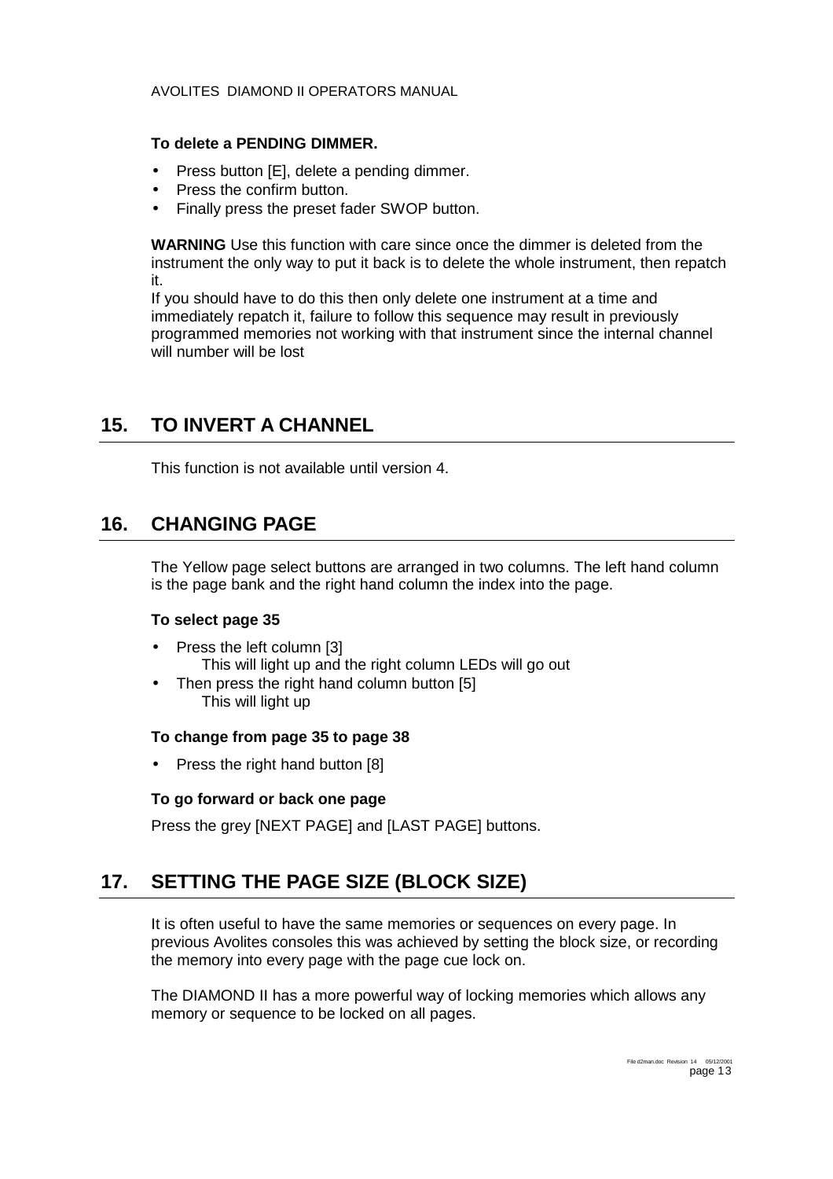**To delete a PENDING DIMMER.**

- Press button [E], delete a pending dimmer.
- Press the confirm button.
- Finally press the preset fader SWOP button.

**WARNING** Use this function with care since once the dimmer is deleted from the instrument the only way to put it back is to delete the whole instrument, then repatch it.
If you should have to do this then only delete one instrument at a time and immediately repatch it, failure to follow this sequence may result in previously programmed memories not working with that instrument since the internal channel will number will be lost

## 15. TO INVERT A CHANNEL

This function is not available until version 4.

## 16. CHANGING PAGE

The Yellow page select buttons are arranged in two columns. The left hand column is the page bank and the right hand column the index into the page.

**To select page 35**

- Press the left column [3]
  This will light up and the right column LEDs will go out
- Then press the right hand column button [5]
  This will light up

**To change from page 35 to page 38**

- Press the right hand button [8]

**To go forward or back one page**

Press the grey [NEXT PAGE] and [LAST PAGE] buttons.

## 17. SETTING THE PAGE SIZE (BLOCK SIZE)

It is often useful to have the same memories or sequences on every page. In previous Avolites consoles this was achieved by setting the block size, or recording the memory into every page with the page cue lock on.

The DIAMOND II has a more powerful way of locking memories which allows any memory or sequence to be locked on all pages.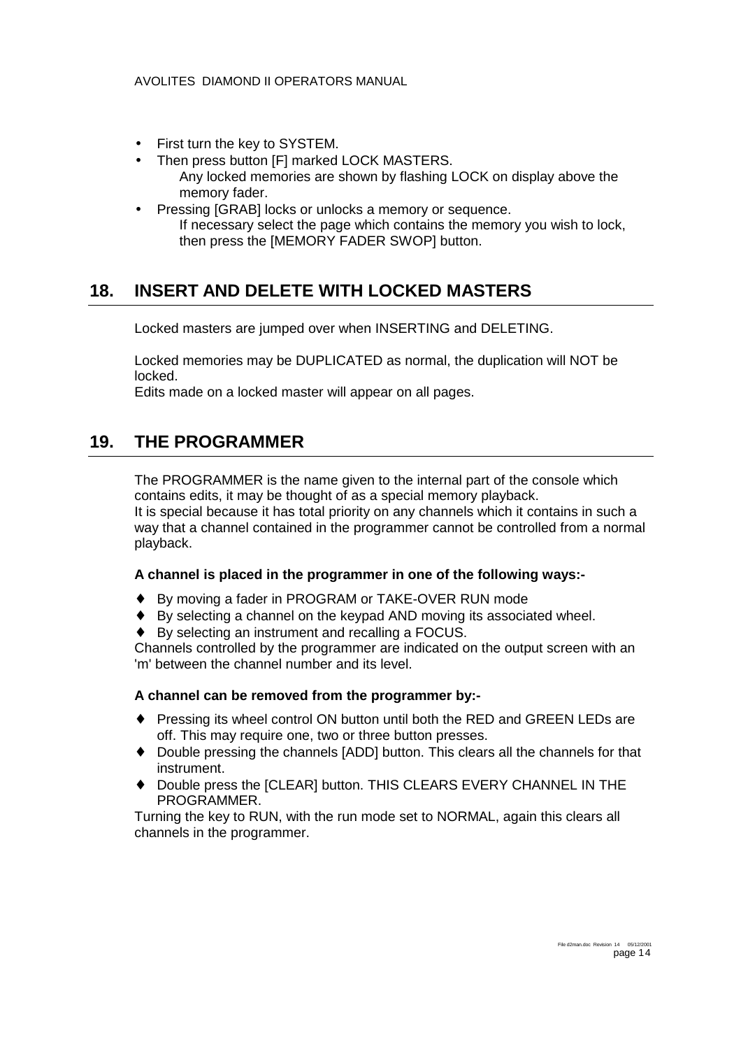- First turn the key to SYSTEM.
- Then press button [F] marked LOCK MASTERS.
  Any locked memories are shown by flashing LOCK on display above the memory fader.
- Pressing [GRAB] locks or unlocks a memory or sequence.
  If necessary select the page which contains the memory you wish to lock, then press the [MEMORY FADER SWOP] button.

## 18. INSERT AND DELETE WITH LOCKED MASTERS

Locked masters are jumped over when INSERTING and DELETING.

Locked memories may be DUPLICATED as normal, the duplication will NOT be locked.
Edits made on a locked master will appear on all pages.

## 19. THE PROGRAMMER

The PROGRAMMER is the name given to the internal part of the console which contains edits, it may be thought of as a special memory playback.
It is special because it has total priority on any channels which it contains in such a way that a channel contained in the programmer cannot be controlled from a normal playback.

**A channel is placed in the programmer in one of the following ways:-**

- By moving a fader in PROGRAM or TAKE-OVER RUN mode
- By selecting a channel on the keypad AND moving its associated wheel.
- By selecting an instrument and recalling a FOCUS.

Channels controlled by the programmer are indicated on the output screen with an 'm' between the channel number and its level.

**A channel can be removed from the programmer by:-**

- Pressing its wheel control ON button until both the RED and GREEN LEDs are off. This may require one, two or three button presses.
- Double pressing the channels [ADD] button. This clears all the channels for that instrument.
- Double press the [CLEAR] button. THIS CLEARS EVERY CHANNEL IN THE PROGRAMMER.

Turning the key to RUN, with the run mode set to NORMAL, again this clears all channels in the programmer.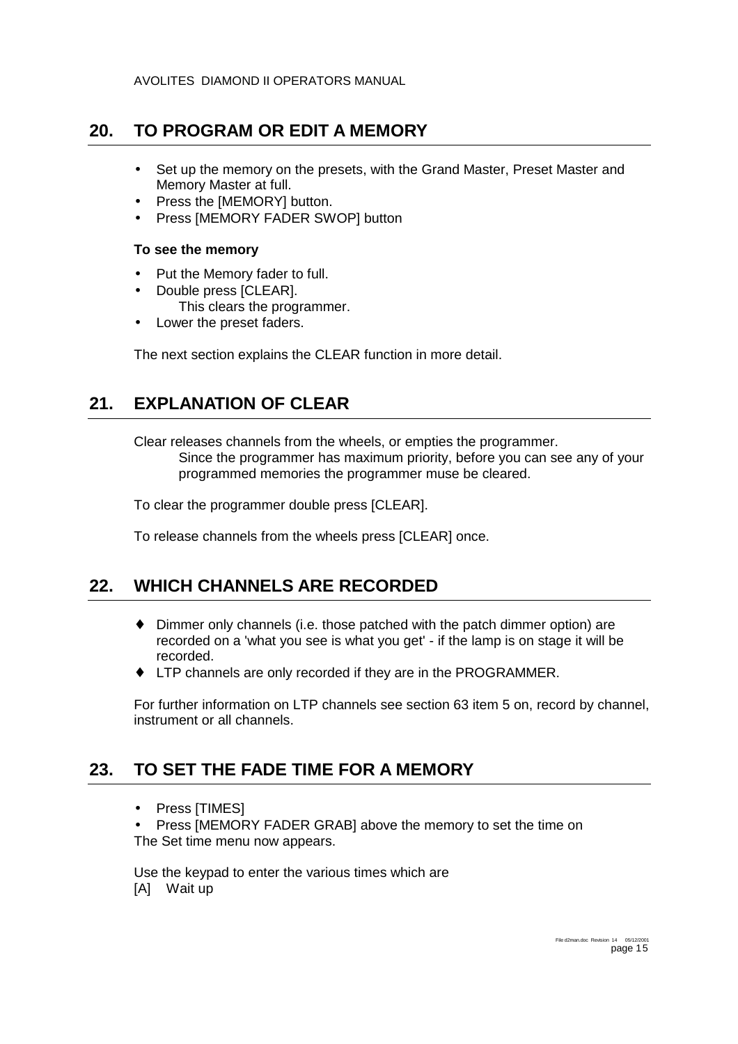## 20. TO PROGRAM OR EDIT A MEMORY

- Set up the memory on the presets, with the Grand Master, Preset Master and Memory Master at full.
- Press the [MEMORY] button.
- Press [MEMORY FADER SWOP] button

**To see the memory**

- Put the Memory fader to full.
- Double press [CLEAR].
  This clears the programmer.
- Lower the preset faders.

The next section explains the CLEAR function in more detail.

## 21. EXPLANATION OF CLEAR

Clear releases channels from the wheels, or empties the programmer.
Since the programmer has maximum priority, before you can see any of your programmed memories the programmer muse be cleared.

To clear the programmer double press [CLEAR].

To release channels from the wheels press [CLEAR] once.

## 22. WHICH CHANNELS ARE RECORDED

- ♦ Dimmer only channels (i.e. those patched with the patch dimmer option) are recorded on a 'what you see is what you get' - if the lamp is on stage it will be recorded.
- ♦ LTP channels are only recorded if they are in the PROGRAMMER.

For further information on LTP channels see section 63 item 5 on, record by channel, instrument or all channels.

## 23. TO SET THE FADE TIME FOR A MEMORY

- Press [TIMES]
- Press [MEMORY FADER GRAB] above the memory to set the time on

The Set time menu now appears.

Use the keypad to enter the various times which are
[A] Wait up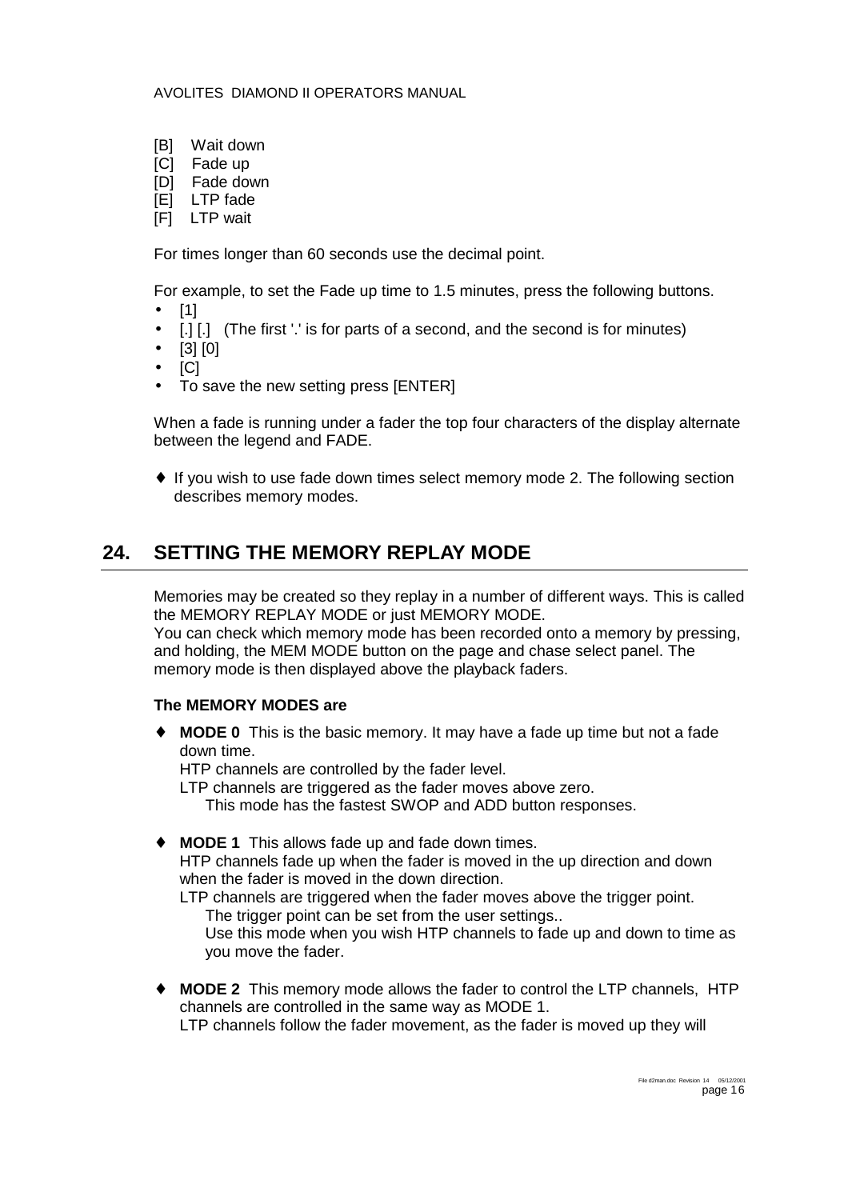[B]  Wait down
[C]  Fade up
[D]  Fade down
[E]  LTP fade
[F]  LTP wait

For times longer than 60 seconds use the decimal point.

For example, to set the Fade up time to 1.5 minutes, press the following buttons.

- [1]
- [.] [.]  (The first '.' is for parts of a second, and the second is for minutes)
- [3] [0]
- [C]
- To save the new setting press [ENTER]

When a fade is running under a fader the top four characters of the display alternate between the legend and FADE.

♦ If you wish to use fade down times select memory mode 2. The following section describes memory modes.

## 24. SETTING THE MEMORY REPLAY MODE

Memories may be created so they replay in a number of different ways. This is called the MEMORY REPLAY MODE or just MEMORY MODE.
You can check which memory mode has been recorded onto a memory by pressing, and holding, the MEM MODE button on the page and chase select panel. The memory mode is then displayed above the playback faders.

**The MEMORY MODES are**

- **MODE 0** This is the basic memory. It may have a fade up time but not a fade down time.
  HTP channels are controlled by the fader level.
  LTP channels are triggered as the fader moves above zero.
  This mode has the fastest SWOP and ADD button responses.

- **MODE 1** This allows fade up and fade down times.
  HTP channels fade up when the fader is moved in the up direction and down when the fader is moved in the down direction.
  LTP channels are triggered when the fader moves above the trigger point.
  The trigger point can be set from the user settings..
  Use this mode when you wish HTP channels to fade up and down to time as you move the fader.

- **MODE 2** This memory mode allows the fader to control the LTP channels, HTP channels are controlled in the same way as MODE 1.
  LTP channels follow the fader movement, as the fader is moved up they will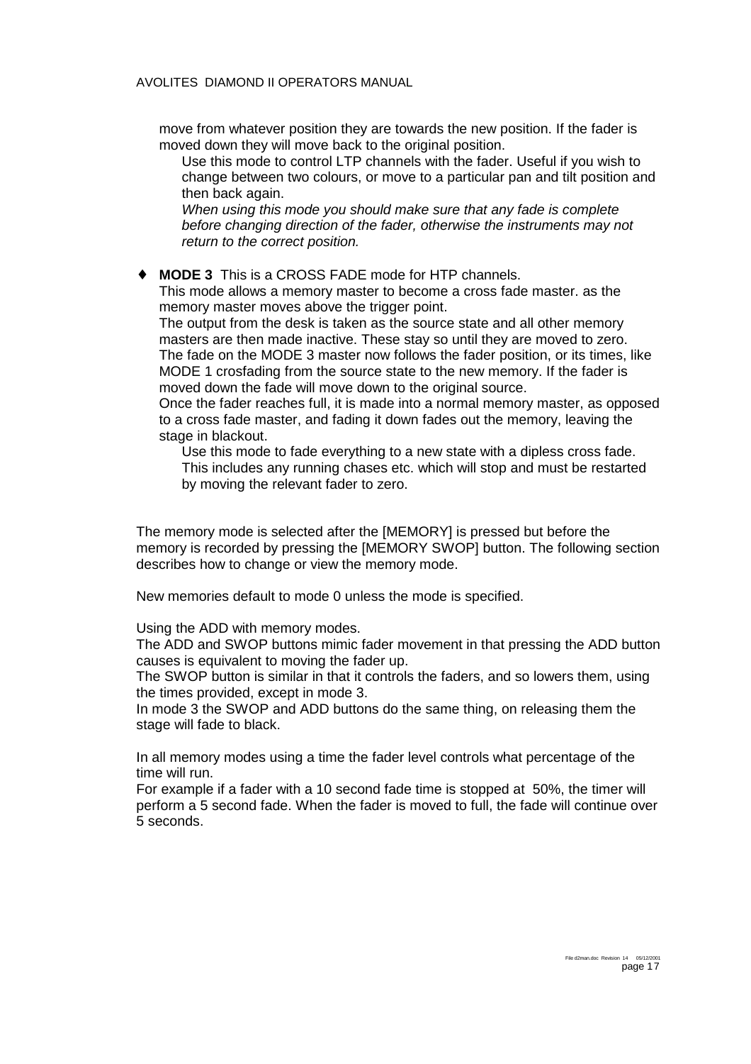move from whatever position they are towards the new position. If the fader is moved down they will move back to the original position.

Use this mode to control LTP channels with the fader. Useful if you wish to change between two colours, or move to a particular pan and tilt position and then back again.

*When using this mode you should make sure that any fade is complete before changing direction of the fader, otherwise the instruments may not return to the correct position.*

- **MODE 3** This is a CROSS FADE mode for HTP channels.

  This mode allows a memory master to become a cross fade master. as the memory master moves above the trigger point.

  The output from the desk is taken as the source state and all other memory masters are then made inactive. These stay so until they are moved to zero.

  The fade on the MODE 3 master now follows the fader position, or its times, like MODE 1 crosfading from the source state to the new memory. If the fader is moved down the fade will move down to the original source.

  Once the fader reaches full, it is made into a normal memory master, as opposed to a cross fade master, and fading it down fades out the memory, leaving the stage in blackout.

  Use this mode to fade everything to a new state with a dipless cross fade. This includes any running chases etc. which will stop and must be restarted by moving the relevant fader to zero.

The memory mode is selected after the [MEMORY] is pressed but before the memory is recorded by pressing the [MEMORY SWOP] button. The following section describes how to change or view the memory mode.

New memories default to mode 0 unless the mode is specified.

Using the ADD with memory modes.

The ADD and SWOP buttons mimic fader movement in that pressing the ADD button causes is equivalent to moving the fader up.

The SWOP button is similar in that it controls the faders, and so lowers them, using the times provided, except in mode 3.

In mode 3 the SWOP and ADD buttons do the same thing, on releasing them the stage will fade to black.

In all memory modes using a time the fader level controls what percentage of the time will run.

For example if a fader with a 10 second fade time is stopped at 50%, the timer will perform a 5 second fade. When the fader is moved to full, the fade will continue over 5 seconds.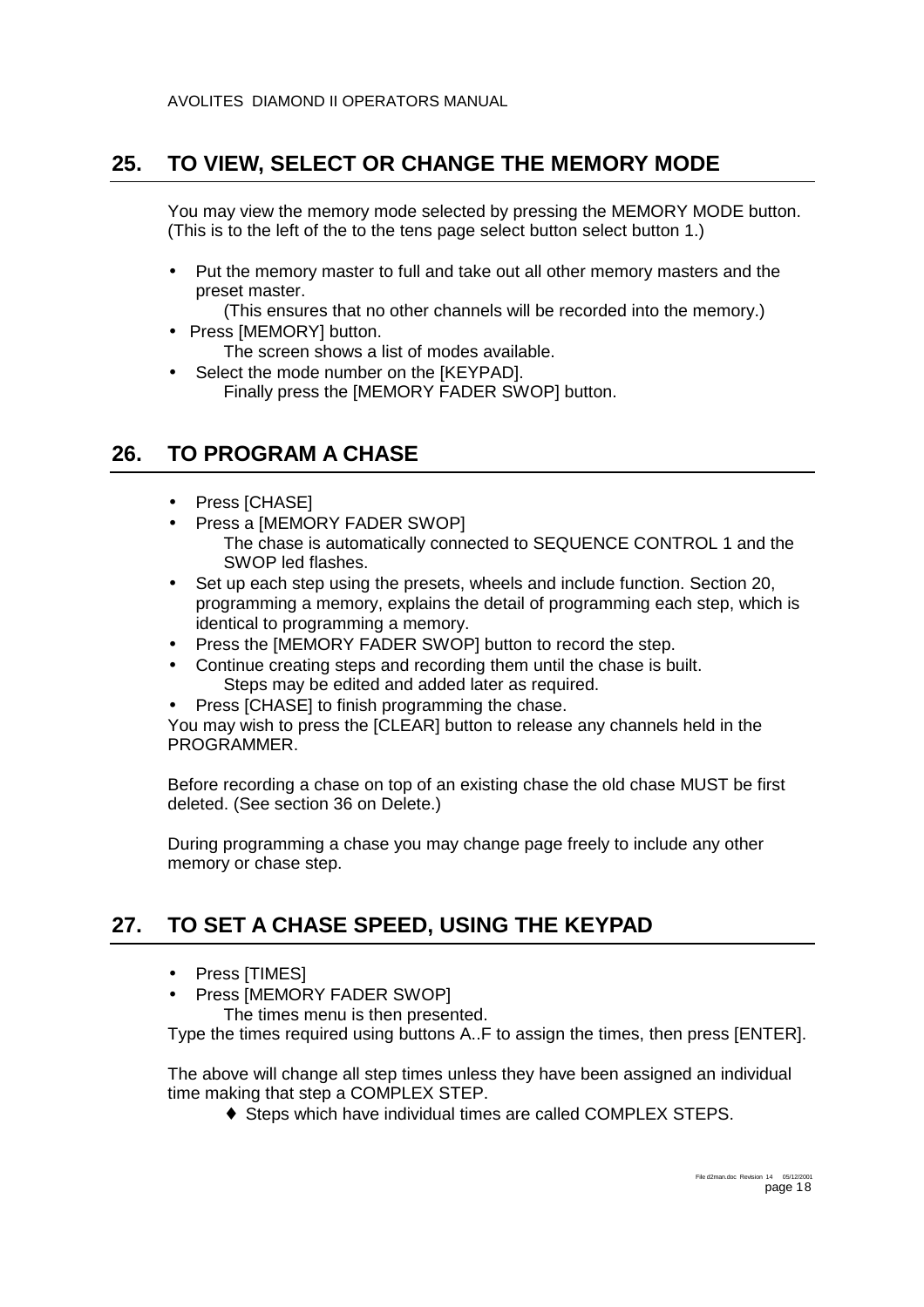## 25. TO VIEW, SELECT OR CHANGE THE MEMORY MODE

You may view the memory mode selected by pressing the MEMORY MODE button. (This is to the left of the to the tens page select button select button 1.)

- Put the memory master to full and take out all other memory masters and the preset master.
  (This ensures that no other channels will be recorded into the memory.)
- Press [MEMORY] button.
  The screen shows a list of modes available.
- Select the mode number on the [KEYPAD].
  Finally press the [MEMORY FADER SWOP] button.

## 26. TO PROGRAM A CHASE

- Press [CHASE]
- Press a [MEMORY FADER SWOP]
  The chase is automatically connected to SEQUENCE CONTROL 1 and the SWOP led flashes.
- Set up each step using the presets, wheels and include function. Section 20, programming a memory, explains the detail of programming each step, which is identical to programming a memory.
- Press the [MEMORY FADER SWOP] button to record the step.
- Continue creating steps and recording them until the chase is built.
  Steps may be edited and added later as required.
- Press [CHASE] to finish programming the chase.

You may wish to press the [CLEAR] button to release any channels held in the PROGRAMMER.

Before recording a chase on top of an existing chase the old chase MUST be first deleted. (See section 36 on Delete.)

During programming a chase you may change page freely to include any other memory or chase step.

## 27. TO SET A CHASE SPEED, USING THE KEYPAD

- Press [TIMES]
- Press [MEMORY FADER SWOP]
  The times menu is then presented.

Type the times required using buttons A..F to assign the times, then press [ENTER].

The above will change all step times unless they have been assigned an individual time making that step a COMPLEX STEP.

- ♦ Steps which have individual times are called COMPLEX STEPS.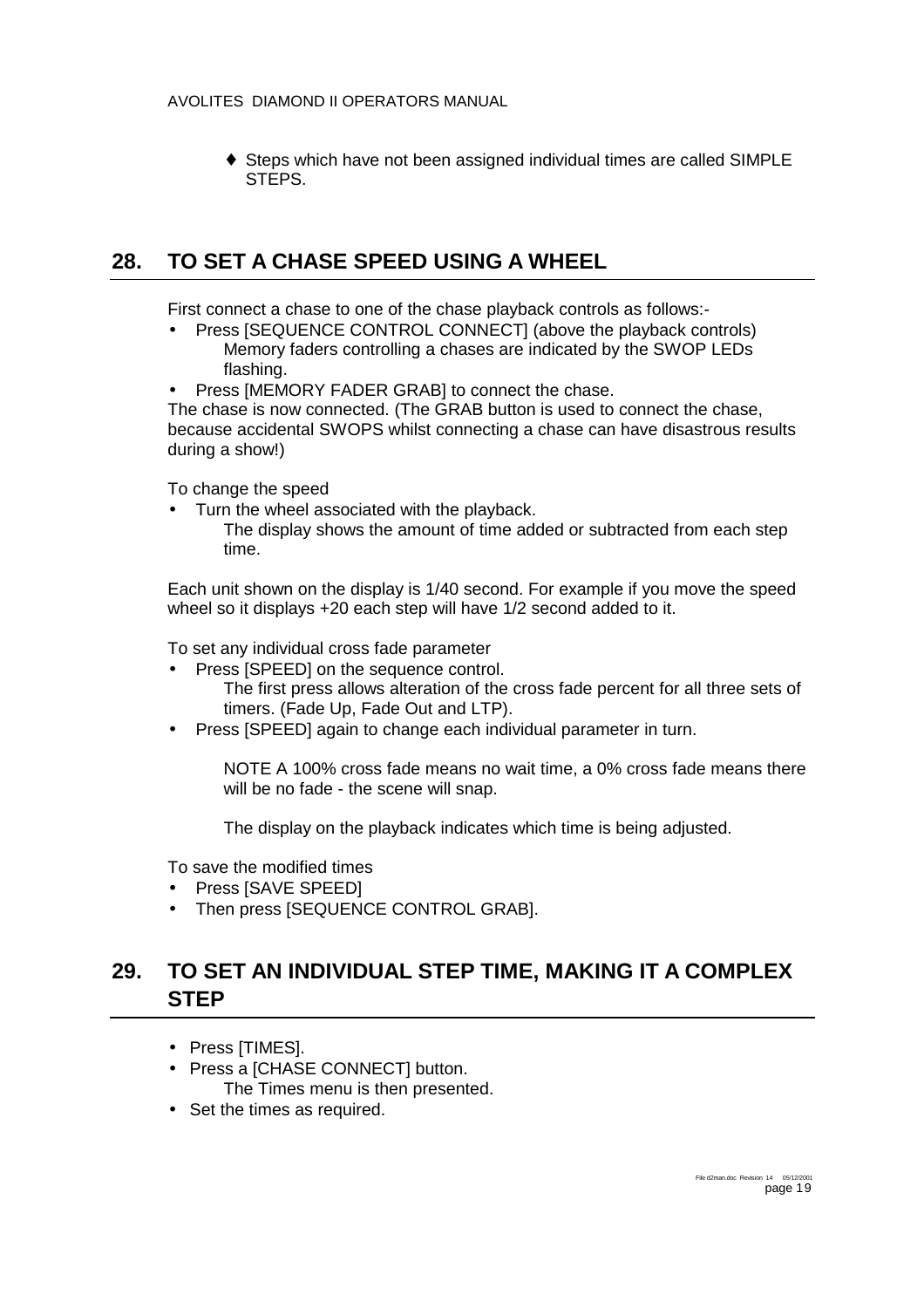- ♦ Steps which have not been assigned individual times are called SIMPLE STEPS.

## 28. TO SET A CHASE SPEED USING A WHEEL

First connect a chase to one of the chase playback controls as follows:-

- Press [SEQUENCE CONTROL CONNECT] (above the playback controls)
  Memory faders controlling a chases are indicated by the SWOP LEDs flashing.
- Press [MEMORY FADER GRAB] to connect the chase.

The chase is now connected. (The GRAB button is used to connect the chase, because accidental SWOPS whilst connecting a chase can have disastrous results during a show!)

To change the speed

- Turn the wheel associated with the playback.
  The display shows the amount of time added or subtracted from each step time.

Each unit shown on the display is 1/40 second. For example if you move the speed wheel so it displays +20 each step will have 1/2 second added to it.

To set any individual cross fade parameter

- Press [SPEED] on the sequence control.
  The first press allows alteration of the cross fade percent for all three sets of timers. (Fade Up, Fade Out and LTP).
- Press [SPEED] again to change each individual parameter in turn.

  NOTE A 100% cross fade means no wait time, a 0% cross fade means there will be no fade - the scene will snap.

  The display on the playback indicates which time is being adjusted.

To save the modified times

- Press [SAVE SPEED]
- Then press [SEQUENCE CONTROL GRAB].

## 29. TO SET AN INDIVIDUAL STEP TIME, MAKING IT A COMPLEX STEP

- Press [TIMES].
- Press a [CHASE CONNECT] button.
  The Times menu is then presented.
- Set the times as required.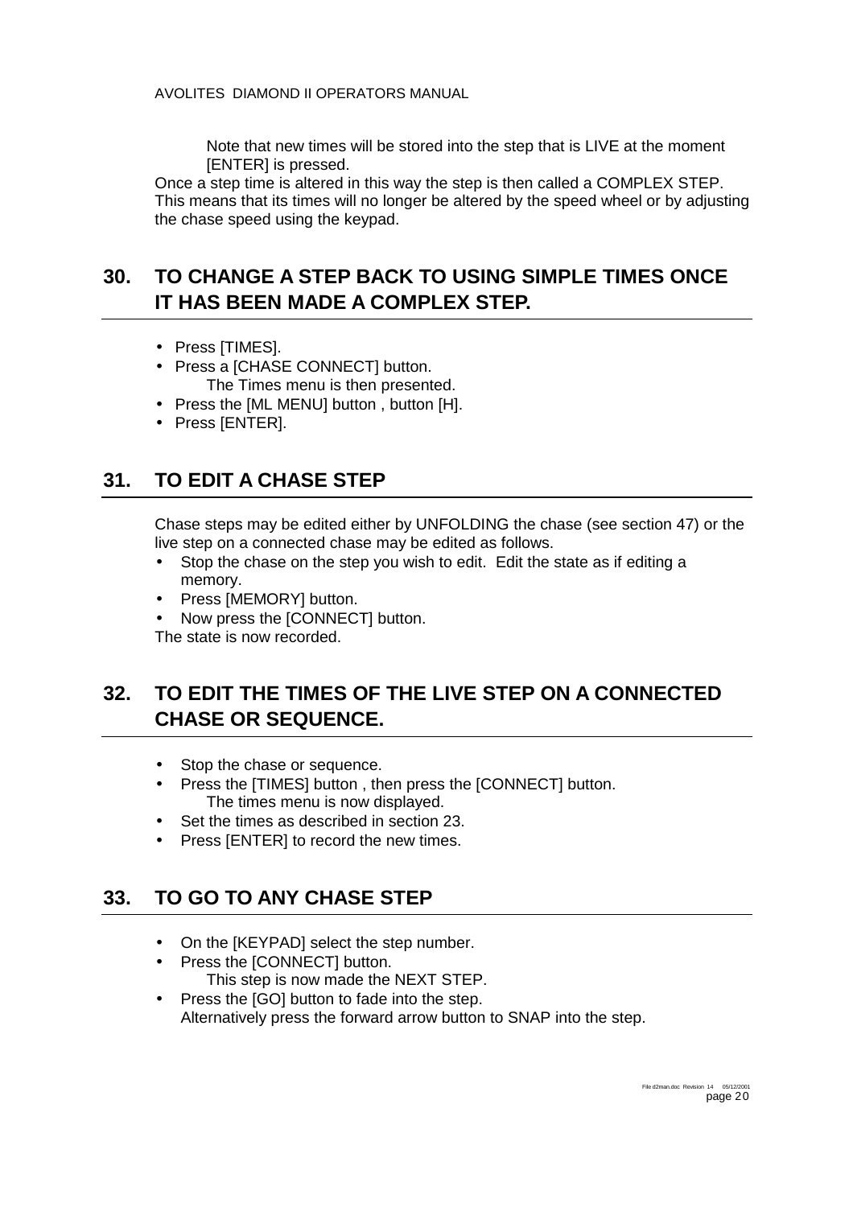Note that new times will be stored into the step that is LIVE at the moment [ENTER] is pressed.

Once a step time is altered in this way the step is then called a COMPLEX STEP. This means that its times will no longer be altered by the speed wheel or by adjusting the chase speed using the keypad.

## 30. TO CHANGE A STEP BACK TO USING SIMPLE TIMES ONCE IT HAS BEEN MADE A COMPLEX STEP.

- Press [TIMES].
- Press a [CHASE CONNECT] button.
  The Times menu is then presented.
- Press the [ML MENU] button , button [H].
- Press [ENTER].

## 31. TO EDIT A CHASE STEP

Chase steps may be edited either by UNFOLDING the chase (see section 47) or the live step on a connected chase may be edited as follows.

- Stop the chase on the step you wish to edit. Edit the state as if editing a memory.
- Press [MEMORY] button.
- Now press the [CONNECT] button.

The state is now recorded.

## 32. TO EDIT THE TIMES OF THE LIVE STEP ON A CONNECTED CHASE OR SEQUENCE.

- Stop the chase or sequence.
- Press the [TIMES] button , then press the [CONNECT] button.
  The times menu is now displayed.
- Set the times as described in section 23.
- Press [ENTER] to record the new times.

## 33. TO GO TO ANY CHASE STEP

- On the [KEYPAD] select the step number.
- Press the [CONNECT] button.
  This step is now made the NEXT STEP.
- Press the [GO] button to fade into the step.
  Alternatively press the forward arrow button to SNAP into the step.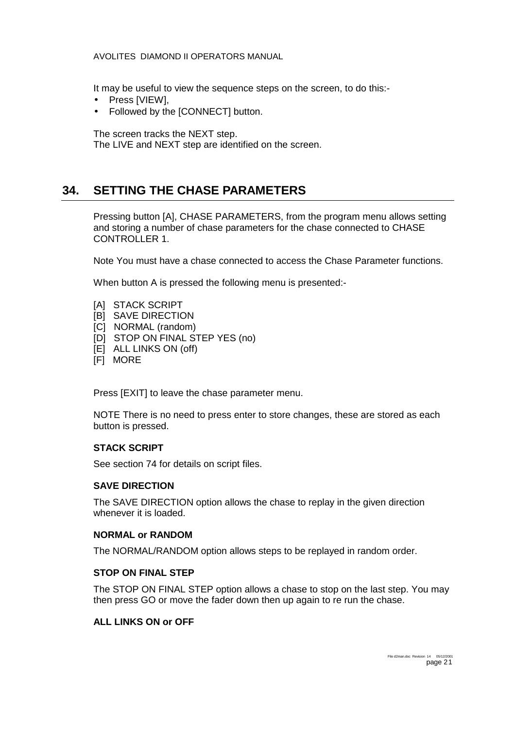It may be useful to view the sequence steps on the screen, to do this:-

- Press [VIEW],
- Followed by the [CONNECT] button.

The screen tracks the NEXT step.
The LIVE and NEXT step are identified on the screen.

# 34. SETTING THE CHASE PARAMETERS

Pressing button [A], CHASE PARAMETERS, from the program menu allows setting and storing a number of chase parameters for the chase connected to CHASE CONTROLLER 1.

Note You must have a chase connected to access the Chase Parameter functions.

When button A is pressed the following menu is presented:-

[A] STACK SCRIPT
[B] SAVE DIRECTION
[C] NORMAL (random)
[D] STOP ON FINAL STEP YES (no)
[E] ALL LINKS ON (off)
[F] MORE

Press [EXIT] to leave the chase parameter menu.

NOTE There is no need to press enter to store changes, these are stored as each button is pressed.

**STACK SCRIPT**

See section 74 for details on script files.

**SAVE DIRECTION**

The SAVE DIRECTION option allows the chase to replay in the given direction whenever it is loaded.

**NORMAL or RANDOM**

The NORMAL/RANDOM option allows steps to be replayed in random order.

**STOP ON FINAL STEP**

The STOP ON FINAL STEP option allows a chase to stop on the last step. You may then press GO or move the fader down then up again to re run the chase.

**ALL LINKS ON or OFF**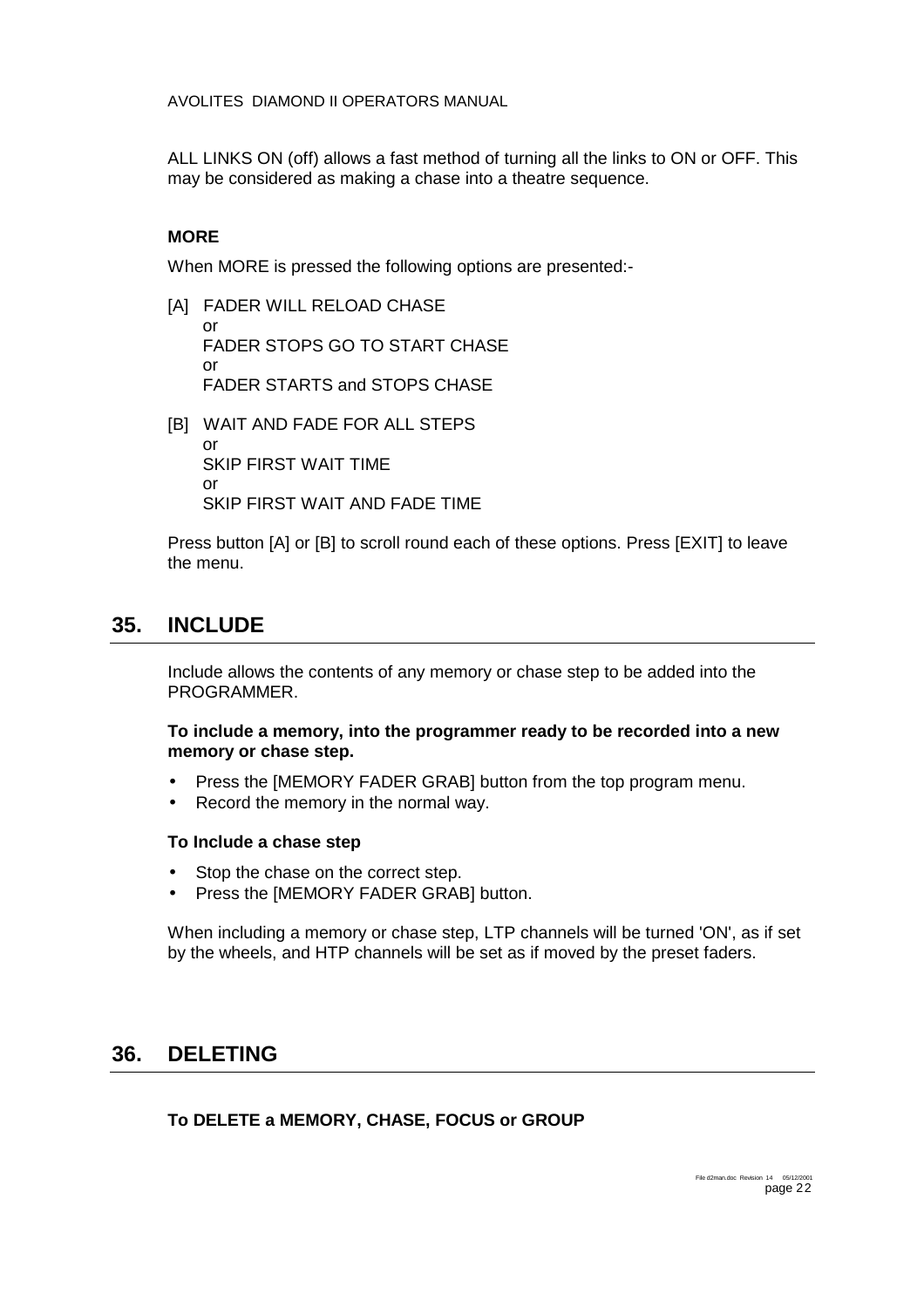ALL LINKS ON (off) allows a fast method of turning all the links to ON or OFF. This may be considered as making a chase into a theatre sequence.

**MORE**

When MORE is pressed the following options are presented:-

[A] FADER WILL RELOAD CHASE
 or
 FADER STOPS GO TO START CHASE
 or
 FADER STARTS and STOPS CHASE

[B] WAIT AND FADE FOR ALL STEPS
 or
 SKIP FIRST WAIT TIME
 or
 SKIP FIRST WAIT AND FADE TIME

Press button [A] or [B] to scroll round each of these options. Press [EXIT] to leave the menu.

## 35. INCLUDE

Include allows the contents of any memory or chase step to be added into the PROGRAMMER.

**To include a memory, into the programmer ready to be recorded into a new memory or chase step.**

- Press the [MEMORY FADER GRAB] button from the top program menu.
- Record the memory in the normal way.

**To Include a chase step**

- Stop the chase on the correct step.
- Press the [MEMORY FADER GRAB] button.

When including a memory or chase step, LTP channels will be turned 'ON', as if set by the wheels, and HTP channels will be set as if moved by the preset faders.

## 36. DELETING

**To DELETE a MEMORY, CHASE, FOCUS or GROUP**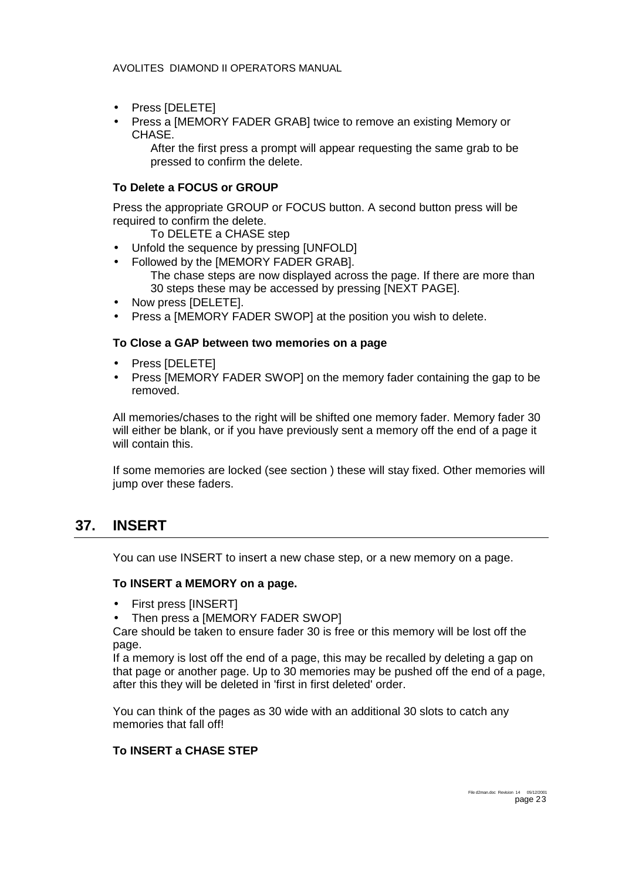- Press [DELETE]
- Press a [MEMORY FADER GRAB] twice to remove an existing Memory or CHASE.

  After the first press a prompt will appear requesting the same grab to be pressed to confirm the delete.

**To Delete a FOCUS or GROUP**

Press the appropriate GROUP or FOCUS button. A second button press will be required to confirm the delete.

To DELETE a CHASE step

- Unfold the sequence by pressing [UNFOLD]
- Followed by the [MEMORY FADER GRAB].

  The chase steps are now displayed across the page. If there are more than 30 steps these may be accessed by pressing [NEXT PAGE].
- Now press [DELETE].
- Press a [MEMORY FADER SWOP] at the position you wish to delete.

**To Close a GAP between two memories on a page**

- Press [DELETE]
- Press [MEMORY FADER SWOP] on the memory fader containing the gap to be removed.

All memories/chases to the right will be shifted one memory fader. Memory fader 30 will either be blank, or if you have previously sent a memory off the end of a page it will contain this.

If some memories are locked (see section ) these will stay fixed. Other memories will jump over these faders.

## 37. INSERT

You can use INSERT to insert a new chase step, or a new memory on a page.

**To INSERT a MEMORY on a page.**

- First press [INSERT]
- Then press a [MEMORY FADER SWOP]

Care should be taken to ensure fader 30 is free or this memory will be lost off the page.

If a memory is lost off the end of a page, this may be recalled by deleting a gap on that page or another page. Up to 30 memories may be pushed off the end of a page, after this they will be deleted in 'first in first deleted' order.

You can think of the pages as 30 wide with an additional 30 slots to catch any memories that fall off!

**To INSERT a CHASE STEP**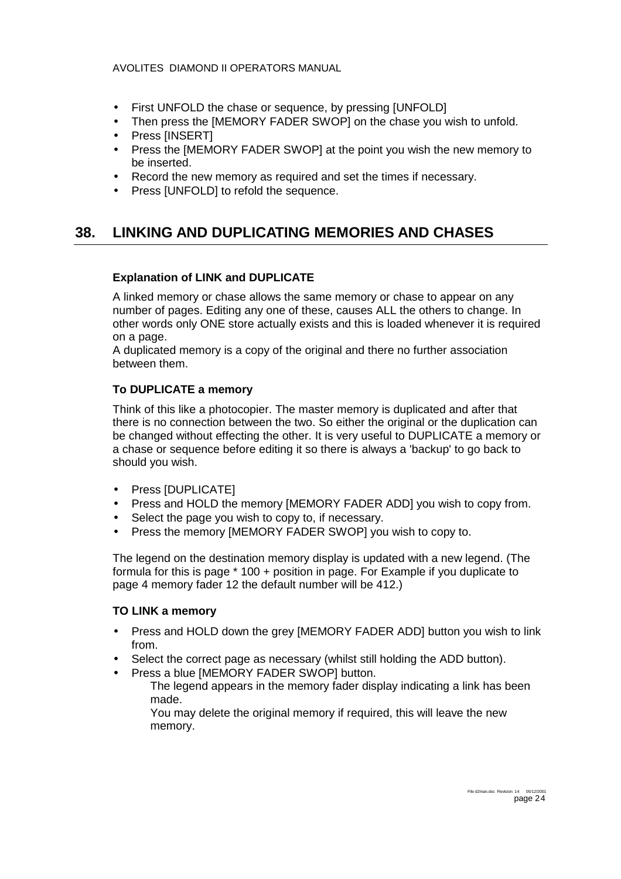- First UNFOLD the chase or sequence, by pressing [UNFOLD]
- Then press the [MEMORY FADER SWOP] on the chase you wish to unfold.
- Press [INSERT]
- Press the [MEMORY FADER SWOP] at the point you wish the new memory to be inserted.
- Record the new memory as required and set the times if necessary.
- Press [UNFOLD] to refold the sequence.

## 38. LINKING AND DUPLICATING MEMORIES AND CHASES

### Explanation of LINK and DUPLICATE

A linked memory or chase allows the same memory or chase to appear on any number of pages. Editing any one of these, causes ALL the others to change. In other words only ONE store actually exists and this is loaded whenever it is required on a page.
A duplicated memory is a copy of the original and there no further association between them.

### To DUPLICATE a memory

Think of this like a photocopier. The master memory is duplicated and after that there is no connection between the two. So either the original or the duplication can be changed without effecting the other. It is very useful to DUPLICATE a memory or a chase or sequence before editing it so there is always a 'backup' to go back to should you wish.

- Press [DUPLICATE]
- Press and HOLD the memory [MEMORY FADER ADD] you wish to copy from.
- Select the page you wish to copy to, if necessary.
- Press the memory [MEMORY FADER SWOP] you wish to copy to.

The legend on the destination memory display is updated with a new legend. (The formula for this is page * 100 + position in page. For Example if you duplicate to page 4 memory fader 12 the default number will be 412.)

### TO LINK a memory

- Press and HOLD down the grey [MEMORY FADER ADD] button you wish to link from.
- Select the correct page as necessary (whilst still holding the ADD button).
- Press a blue [MEMORY FADER SWOP] button.
  The legend appears in the memory fader display indicating a link has been made.
  You may delete the original memory if required, this will leave the new memory.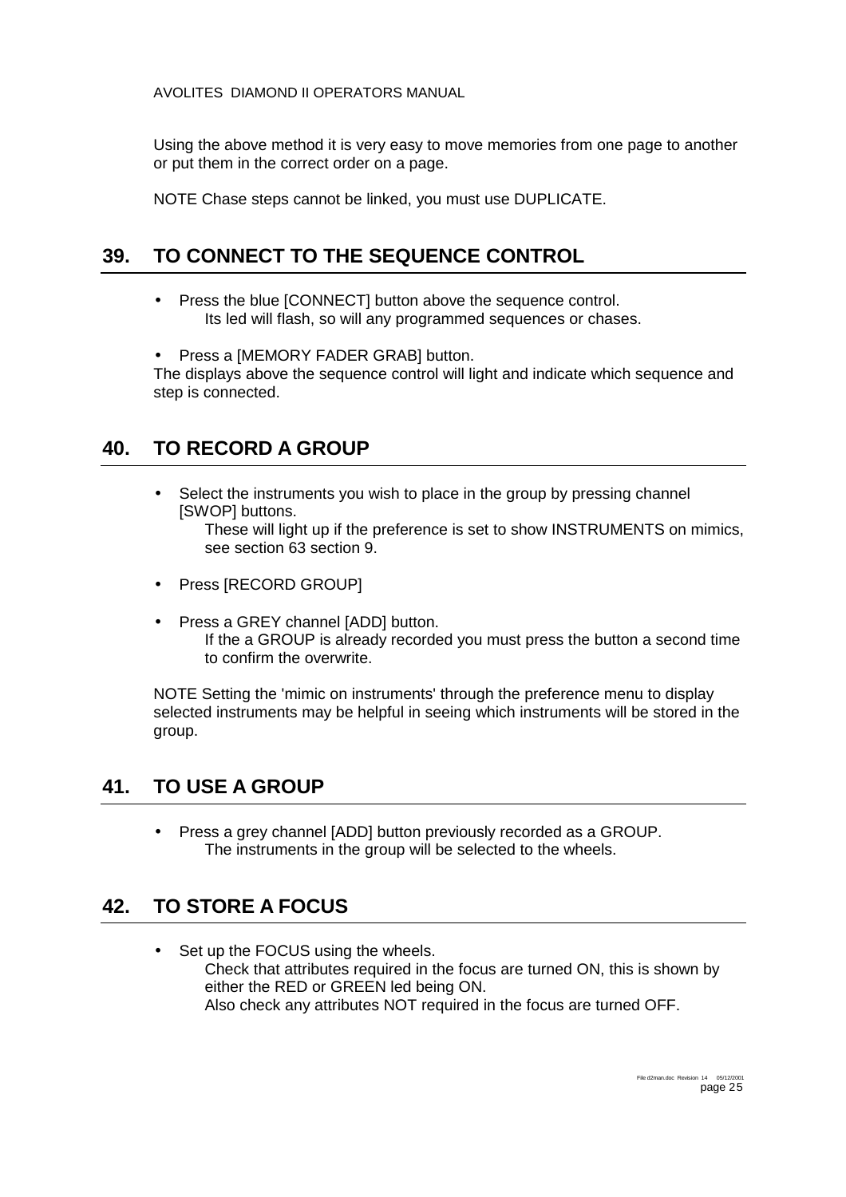Using the above method it is very easy to move memories from one page to another or put them in the correct order on a page.

NOTE Chase steps cannot be linked, you must use DUPLICATE.

## 39. TO CONNECT TO THE SEQUENCE CONTROL

- Press the blue [CONNECT] button above the sequence control.
  Its led will flash, so will any programmed sequences or chases.

- Press a [MEMORY FADER GRAB] button.

The displays above the sequence control will light and indicate which sequence and step is connected.

## 40. TO RECORD A GROUP

- Select the instruments you wish to place in the group by pressing channel [SWOP] buttons.
  These will light up if the preference is set to show INSTRUMENTS on mimics, see section 63 section 9.

- Press [RECORD GROUP]

- Press a GREY channel [ADD] button.
  If the a GROUP is already recorded you must press the button a second time to confirm the overwrite.

NOTE Setting the 'mimic on instruments' through the preference menu to display selected instruments may be helpful in seeing which instruments will be stored in the group.

## 41. TO USE A GROUP

- Press a grey channel [ADD] button previously recorded as a GROUP.
  The instruments in the group will be selected to the wheels.

## 42. TO STORE A FOCUS

- Set up the FOCUS using the wheels.
  Check that attributes required in the focus are turned ON, this is shown by either the RED or GREEN led being ON.
  Also check any attributes NOT required in the focus are turned OFF.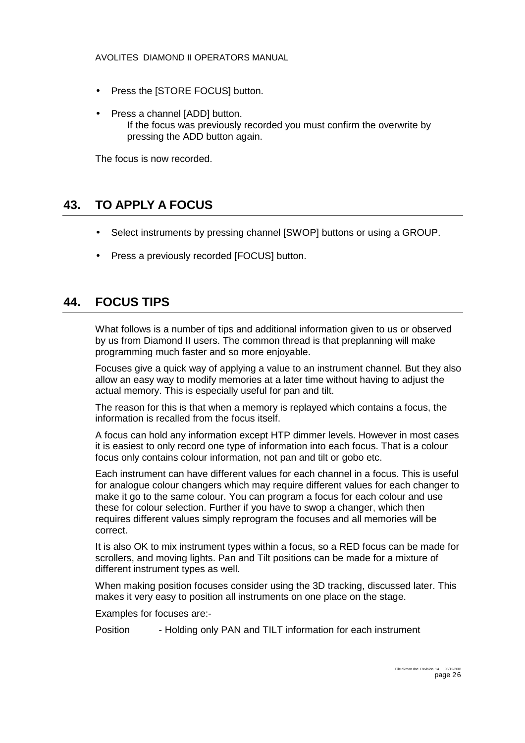- Press the [STORE FOCUS] button.
- Press a channel [ADD] button.
  If the focus was previously recorded you must confirm the overwrite by pressing the ADD button again.

The focus is now recorded.

## 43. TO APPLY A FOCUS

- Select instruments by pressing channel [SWOP] buttons or using a GROUP.
- Press a previously recorded [FOCUS] button.

## 44. FOCUS TIPS

What follows is a number of tips and additional information given to us or observed by us from Diamond II users. The common thread is that preplanning will make programming much faster and so more enjoyable.

Focuses give a quick way of applying a value to an instrument channel. But they also allow an easy way to modify memories at a later time without having to adjust the actual memory. This is especially useful for pan and tilt.

The reason for this is that when a memory is replayed which contains a focus, the information is recalled from the focus itself.

A focus can hold any information except HTP dimmer levels. However in most cases it is easiest to only record one type of information into each focus. That is a colour focus only contains colour information, not pan and tilt or gobo etc.

Each instrument can have different values for each channel in a focus. This is useful for analogue colour changers which may require different values for each changer to make it go to the same colour. You can program a focus for each colour and use these for colour selection. Further if you have to swop a changer, which then requires different values simply reprogram the focuses and all memories will be correct.

It is also OK to mix instrument types within a focus, so a RED focus can be made for scrollers, and moving lights. Pan and Tilt positions can be made for a mixture of different instrument types as well.

When making position focuses consider using the 3D tracking, discussed later. This makes it very easy to position all instruments on one place on the stage.

Examples for focuses are:-

Position - Holding only PAN and TILT information for each instrument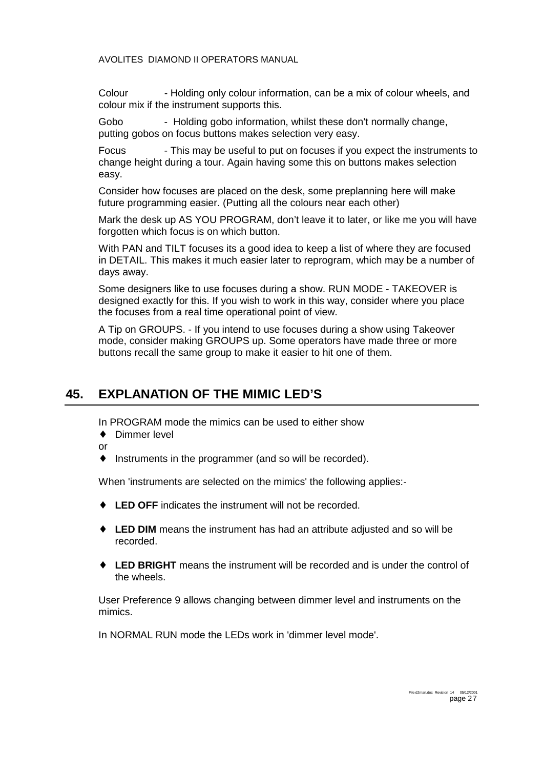Colour - Holding only colour information, can be a mix of colour wheels, and colour mix if the instrument supports this.

Gobo - Holding gobo information, whilst these don't normally change, putting gobos on focus buttons makes selection very easy.

Focus - This may be useful to put on focuses if you expect the instruments to change height during a tour. Again having some this on buttons makes selection easy.

Consider how focuses are placed on the desk, some preplanning here will make future programming easier. (Putting all the colours near each other)

Mark the desk up AS YOU PROGRAM, don't leave it to later, or like me you will have forgotten which focus is on which button.

With PAN and TILT focuses its a good idea to keep a list of where they are focused in DETAIL. This makes it much easier later to reprogram, which may be a number of days away.

Some designers like to use focuses during a show. RUN MODE - TAKEOVER is designed exactly for this. If you wish to work in this way, consider where you place the focuses from a real time operational point of view.

A Tip on GROUPS. - If you intend to use focuses during a show using Takeover mode, consider making GROUPS up. Some operators have made three or more buttons recall the same group to make it easier to hit one of them.

## 45. EXPLANATION OF THE MIMIC LED'S

In PROGRAM mode the mimics can be used to either show

- Dimmer level

or

- Instruments in the programmer (and so will be recorded).

When 'instruments are selected on the mimics' the following applies:-

- **LED OFF** indicates the instrument will not be recorded.
- **LED DIM** means the instrument has had an attribute adjusted and so will be recorded.
- **LED BRIGHT** means the instrument will be recorded and is under the control of the wheels.

User Preference 9 allows changing between dimmer level and instruments on the mimics.

In NORMAL RUN mode the LEDs work in 'dimmer level mode'.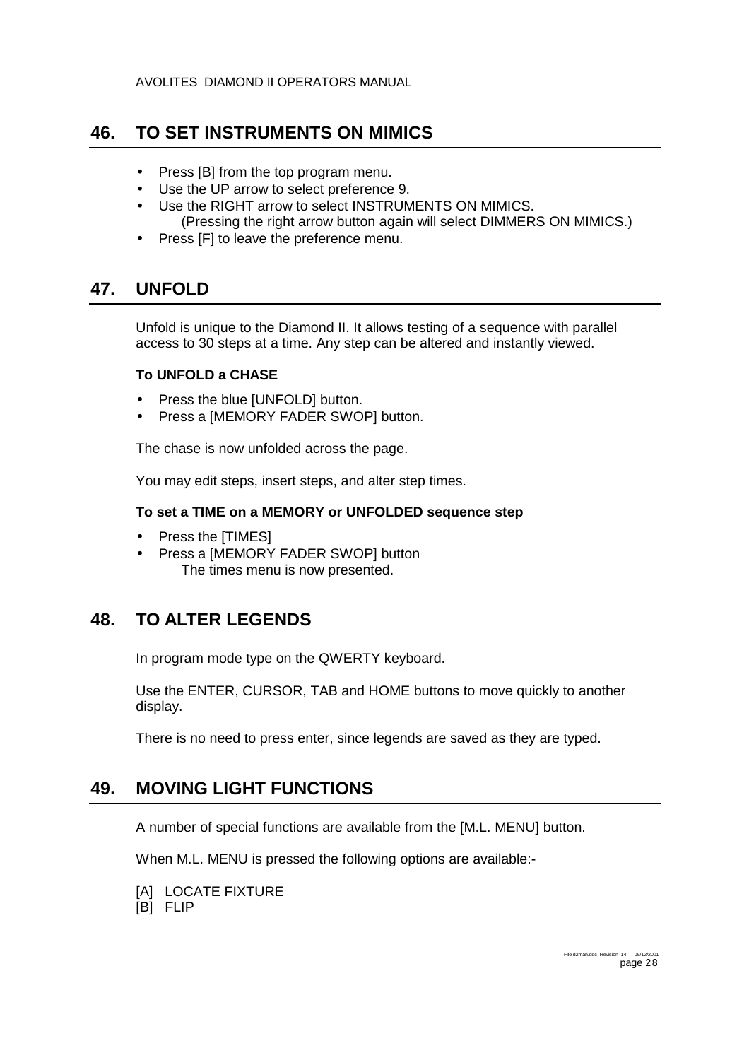## 46. TO SET INSTRUMENTS ON MIMICS

- Press [B] from the top program menu.
- Use the UP arrow to select preference 9.
- Use the RIGHT arrow to select INSTRUMENTS ON MIMICS.
  (Pressing the right arrow button again will select DIMMERS ON MIMICS.)
- Press [F] to leave the preference menu.

## 47. UNFOLD

Unfold is unique to the Diamond II. It allows testing of a sequence with parallel access to 30 steps at a time. Any step can be altered and instantly viewed.

**To UNFOLD a CHASE**

- Press the blue [UNFOLD] button.
- Press a [MEMORY FADER SWOP] button.

The chase is now unfolded across the page.

You may edit steps, insert steps, and alter step times.

**To set a TIME on a MEMORY or UNFOLDED sequence step**

- Press the [TIMES]
- Press a [MEMORY FADER SWOP] button
  The times menu is now presented.

## 48. TO ALTER LEGENDS

In program mode type on the QWERTY keyboard.

Use the ENTER, CURSOR, TAB and HOME buttons to move quickly to another display.

There is no need to press enter, since legends are saved as they are typed.

## 49. MOVING LIGHT FUNCTIONS

A number of special functions are available from the [M.L. MENU] button.

When M.L. MENU is pressed the following options are available:-

[A] LOCATE FIXTURE
[B] FLIP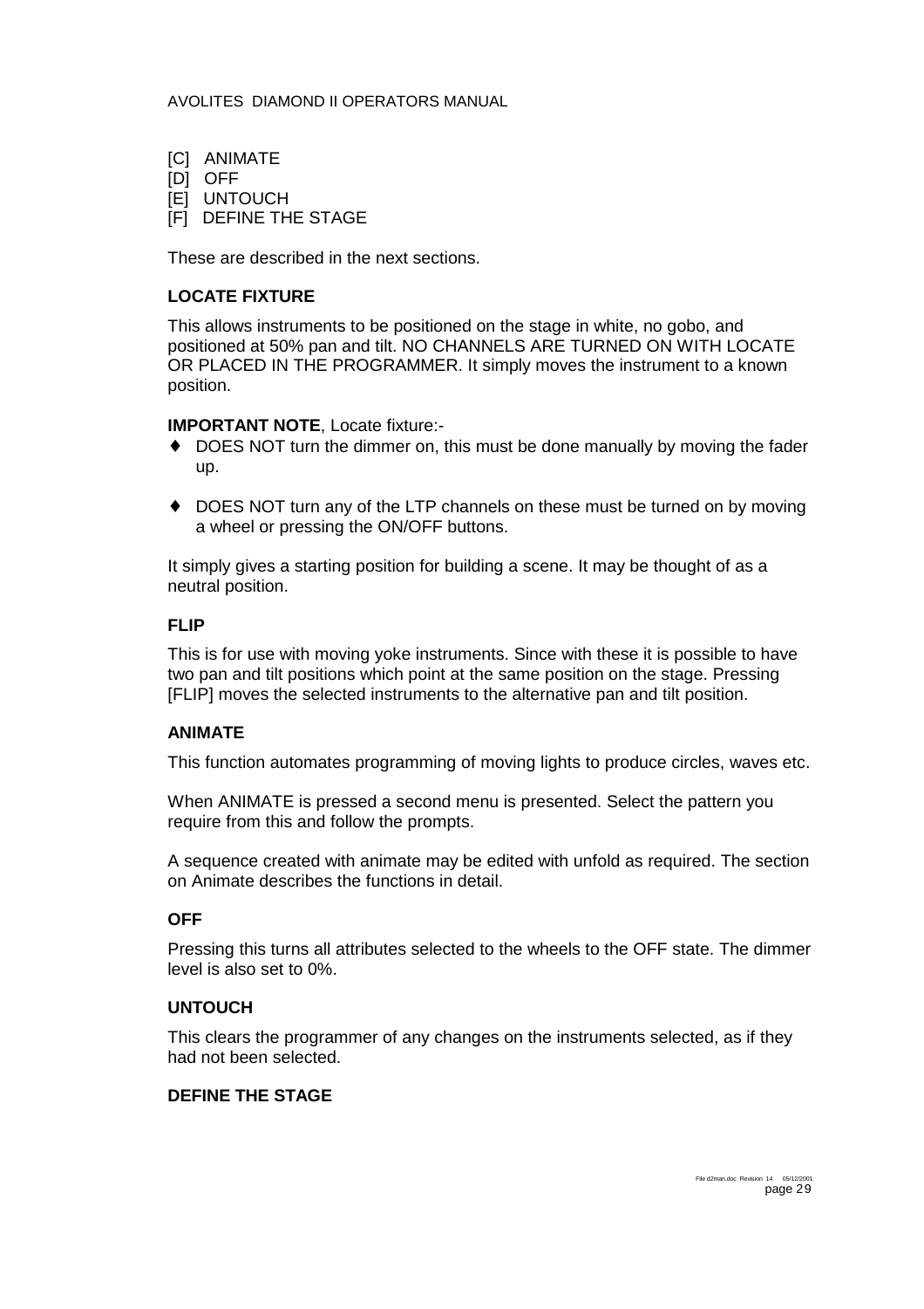[C] ANIMATE
[D] OFF
[E] UNTOUCH
[F] DEFINE THE STAGE

These are described in the next sections.

### LOCATE FIXTURE

This allows instruments to be positioned on the stage in white, no gobo, and positioned at 50% pan and tilt. NO CHANNELS ARE TURNED ON WITH LOCATE OR PLACED IN THE PROGRAMMER. It simply moves the instrument to a known position.

**IMPORTANT NOTE**, Locate fixture:-

- DOES NOT turn the dimmer on, this must be done manually by moving the fader up.
- DOES NOT turn any of the LTP channels on these must be turned on by moving a wheel or pressing the ON/OFF buttons.

It simply gives a starting position for building a scene. It may be thought of as a neutral position.

### FLIP

This is for use with moving yoke instruments. Since with these it is possible to have two pan and tilt positions which point at the same position on the stage. Pressing [FLIP] moves the selected instruments to the alternative pan and tilt position.

### ANIMATE

This function automates programming of moving lights to produce circles, waves etc.

When ANIMATE is pressed a second menu is presented. Select the pattern you require from this and follow the prompts.

A sequence created with animate may be edited with unfold as required. The section on Animate describes the functions in detail.

### OFF

Pressing this turns all attributes selected to the wheels to the OFF state. The dimmer level is also set to 0%.

### UNTOUCH

This clears the programmer of any changes on the instruments selected, as if they had not been selected.

### DEFINE THE STAGE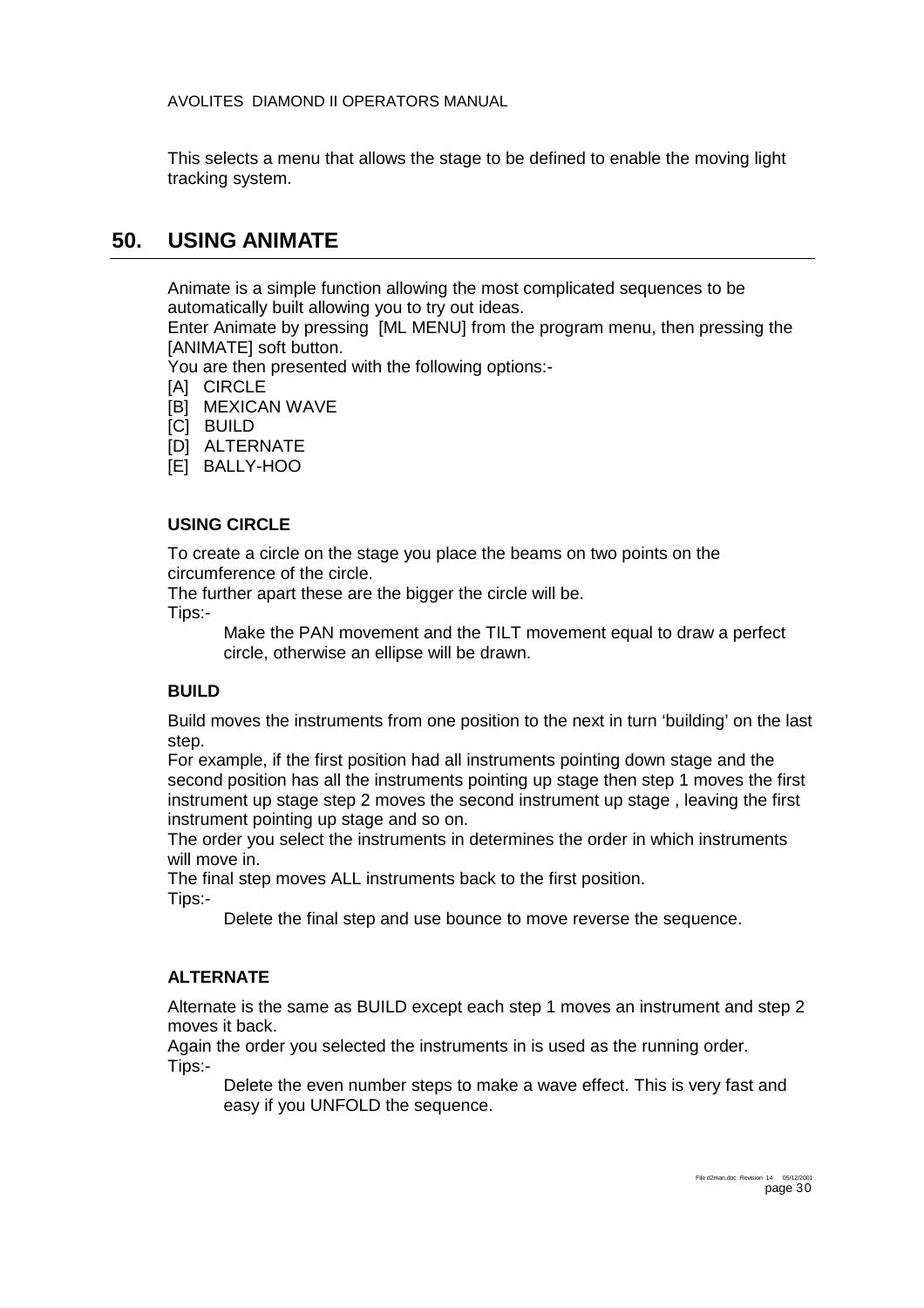This selects a menu that allows the stage to be defined to enable the moving light tracking system.

## 50. USING ANIMATE

Animate is a simple function allowing the most complicated sequences to be automatically built allowing you to try out ideas.
Enter Animate by pressing [ML MENU] from the program menu, then pressing the [ANIMATE] soft button.
You are then presented with the following options:-
[A] CIRCLE
[B] MEXICAN WAVE
[C] BUILD
[D] ALTERNATE
[E] BALLY-HOO

### USING CIRCLE

To create a circle on the stage you place the beams on two points on the circumference of the circle.
The further apart these are the bigger the circle will be.
Tips:-

Make the PAN movement and the TILT movement equal to draw a perfect circle, otherwise an ellipse will be drawn.

### BUILD

Build moves the instruments from one position to the next in turn 'building' on the last step.
For example, if the first position had all instruments pointing down stage and the second position has all the instruments pointing up stage then step 1 moves the first instrument up stage step 2 moves the second instrument up stage , leaving the first instrument pointing up stage and so on.
The order you select the instruments in determines the order in which instruments will move in.
The final step moves ALL instruments back to the first position.
Tips:-

Delete the final step and use bounce to move reverse the sequence.

### ALTERNATE

Alternate is the same as BUILD except each step 1 moves an instrument and step 2 moves it back.
Again the order you selected the instruments in is used as the running order.
Tips:-

Delete the even number steps to make a wave effect. This is very fast and easy if you UNFOLD the sequence.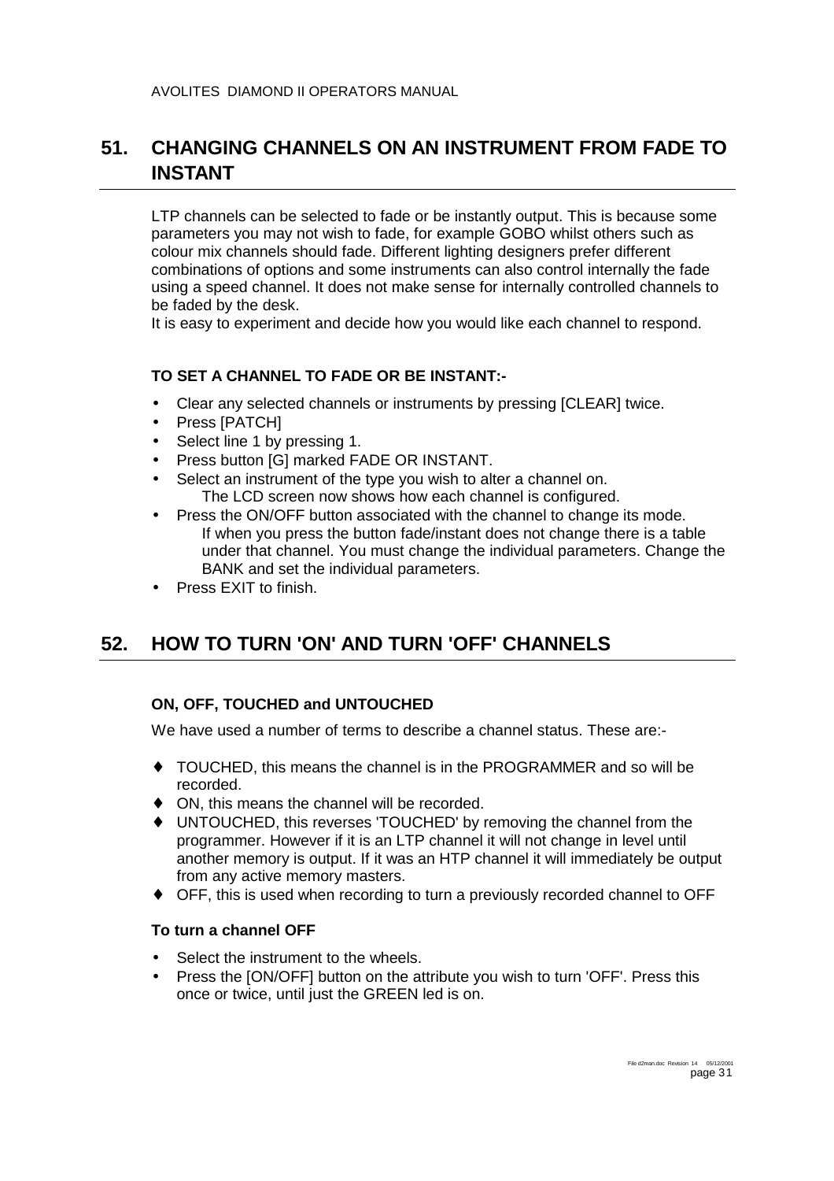## 51. CHANGING CHANNELS ON AN INSTRUMENT FROM FADE TO INSTANT

LTP channels can be selected to fade or be instantly output. This is because some parameters you may not wish to fade, for example GOBO whilst others such as colour mix channels should fade. Different lighting designers prefer different combinations of options and some instruments can also control internally the fade using a speed channel. It does not make sense for internally controlled channels to be faded by the desk.
It is easy to experiment and decide how you would like each channel to respond.

**TO SET A CHANNEL TO FADE OR BE INSTANT:-**

- Clear any selected channels or instruments by pressing [CLEAR] twice.
- Press [PATCH]
- Select line 1 by pressing 1.
- Press button [G] marked FADE OR INSTANT.
- Select an instrument of the type you wish to alter a channel on.
  The LCD screen now shows how each channel is configured.
- Press the ON/OFF button associated with the channel to change its mode.
  If when you press the button fade/instant does not change there is a table under that channel. You must change the individual parameters. Change the BANK and set the individual parameters.
- Press EXIT to finish.

## 52. HOW TO TURN 'ON' AND TURN 'OFF' CHANNELS

**ON, OFF, TOUCHED and UNTOUCHED**

We have used a number of terms to describe a channel status. These are:-

- TOUCHED, this means the channel is in the PROGRAMMER and so will be recorded.
- ON, this means the channel will be recorded.
- UNTOUCHED, this reverses 'TOUCHED' by removing the channel from the programmer. However if it is an LTP channel it will not change in level until another memory is output. If it was an HTP channel it will immediately be output from any active memory masters.
- OFF, this is used when recording to turn a previously recorded channel to OFF

**To turn a channel OFF**

- Select the instrument to the wheels.
- Press the [ON/OFF] button on the attribute you wish to turn 'OFF'. Press this once or twice, until just the GREEN led is on.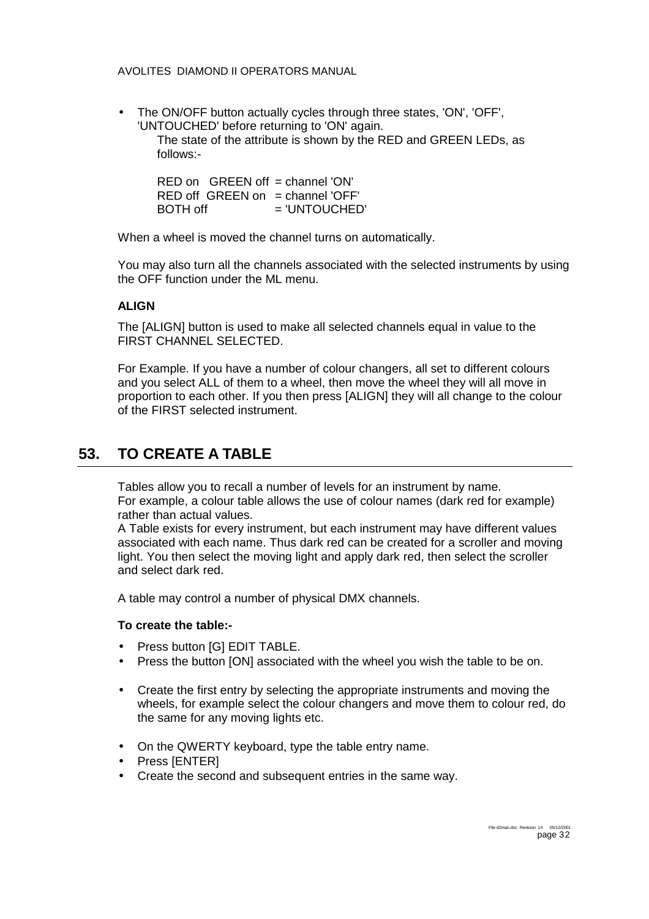- The ON/OFF button actually cycles through three states, 'ON', 'OFF', 'UNTOUCHED' before returning to 'ON' again.

  The state of the attribute is shown by the RED and GREEN LEDs, as follows:-

  RED on GREEN off = channel 'ON'
  RED off GREEN on = channel 'OFF'
  BOTH off = 'UNTOUCHED'

When a wheel is moved the channel turns on automatically.

You may also turn all the channels associated with the selected instruments by using the OFF function under the ML menu.

**ALIGN**

The [ALIGN] button is used to make all selected channels equal in value to the FIRST CHANNEL SELECTED.

For Example. If you have a number of colour changers, all set to different colours and you select ALL of them to a wheel, then move the wheel they will all move in proportion to each other. If you then press [ALIGN] they will all change to the colour of the FIRST selected instrument.

# 53. TO CREATE A TABLE

Tables allow you to recall a number of levels for an instrument by name.
For example, a colour table allows the use of colour names (dark red for example) rather than actual values.
A Table exists for every instrument, but each instrument may have different values associated with each name. Thus dark red can be created for a scroller and moving light. You then select the moving light and apply dark red, then select the scroller and select dark red.

A table may control a number of physical DMX channels.

**To create the table:-**

- Press button [G] EDIT TABLE.
- Press the button [ON] associated with the wheel you wish the table to be on.
- Create the first entry by selecting the appropriate instruments and moving the wheels, for example select the colour changers and move them to colour red, do the same for any moving lights etc.
- On the QWERTY keyboard, type the table entry name.
- Press [ENTER]
- Create the second and subsequent entries in the same way.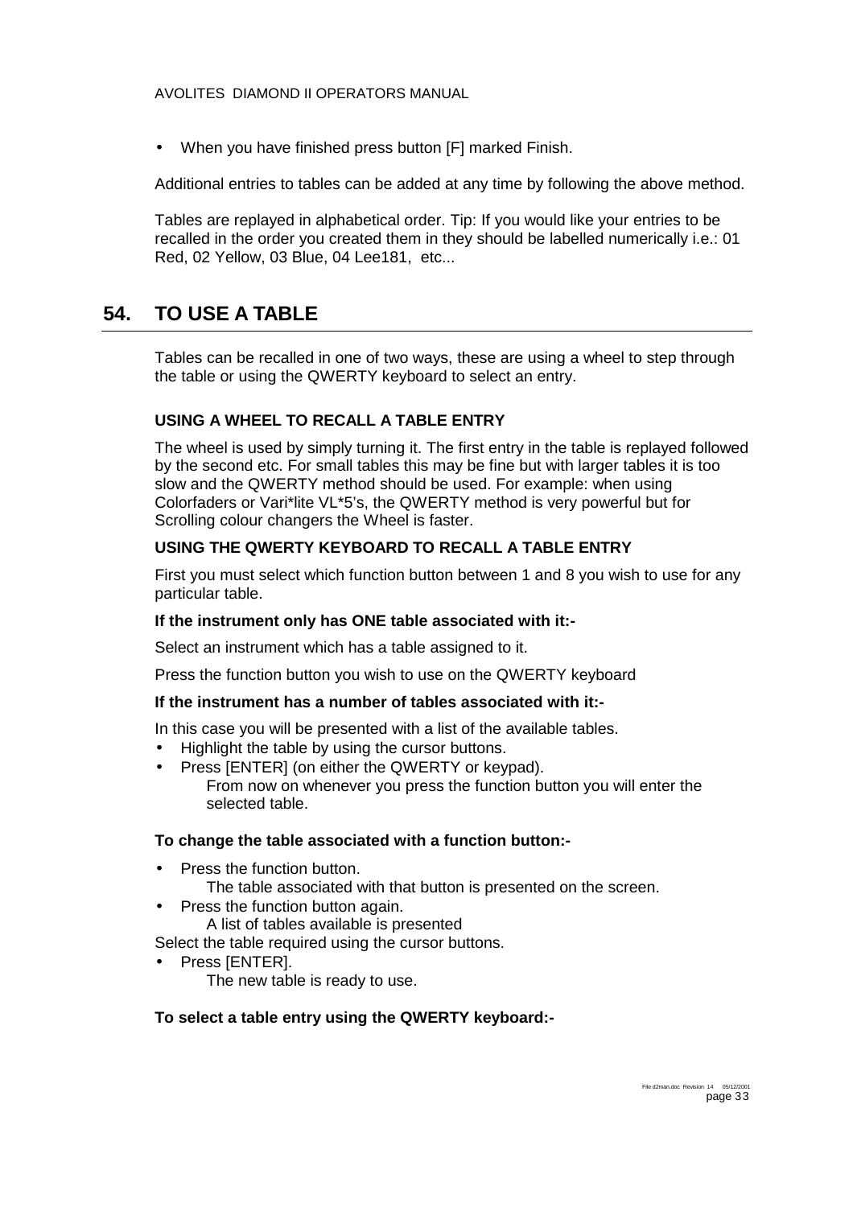- When you have finished press button [F] marked Finish.

Additional entries to tables can be added at any time by following the above method.

Tables are replayed in alphabetical order. Tip: If you would like your entries to be recalled in the order you created them in they should be labelled numerically i.e.: 01 Red, 02 Yellow, 03 Blue, 04 Lee181, etc...

# 54. TO USE A TABLE

Tables can be recalled in one of two ways, these are using a wheel to step through the table or using the QWERTY keyboard to select an entry.

**USING A WHEEL TO RECALL A TABLE ENTRY**

The wheel is used by simply turning it. The first entry in the table is replayed followed by the second etc. For small tables this may be fine but with larger tables it is too slow and the QWERTY method should be used. For example: when using Colorfaders or Vari*lite VL*5's, the QWERTY method is very powerful but for Scrolling colour changers the Wheel is faster.

**USING THE QWERTY KEYBOARD TO RECALL A TABLE ENTRY**

First you must select which function button between 1 and 8 you wish to use for any particular table.

**If the instrument only has ONE table associated with it:-**

Select an instrument which has a table assigned to it.

Press the function button you wish to use on the QWERTY keyboard

**If the instrument has a number of tables associated with it:-**

In this case you will be presented with a list of the available tables.

- Highlight the table by using the cursor buttons.
- Press [ENTER] (on either the QWERTY or keypad).
  From now on whenever you press the function button you will enter the selected table.

**To change the table associated with a function button:-**

- Press the function button.
  The table associated with that button is presented on the screen.
- Press the function button again.
  A list of tables available is presented

Select the table required using the cursor buttons.

- Press [ENTER].
  The new table is ready to use.

**To select a table entry using the QWERTY keyboard:-**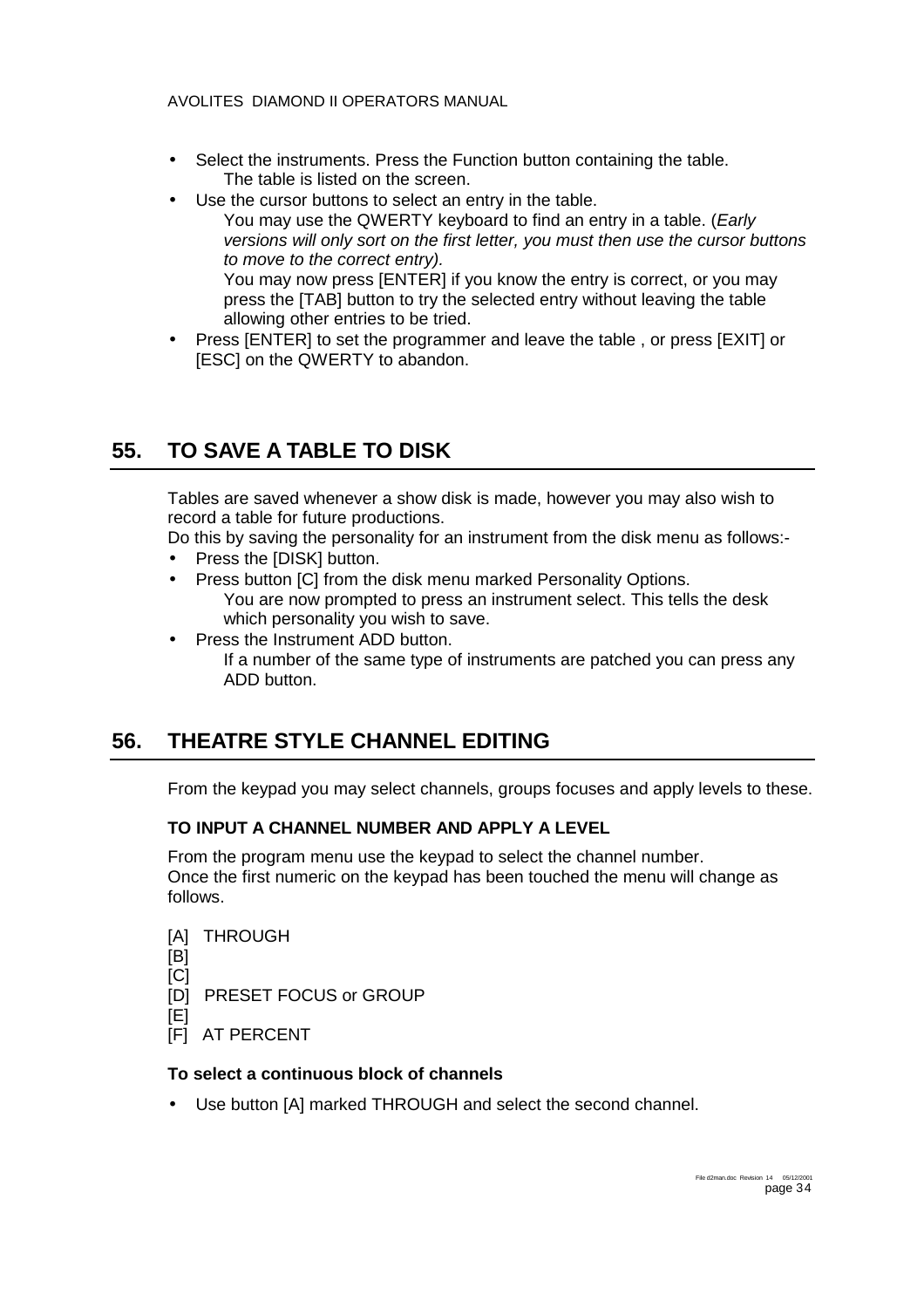- Select the instruments. Press the Function button containing the table.
  The table is listed on the screen.
- Use the cursor buttons to select an entry in the table.
  You may use the QWERTY keyboard to find an entry in a table. (*Early versions will only sort on the first letter, you must then use the cursor buttons to move to the correct entry).*
  You may now press [ENTER] if you know the entry is correct, or you may press the [TAB] button to try the selected entry without leaving the table allowing other entries to be tried.
- Press [ENTER] to set the programmer and leave the table , or press [EXIT] or [ESC] on the QWERTY to abandon.

## 55. TO SAVE A TABLE TO DISK

Tables are saved whenever a show disk is made, however you may also wish to record a table for future productions.
Do this by saving the personality for an instrument from the disk menu as follows:-

- Press the [DISK] button.
- Press button [C] from the disk menu marked Personality Options.
  You are now prompted to press an instrument select. This tells the desk which personality you wish to save.
- Press the Instrument ADD button.
  If a number of the same type of instruments are patched you can press any ADD button.

## 56. THEATRE STYLE CHANNEL EDITING

From the keypad you may select channels, groups focuses and apply levels to these.

### TO INPUT A CHANNEL NUMBER AND APPLY A LEVEL

From the program menu use the keypad to select the channel number.
Once the first numeric on the keypad has been touched the menu will change as follows.

[A] THROUGH
[B]
[C]
[D] PRESET FOCUS or GROUP
[E]
[F] AT PERCENT

**To select a continuous block of channels**

- Use button [A] marked THROUGH and select the second channel.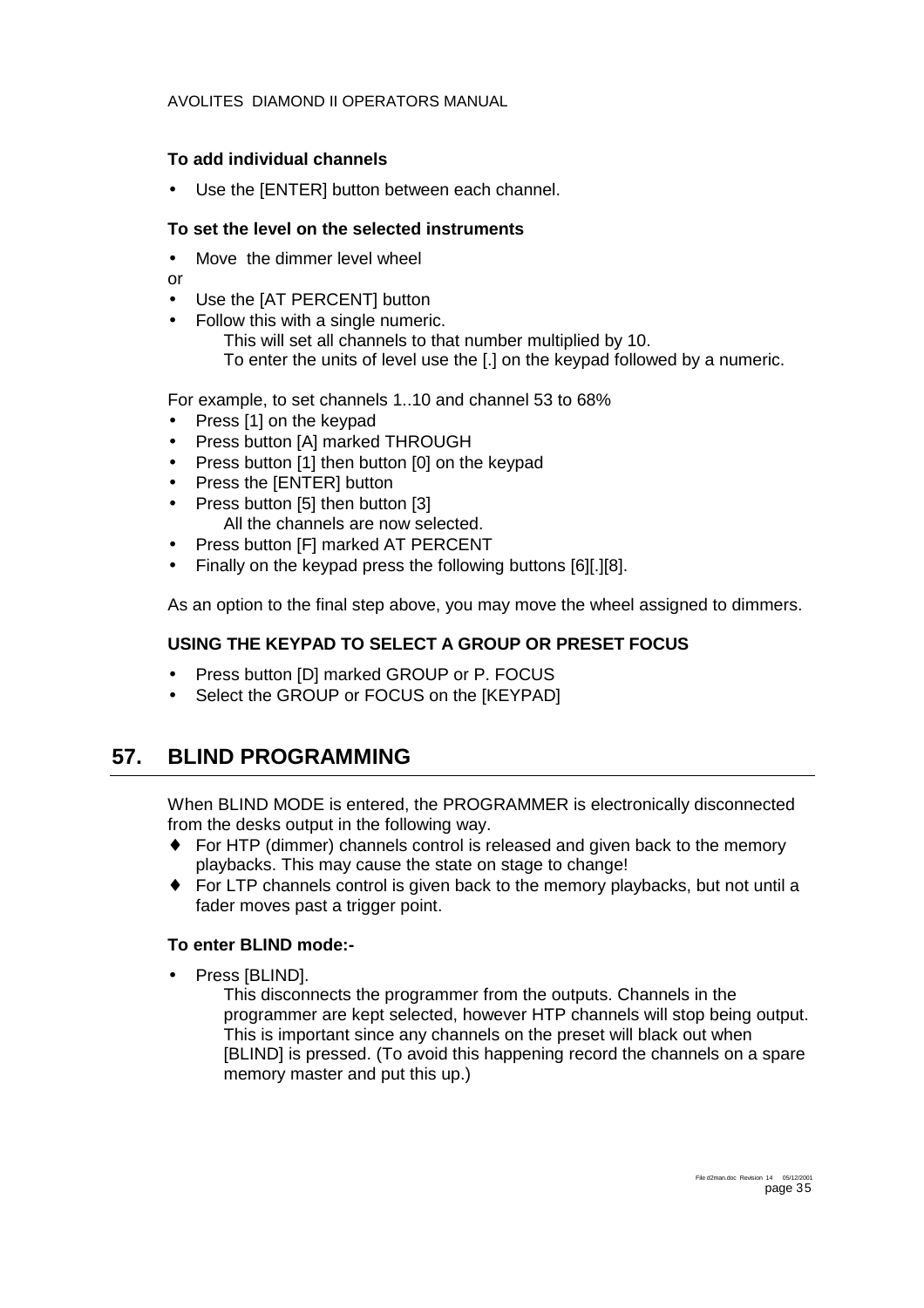**To add individual channels**

- Use the [ENTER] button between each channel.

**To set the level on the selected instruments**

- Move the dimmer level wheel

or

- Use the [AT PERCENT] button
- Follow this with a single numeric.
  This will set all channels to that number multiplied by 10.
  To enter the units of level use the [.] on the keypad followed by a numeric.

For example, to set channels 1..10 and channel 53 to 68%

- Press [1] on the keypad
- Press button [A] marked THROUGH
- Press button [1] then button [0] on the keypad
- Press the [ENTER] button
- Press button [5] then button [3]
  All the channels are now selected.
- Press button [F] marked AT PERCENT
- Finally on the keypad press the following buttons [6][.][8].

As an option to the final step above, you may move the wheel assigned to dimmers.

**USING THE KEYPAD TO SELECT A GROUP OR PRESET FOCUS**

- Press button [D] marked GROUP or P. FOCUS
- Select the GROUP or FOCUS on the [KEYPAD]

## 57. BLIND PROGRAMMING

When BLIND MODE is entered, the PROGRAMMER is electronically disconnected from the desks output in the following way.

- For HTP (dimmer) channels control is released and given back to the memory playbacks. This may cause the state on stage to change!
- For LTP channels control is given back to the memory playbacks, but not until a fader moves past a trigger point.

**To enter BLIND mode:-**

- Press [BLIND].
  This disconnects the programmer from the outputs. Channels in the programmer are kept selected, however HTP channels will stop being output. This is important since any channels on the preset will black out when [BLIND] is pressed. (To avoid this happening record the channels on a spare memory master and put this up.)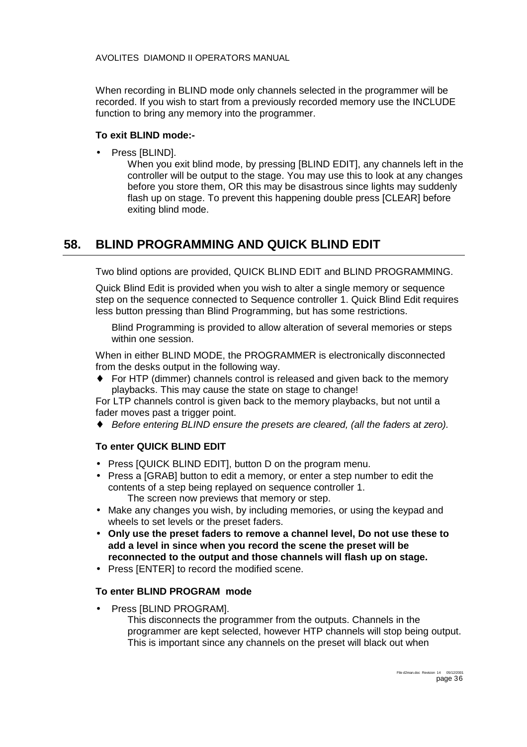When recording in BLIND mode only channels selected in the programmer will be recorded. If you wish to start from a previously recorded memory use the INCLUDE function to bring any memory into the programmer.

**To exit BLIND mode:-**

- Press [BLIND].

  When you exit blind mode, by pressing [BLIND EDIT], any channels left in the controller will be output to the stage. You may use this to look at any changes before you store them, OR this may be disastrous since lights may suddenly flash up on stage. To prevent this happening double press [CLEAR] before exiting blind mode.

## 58. BLIND PROGRAMMING AND QUICK BLIND EDIT

Two blind options are provided, QUICK BLIND EDIT and BLIND PROGRAMMING.

Quick Blind Edit is provided when you wish to alter a single memory or sequence step on the sequence connected to Sequence controller 1. Quick Blind Edit requires less button pressing than Blind Programming, but has some restrictions.

Blind Programming is provided to allow alteration of several memories or steps within one session.

When in either BLIND MODE, the PROGRAMMER is electronically disconnected from the desks output in the following way.

- ♦ For HTP (dimmer) channels control is released and given back to the memory playbacks. This may cause the state on stage to change!

For LTP channels control is given back to the memory playbacks, but not until a fader moves past a trigger point.

- ♦ *Before entering BLIND ensure the presets are cleared, (all the faders at zero).*

**To enter QUICK BLIND EDIT**

- Press [QUICK BLIND EDIT], button D on the program menu.
- Press a [GRAB] button to edit a memory, or enter a step number to edit the contents of a step being replayed on sequence controller 1.

  The screen now previews that memory or step.
- Make any changes you wish, by including memories, or using the keypad and wheels to set levels or the preset faders.
- **Only use the preset faders to remove a channel level, Do not use these to add a level in since when you record the scene the preset will be reconnected to the output and those channels will flash up on stage.**
- Press [ENTER] to record the modified scene.

**To enter BLIND PROGRAM mode**

- Press [BLIND PROGRAM].

  This disconnects the programmer from the outputs. Channels in the programmer are kept selected, however HTP channels will stop being output. This is important since any channels on the preset will black out when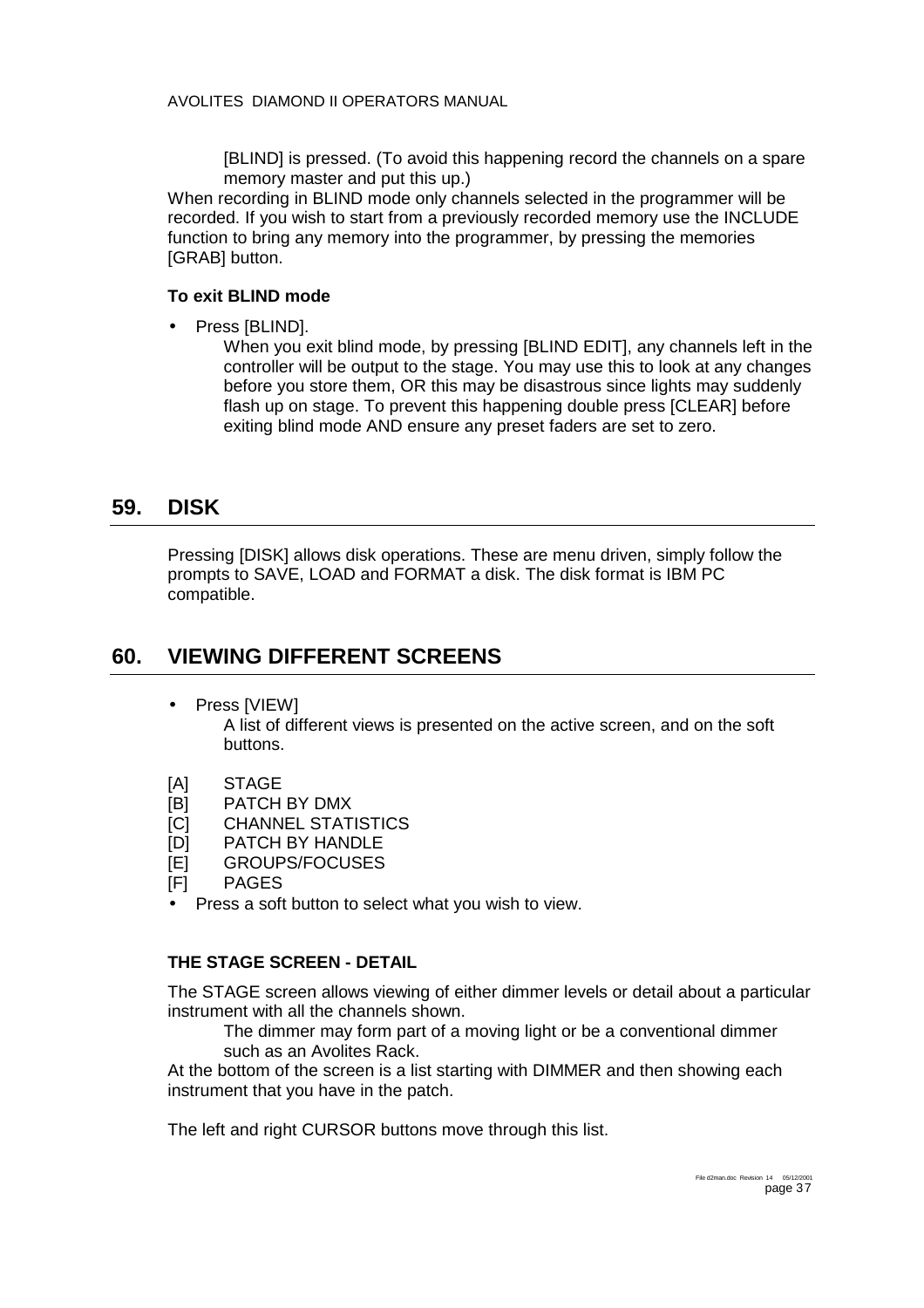[BLIND] is pressed. (To avoid this happening record the channels on a spare memory master and put this up.)

When recording in BLIND mode only channels selected in the programmer will be recorded. If you wish to start from a previously recorded memory use the INCLUDE function to bring any memory into the programmer, by pressing the memories [GRAB] button.

**To exit BLIND mode**

- Press [BLIND].

  When you exit blind mode, by pressing [BLIND EDIT], any channels left in the controller will be output to the stage. You may use this to look at any changes before you store them, OR this may be disastrous since lights may suddenly flash up on stage. To prevent this happening double press [CLEAR] before exiting blind mode AND ensure any preset faders are set to zero.

## 59. DISK

Pressing [DISK] allows disk operations. These are menu driven, simply follow the prompts to SAVE, LOAD and FORMAT a disk. The disk format is IBM PC compatible.

## 60. VIEWING DIFFERENT SCREENS

- Press [VIEW]

  A list of different views is presented on the active screen, and on the soft buttons.

[A] STAGE
[B] PATCH BY DMX
[C] CHANNEL STATISTICS
[D] PATCH BY HANDLE
[E] GROUPS/FOCUSES
[F] PAGES

- Press a soft button to select what you wish to view.

**THE STAGE SCREEN - DETAIL**

The STAGE screen allows viewing of either dimmer levels or detail about a particular instrument with all the channels shown.

The dimmer may form part of a moving light or be a conventional dimmer such as an Avolites Rack.

At the bottom of the screen is a list starting with DIMMER and then showing each instrument that you have in the patch.

The left and right CURSOR buttons move through this list.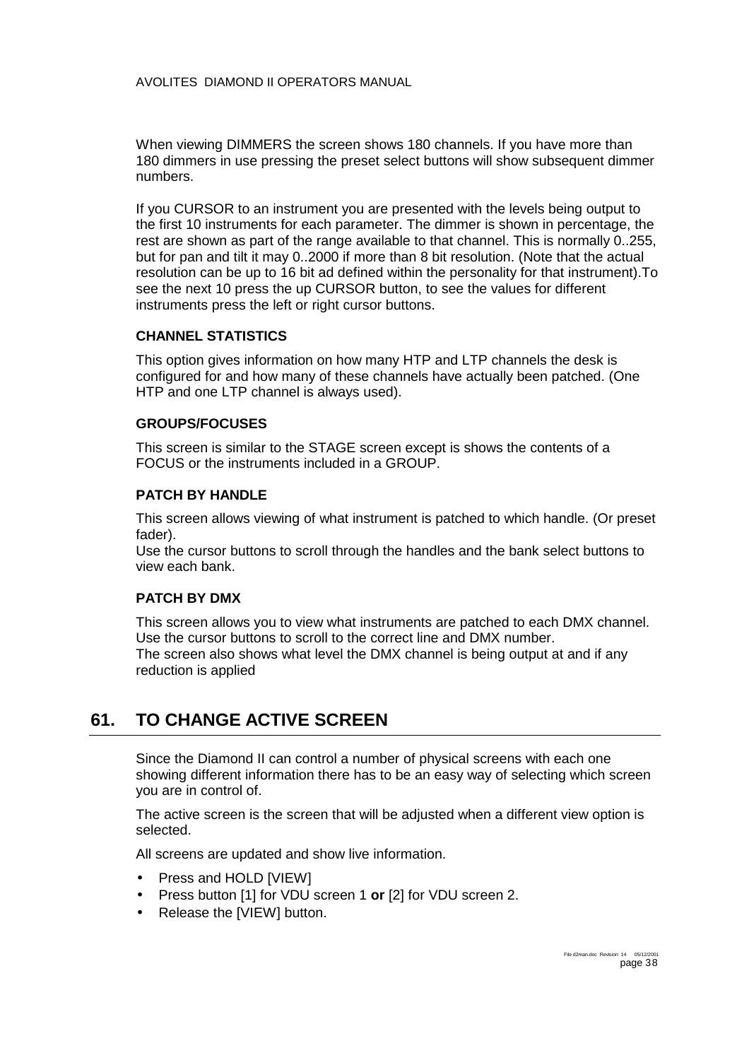When viewing DIMMERS the screen shows 180 channels. If you have more than 180 dimmers in use pressing the preset select buttons will show subsequent dimmer numbers.

If you CURSOR to an instrument you are presented with the levels being output to the first 10 instruments for each parameter. The dimmer is shown in percentage, the rest are shown as part of the range available to that channel. This is normally 0..255, but for pan and tilt it may 0..2000 if more than 8 bit resolution. (Note that the actual resolution can be up to 16 bit ad defined within the personality for that instrument).To see the next 10 press the up CURSOR button, to see the values for different instruments press the left or right cursor buttons.

### CHANNEL STATISTICS

This option gives information on how many HTP and LTP channels the desk is configured for and how many of these channels have actually been patched. (One HTP and one LTP channel is always used).

### GROUPS/FOCUSES

This screen is similar to the STAGE screen except is shows the contents of a FOCUS or the instruments included in a GROUP.

### PATCH BY HANDLE

This screen allows viewing of what instrument is patched to which handle. (Or preset fader).
Use the cursor buttons to scroll through the handles and the bank select buttons to view each bank.

### PATCH BY DMX

This screen allows you to view what instruments are patched to each DMX channel. Use the cursor buttons to scroll to the correct line and DMX number.
The screen also shows what level the DMX channel is being output at and if any reduction is applied

## 61. TO CHANGE ACTIVE SCREEN

Since the Diamond II can control a number of physical screens with each one showing different information there has to be an easy way of selecting which screen you are in control of.

The active screen is the screen that will be adjusted when a different view option is selected.

All screens are updated and show live information.

- Press and HOLD [VIEW]
- Press button [1] for VDU screen 1 **or** [2] for VDU screen 2.
- Release the [VIEW] button.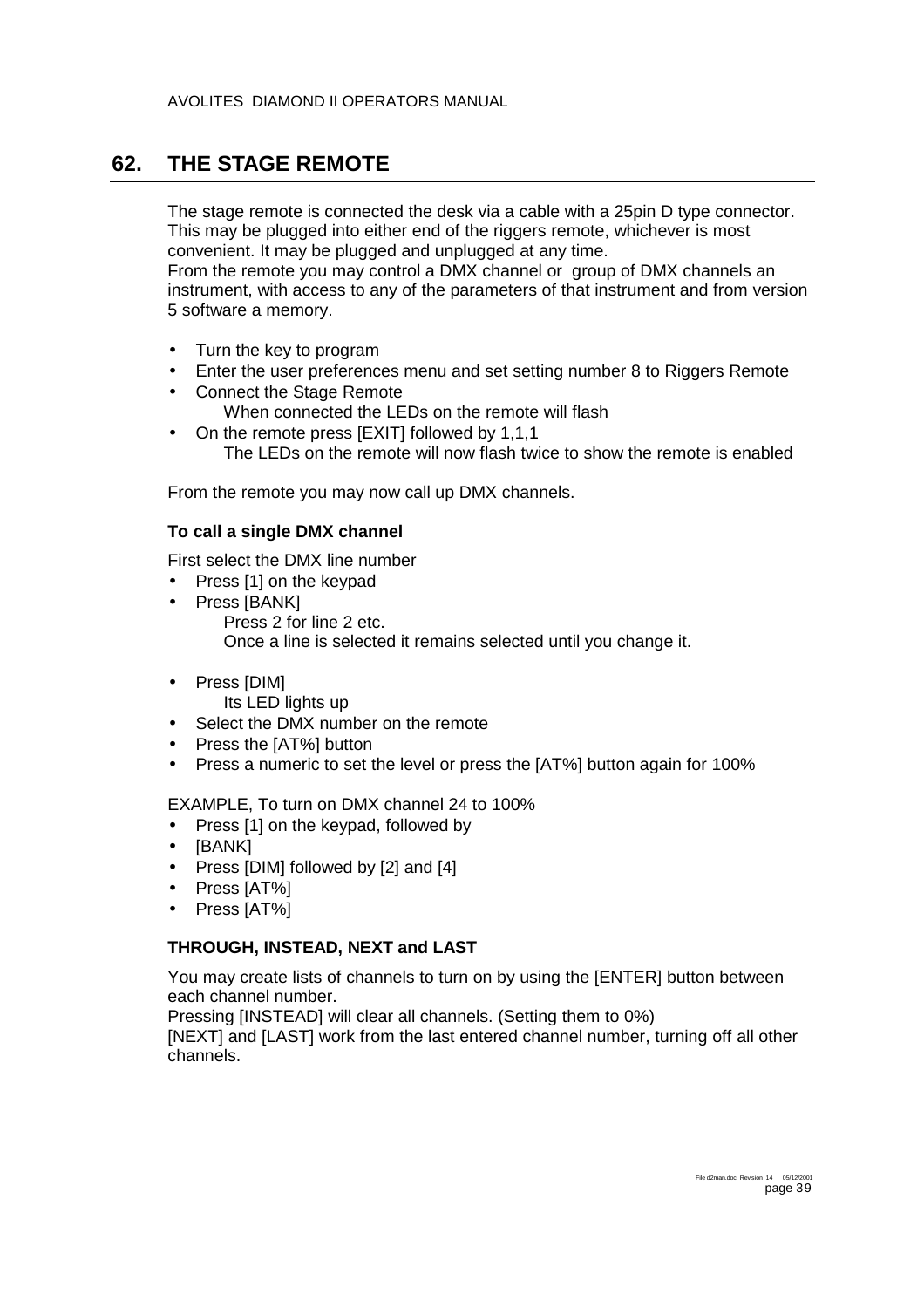# 62. THE STAGE REMOTE

The stage remote is connected the desk via a cable with a 25pin D type connector. This may be plugged into either end of the riggers remote, whichever is most convenient. It may be plugged and unplugged at any time.
From the remote you may control a DMX channel or group of DMX channels an instrument, with access to any of the parameters of that instrument and from version 5 software a memory.

- Turn the key to program
- Enter the user preferences menu and set setting number 8 to Riggers Remote
- Connect the Stage Remote
  When connected the LEDs on the remote will flash
- On the remote press [EXIT] followed by 1,1,1
  The LEDs on the remote will now flash twice to show the remote is enabled

From the remote you may now call up DMX channels.

### To call a single DMX channel

First select the DMX line number

- Press [1] on the keypad
- Press [BANK]
  Press 2 for line 2 etc.
  Once a line is selected it remains selected until you change it.

- Press [DIM]
  Its LED lights up
- Select the DMX number on the remote
- Press the [AT%] button
- Press a numeric to set the level or press the [AT%] button again for 100%

EXAMPLE, To turn on DMX channel 24 to 100%

- Press [1] on the keypad, followed by
- [BANK]
- Press [DIM] followed by [2] and [4]
- Press [AT%]
- Press [AT%]

### THROUGH, INSTEAD, NEXT and LAST

You may create lists of channels to turn on by using the [ENTER] button between each channel number.
Pressing [INSTEAD] will clear all channels. (Setting them to 0%)
[NEXT] and [LAST] work from the last entered channel number, turning off all other channels.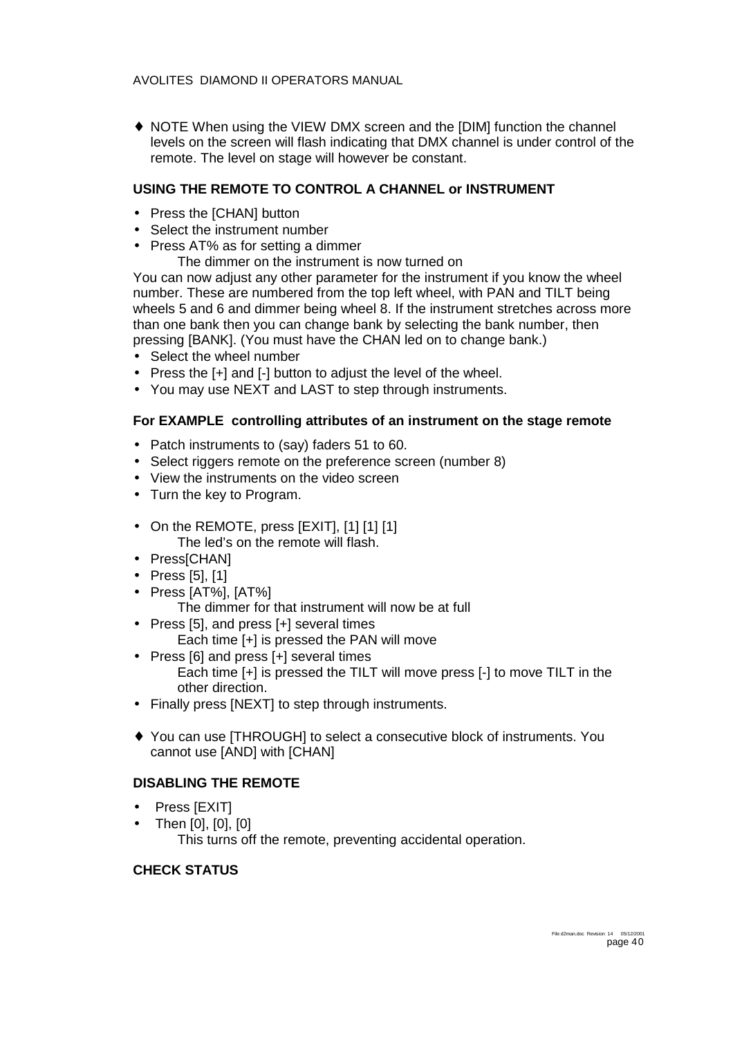- ♦ NOTE When using the VIEW DMX screen and the [DIM] function the channel levels on the screen will flash indicating that DMX channel is under control of the remote. The level on stage will however be constant.

**USING THE REMOTE TO CONTROL A CHANNEL or INSTRUMENT**

- Press the [CHAN] button
- Select the instrument number
- Press AT% as for setting a dimmer
  The dimmer on the instrument is now turned on

You can now adjust any other parameter for the instrument if you know the wheel number. These are numbered from the top left wheel, with PAN and TILT being wheels 5 and 6 and dimmer being wheel 8. If the instrument stretches across more than one bank then you can change bank by selecting the bank number, then pressing [BANK]. (You must have the CHAN led on to change bank.)

- Select the wheel number
- Press the [+] and [-] button to adjust the level of the wheel.
- You may use NEXT and LAST to step through instruments.

**For EXAMPLE controlling attributes of an instrument on the stage remote**

- Patch instruments to (say) faders 51 to 60.
- Select riggers remote on the preference screen (number 8)
- View the instruments on the video screen
- Turn the key to Program.

- On the REMOTE, press [EXIT], [1] [1] [1]
  The led's on the remote will flash.
- Press[CHAN]
- Press [5], [1]
- Press [AT%], [AT%]
  The dimmer for that instrument will now be at full
- Press [5], and press [+] several times
  Each time [+] is pressed the PAN will move
- Press [6] and press [+] several times
  Each time [+] is pressed the TILT will move press [-] to move TILT in the other direction.
- Finally press [NEXT] to step through instruments.

- ♦ You can use [THROUGH] to select a consecutive block of instruments. You cannot use [AND] with [CHAN]

**DISABLING THE REMOTE**

- Press [EXIT]
- Then [0], [0], [0]
  This turns off the remote, preventing accidental operation.

**CHECK STATUS**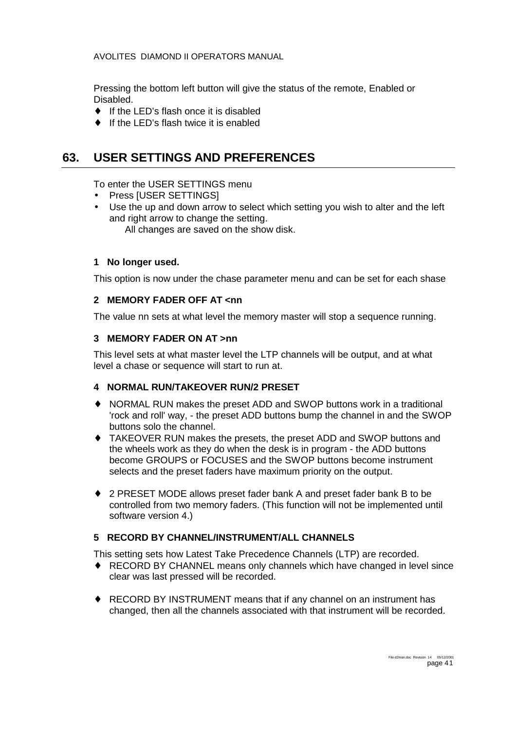Pressing the bottom left button will give the status of the remote, Enabled or Disabled.

- If the LED's flash once it is disabled
- If the LED's flash twice it is enabled

## 63. USER SETTINGS AND PREFERENCES

To enter the USER SETTINGS menu

- Press [USER SETTINGS]
- Use the up and down arrow to select which setting you wish to alter and the left and right arrow to change the setting.
  All changes are saved on the show disk.

#### 1 No longer used.

This option is now under the chase parameter menu and can be set for each shase

#### 2 MEMORY FADER OFF AT <nn

The value nn sets at what level the memory master will stop a sequence running.

#### 3 MEMORY FADER ON AT >nn

This level sets at what master level the LTP channels will be output, and at what level a chase or sequence will start to run at.

#### 4 NORMAL RUN/TAKEOVER RUN/2 PRESET

- NORMAL RUN makes the preset ADD and SWOP buttons work in a traditional 'rock and roll' way, - the preset ADD buttons bump the channel in and the SWOP buttons solo the channel.
- TAKEOVER RUN makes the presets, the preset ADD and SWOP buttons and the wheels work as they do when the desk is in program - the ADD buttons become GROUPS or FOCUSES and the SWOP buttons become instrument selects and the preset faders have maximum priority on the output.
- 2 PRESET MODE allows preset fader bank A and preset fader bank B to be controlled from two memory faders. (This function will not be implemented until software version 4.)

#### 5 RECORD BY CHANNEL/INSTRUMENT/ALL CHANNELS

This setting sets how Latest Take Precedence Channels (LTP) are recorded.

- RECORD BY CHANNEL means only channels which have changed in level since clear was last pressed will be recorded.
- RECORD BY INSTRUMENT means that if any channel on an instrument has changed, then all the channels associated with that instrument will be recorded.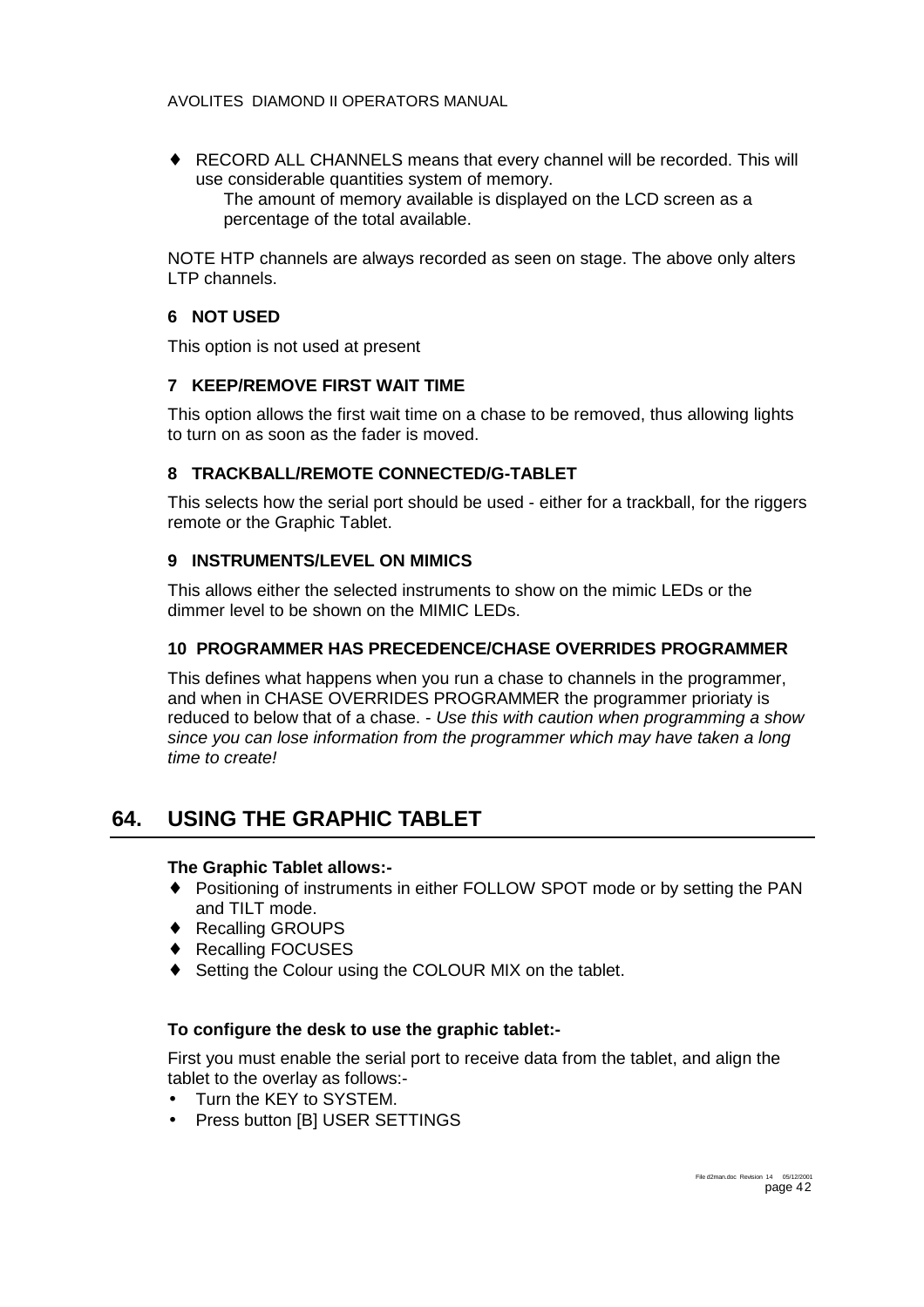- RECORD ALL CHANNELS means that every channel will be recorded. This will use considerable quantities system of memory.
  The amount of memory available is displayed on the LCD screen as a percentage of the total available.

NOTE HTP channels are always recorded as seen on stage. The above only alters LTP channels.

### 6 NOT USED

This option is not used at present

### 7 KEEP/REMOVE FIRST WAIT TIME

This option allows the first wait time on a chase to be removed, thus allowing lights to turn on as soon as the fader is moved.

### 8 TRACKBALL/REMOTE CONNECTED/G-TABLET

This selects how the serial port should be used - either for a trackball, for the riggers remote or the Graphic Tablet.

### 9 INSTRUMENTS/LEVEL ON MIMICS

This allows either the selected instruments to show on the mimic LEDs or the dimmer level to be shown on the MIMIC LEDs.

### 10 PROGRAMMER HAS PRECEDENCE/CHASE OVERRIDES PROGRAMMER

This defines what happens when you run a chase to channels in the programmer, and when in CHASE OVERRIDES PROGRAMMER the programmer prioriaty is reduced to below that of a chase. - *Use this with caution when programming a show since you can lose information from the programmer which may have taken a long time to create!*

## 64. USING THE GRAPHIC TABLET

**The Graphic Tablet allows:-**

- Positioning of instruments in either FOLLOW SPOT mode or by setting the PAN and TILT mode.
- Recalling GROUPS
- Recalling FOCUSES
- Setting the Colour using the COLOUR MIX on the tablet.

**To configure the desk to use the graphic tablet:-**

First you must enable the serial port to receive data from the tablet, and align the tablet to the overlay as follows:-

- Turn the KEY to SYSTEM.
- Press button [B] USER SETTINGS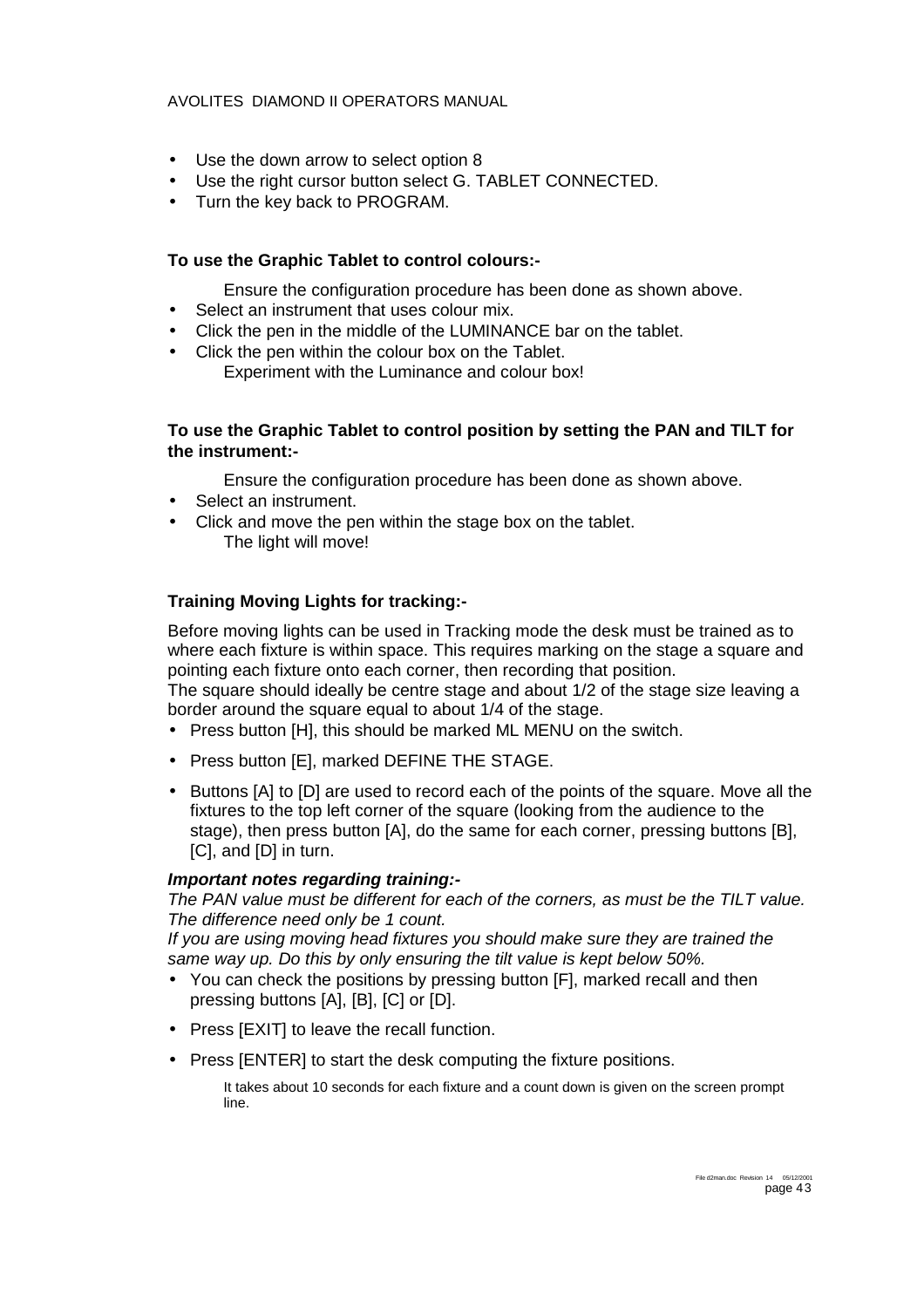- Use the down arrow to select option 8
- Use the right cursor button select G. TABLET CONNECTED.
- Turn the key back to PROGRAM.

**To use the Graphic Tablet to control colours:-**

Ensure the configuration procedure has been done as shown above.

- Select an instrument that uses colour mix.
- Click the pen in the middle of the LUMINANCE bar on the tablet.
- Click the pen within the colour box on the Tablet.
  Experiment with the Luminance and colour box!

**To use the Graphic Tablet to control position by setting the PAN and TILT for the instrument:-**

Ensure the configuration procedure has been done as shown above.

- Select an instrument.
- Click and move the pen within the stage box on the tablet.
  The light will move!

**Training Moving Lights for tracking:-**

Before moving lights can be used in Tracking mode the desk must be trained as to where each fixture is within space. This requires marking on the stage a square and pointing each fixture onto each corner, then recording that position.
The square should ideally be centre stage and about 1/2 of the stage size leaving a border around the square equal to about 1/4 of the stage.

- Press button [H], this should be marked ML MENU on the switch.
- Press button [E], marked DEFINE THE STAGE.
- Buttons [A] to [D] are used to record each of the points of the square. Move all the fixtures to the top left corner of the square (looking from the audience to the stage), then press button [A], do the same for each corner, pressing buttons [B], [C], and [D] in turn.

***Important notes regarding training:-***
*The PAN value must be different for each of the corners, as must be the TILT value. The difference need only be 1 count.*
*If you are using moving head fixtures you should make sure they are trained the same way up. Do this by only ensuring the tilt value is kept below 50%.*

- You can check the positions by pressing button [F], marked recall and then pressing buttons [A], [B], [C] or [D].
- Press [EXIT] to leave the recall function.
- Press [ENTER] to start the desk computing the fixture positions.

  It takes about 10 seconds for each fixture and a count down is given on the screen prompt line.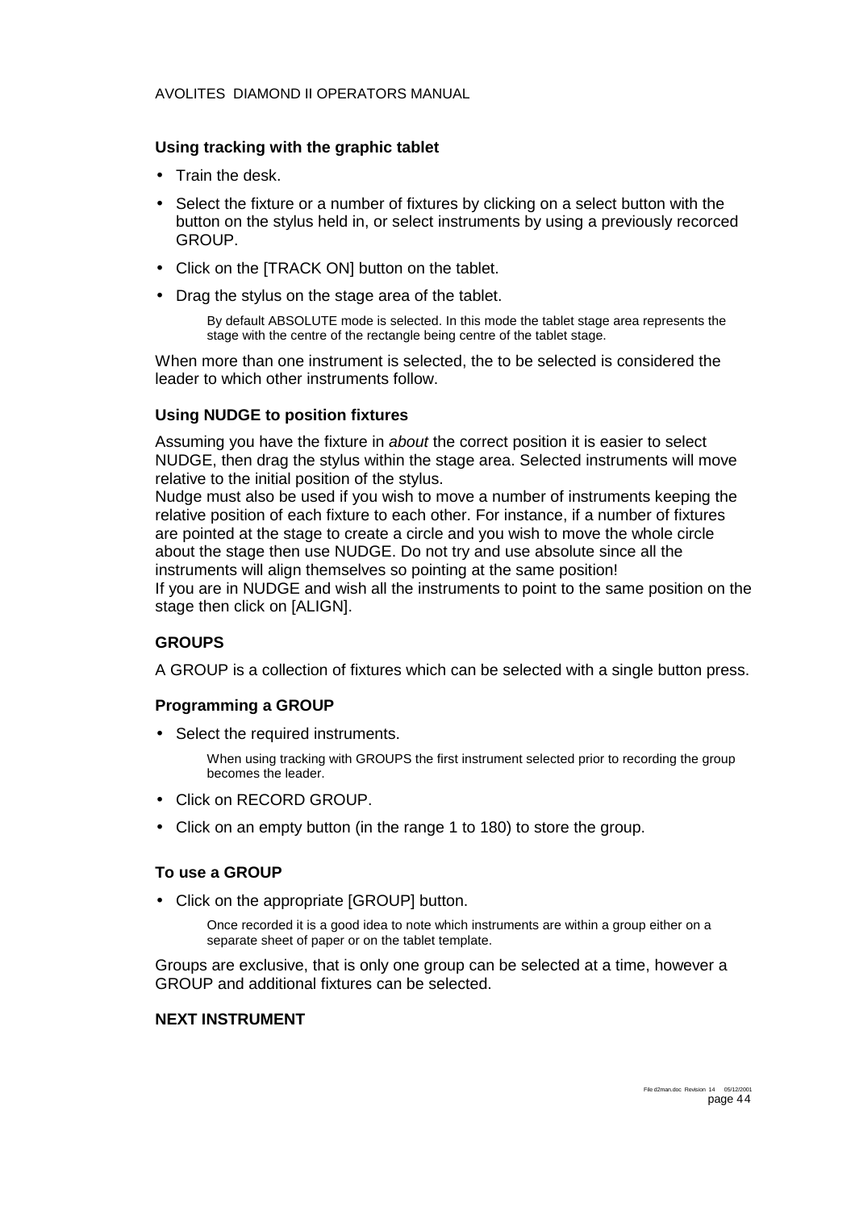### Using tracking with the graphic tablet

- Train the desk.
- Select the fixture or a number of fixtures by clicking on a select button with the button on the stylus held in, or select instruments by using a previously recorced GROUP.
- Click on the [TRACK ON] button on the tablet.
- Drag the stylus on the stage area of the tablet.

  By default ABSOLUTE mode is selected. In this mode the tablet stage area represents the stage with the centre of the rectangle being centre of the tablet stage.

When more than one instrument is selected, the to be selected is considered the leader to which other instruments follow.

### Using NUDGE to position fixtures

Assuming you have the fixture in *about* the correct position it is easier to select NUDGE, then drag the stylus within the stage area. Selected instruments will move relative to the initial position of the stylus.
Nudge must also be used if you wish to move a number of instruments keeping the relative position of each fixture to each other. For instance, if a number of fixtures are pointed at the stage to create a circle and you wish to move the whole circle about the stage then use NUDGE. Do not try and use absolute since all the instruments will align themselves so pointing at the same position!
If you are in NUDGE and wish all the instruments to point to the same position on the stage then click on [ALIGN].

## GROUPS

A GROUP is a collection of fixtures which can be selected with a single button press.

### Programming a GROUP

- Select the required instruments.

  When using tracking with GROUPS the first instrument selected prior to recording the group becomes the leader.

- Click on RECORD GROUP.
- Click on an empty button (in the range 1 to 180) to store the group.

### To use a GROUP

- Click on the appropriate [GROUP] button.

  Once recorded it is a good idea to note which instruments are within a group either on a separate sheet of paper or on the tablet template.

Groups are exclusive, that is only one group can be selected at a time, however a GROUP and additional fixtures can be selected.

## NEXT INSTRUMENT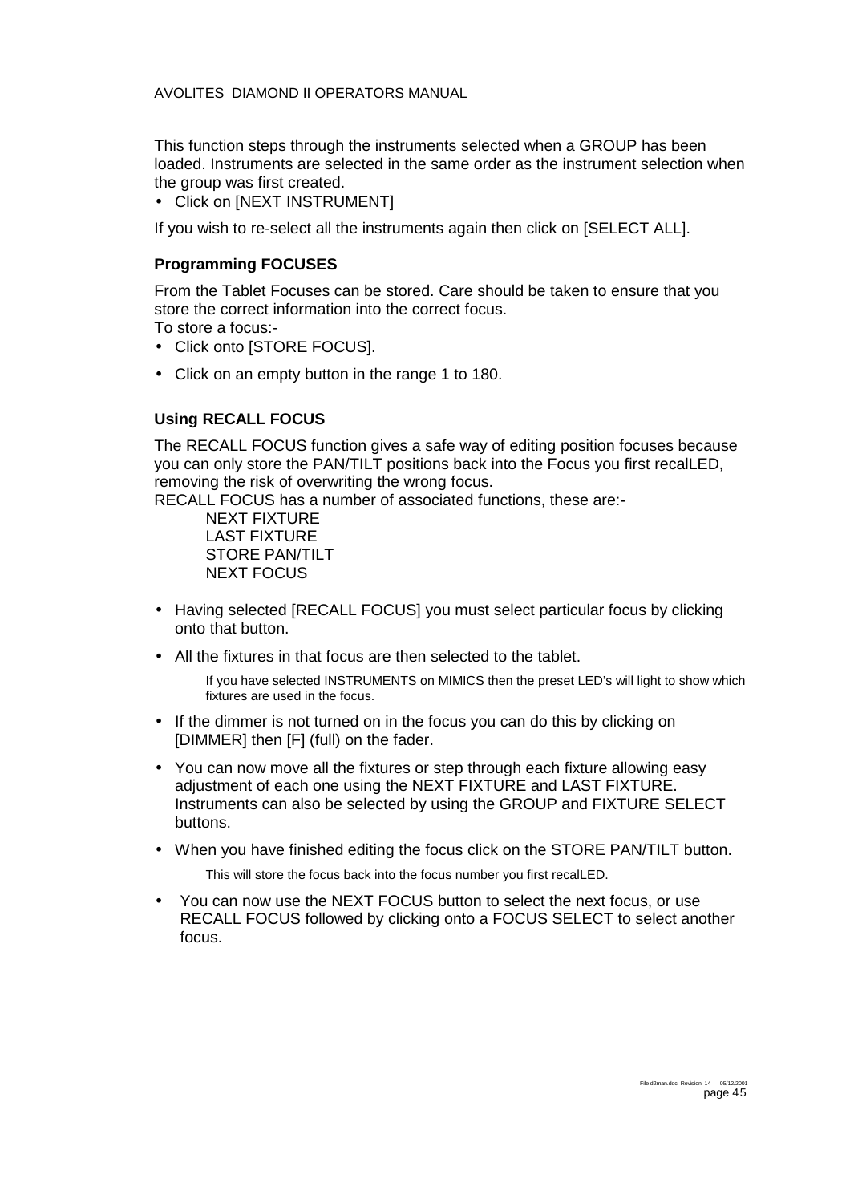This function steps through the instruments selected when a GROUP has been loaded. Instruments are selected in the same order as the instrument selection when the group was first created.

- Click on [NEXT INSTRUMENT]

If you wish to re-select all the instruments again then click on [SELECT ALL].

### Programming FOCUSES

From the Tablet Focuses can be stored. Care should be taken to ensure that you store the correct information into the correct focus.
To store a focus:-

- Click onto [STORE FOCUS].
- Click on an empty button in the range 1 to 180.

### Using RECALL FOCUS

The RECALL FOCUS function gives a safe way of editing position focuses because you can only store the PAN/TILT positions back into the Focus you first recalLED, removing the risk of overwriting the wrong focus.
RECALL FOCUS has a number of associated functions, these are:-

NEXT FIXTURE
LAST FIXTURE
STORE PAN/TILT
NEXT FOCUS

- Having selected [RECALL FOCUS] you must select particular focus by clicking onto that button.
- All the fixtures in that focus are then selected to the tablet.

  If you have selected INSTRUMENTS on MIMICS then the preset LED's will light to show which fixtures are used in the focus.

- If the dimmer is not turned on in the focus you can do this by clicking on [DIMMER] then [F] (full) on the fader.
- You can now move all the fixtures or step through each fixture allowing easy adjustment of each one using the NEXT FIXTURE and LAST FIXTURE. Instruments can also be selected by using the GROUP and FIXTURE SELECT buttons.
- When you have finished editing the focus click on the STORE PAN/TILT button.

  This will store the focus back into the focus number you first recalLED.

- You can now use the NEXT FOCUS button to select the next focus, or use RECALL FOCUS followed by clicking onto a FOCUS SELECT to select another focus.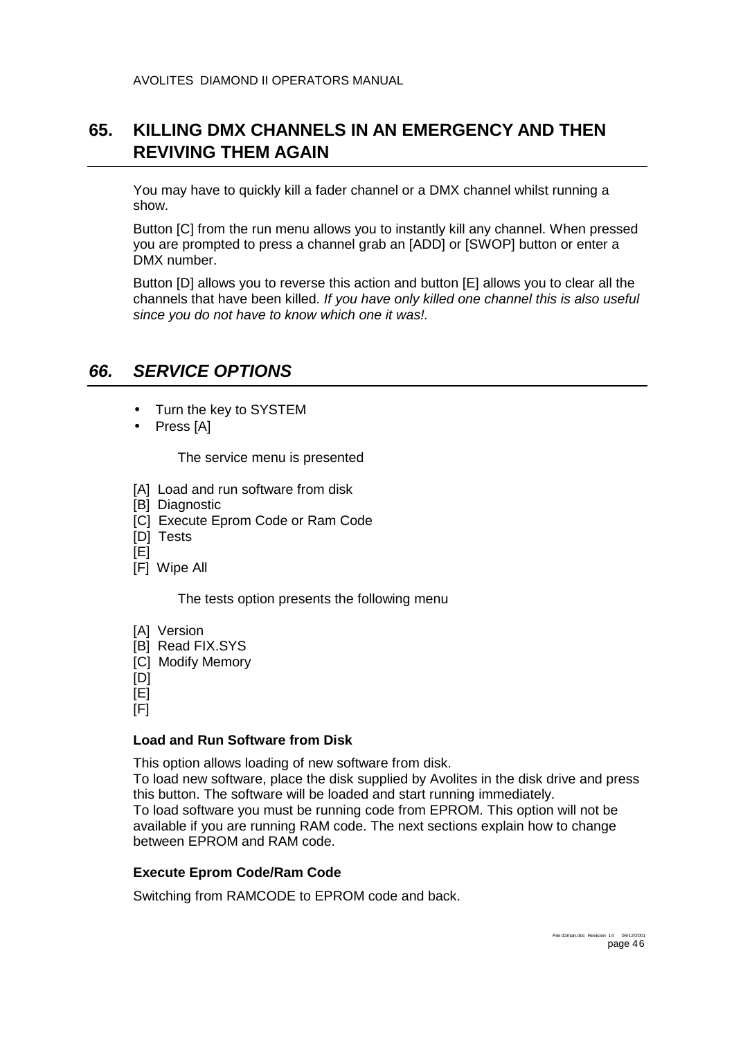## 65. KILLING DMX CHANNELS IN AN EMERGENCY AND THEN REVIVING THEM AGAIN

You may have to quickly kill a fader channel or a DMX channel whilst running a show.

Button [C] from the run menu allows you to instantly kill any channel. When pressed you are prompted to press a channel grab an [ADD] or [SWOP] button or enter a DMX number.

Button [D] allows you to reverse this action and button [E] allows you to clear all the channels that have been killed. *If you have only killed one channel this is also useful since you do not have to know which one it was!.*

## *66. SERVICE OPTIONS*

- Turn the key to SYSTEM
- Press [A]

The service menu is presented

[A] Load and run software from disk
[B] Diagnostic
[C] Execute Eprom Code or Ram Code
[D] Tests
[E]
[F] Wipe All

The tests option presents the following menu

[A] Version
[B] Read FIX.SYS
[C] Modify Memory
[D]
[E]
[F]

**Load and Run Software from Disk**

This option allows loading of new software from disk.
To load new software, place the disk supplied by Avolites in the disk drive and press this button. The software will be loaded and start running immediately.
To load software you must be running code from EPROM. This option will not be available if you are running RAM code. The next sections explain how to change between EPROM and RAM code.

**Execute Eprom Code/Ram Code**

Switching from RAMCODE to EPROM code and back.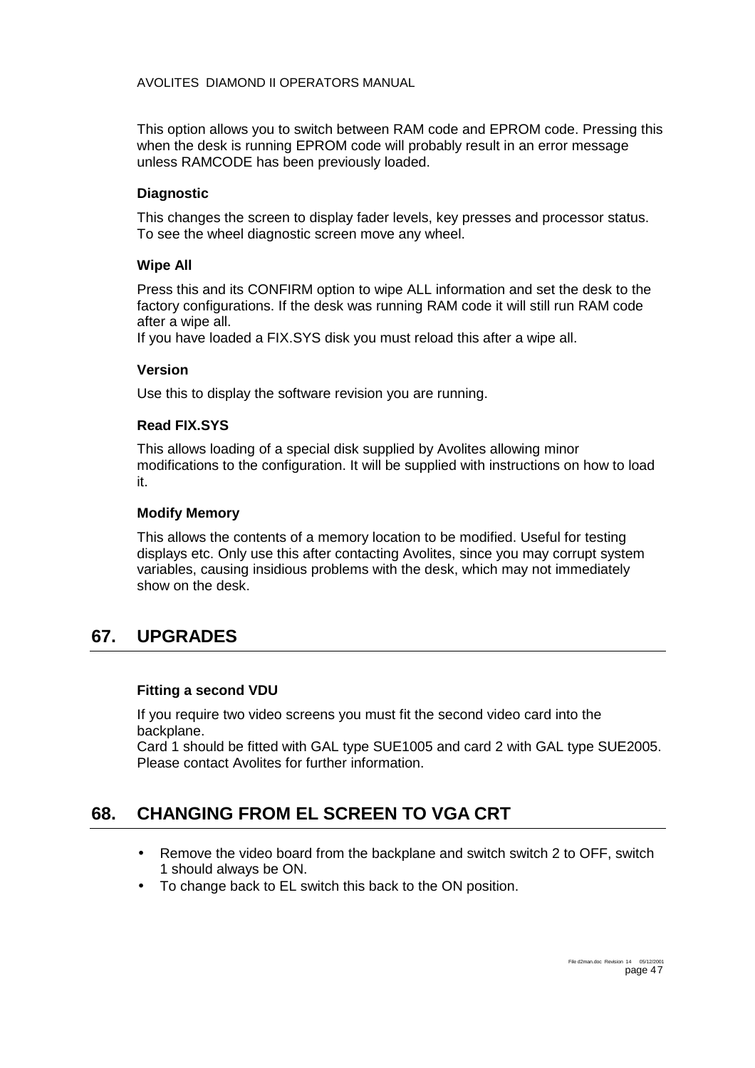This option allows you to switch between RAM code and EPROM code. Pressing this when the desk is running EPROM code will probably result in an error message unless RAMCODE has been previously loaded.

**Diagnostic**

This changes the screen to display fader levels, key presses and processor status. To see the wheel diagnostic screen move any wheel.

**Wipe All**

Press this and its CONFIRM option to wipe ALL information and set the desk to the factory configurations. If the desk was running RAM code it will still run RAM code after a wipe all.
If you have loaded a FIX.SYS disk you must reload this after a wipe all.

**Version**

Use this to display the software revision you are running.

**Read FIX.SYS**

This allows loading of a special disk supplied by Avolites allowing minor modifications to the configuration. It will be supplied with instructions on how to load it.

**Modify Memory**

This allows the contents of a memory location to be modified. Useful for testing displays etc. Only use this after contacting Avolites, since you may corrupt system variables, causing insidious problems with the desk, which may not immediately show on the desk.

# 67. UPGRADES

**Fitting a second VDU**

If you require two video screens you must fit the second video card into the backplane.
Card 1 should be fitted with GAL type SUE1005 and card 2 with GAL type SUE2005. Please contact Avolites for further information.

# 68. CHANGING FROM EL SCREEN TO VGA CRT

- Remove the video board from the backplane and switch switch 2 to OFF, switch 1 should always be ON.
- To change back to EL switch this back to the ON position.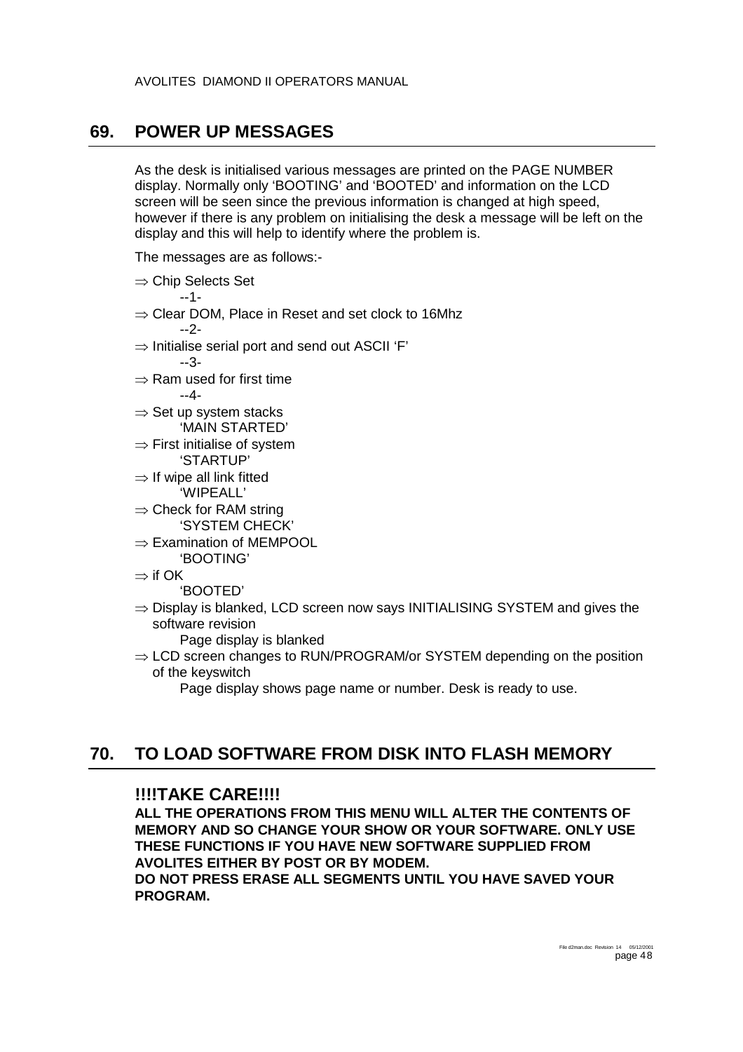## 69. POWER UP MESSAGES

As the desk is initialised various messages are printed on the PAGE NUMBER display. Normally only 'BOOTING' and 'BOOTED' and information on the LCD screen will be seen since the previous information is changed at high speed, however if there is any problem on initialising the desk a message will be left on the display and this will help to identify where the problem is.

The messages are as follows:-

- ⇒ Chip Selects Set

  --1-
- ⇒ Clear DOM, Place in Reset and set clock to 16Mhz

  --2-
- ⇒ Initialise serial port and send out ASCII 'F'

  --3-
- ⇒ Ram used for first time

  --4-
- ⇒ Set up system stacks

  'MAIN STARTED'
- ⇒ First initialise of system

  'STARTUP'
- ⇒ If wipe all link fitted

  'WIPEALL'
- ⇒ Check for RAM string

  'SYSTEM CHECK'
- ⇒ Examination of MEMPOOL

  'BOOTING'
- ⇒ if OK

  'BOOTED'
- ⇒ Display is blanked, LCD screen now says INITIALISING SYSTEM and gives the software revision

  Page display is blanked
- ⇒ LCD screen changes to RUN/PROGRAM/or SYSTEM depending on the position of the keyswitch

  Page display shows page name or number. Desk is ready to use.

## 70. TO LOAD SOFTWARE FROM DISK INTO FLASH MEMORY

### !!!!TAKE CARE!!!!

**ALL THE OPERATIONS FROM THIS MENU WILL ALTER THE CONTENTS OF MEMORY AND SO CHANGE YOUR SHOW OR YOUR SOFTWARE. ONLY USE THESE FUNCTIONS IF YOU HAVE NEW SOFTWARE SUPPLIED FROM AVOLITES EITHER BY POST OR BY MODEM.**

**DO NOT PRESS ERASE ALL SEGMENTS UNTIL YOU HAVE SAVED YOUR PROGRAM.**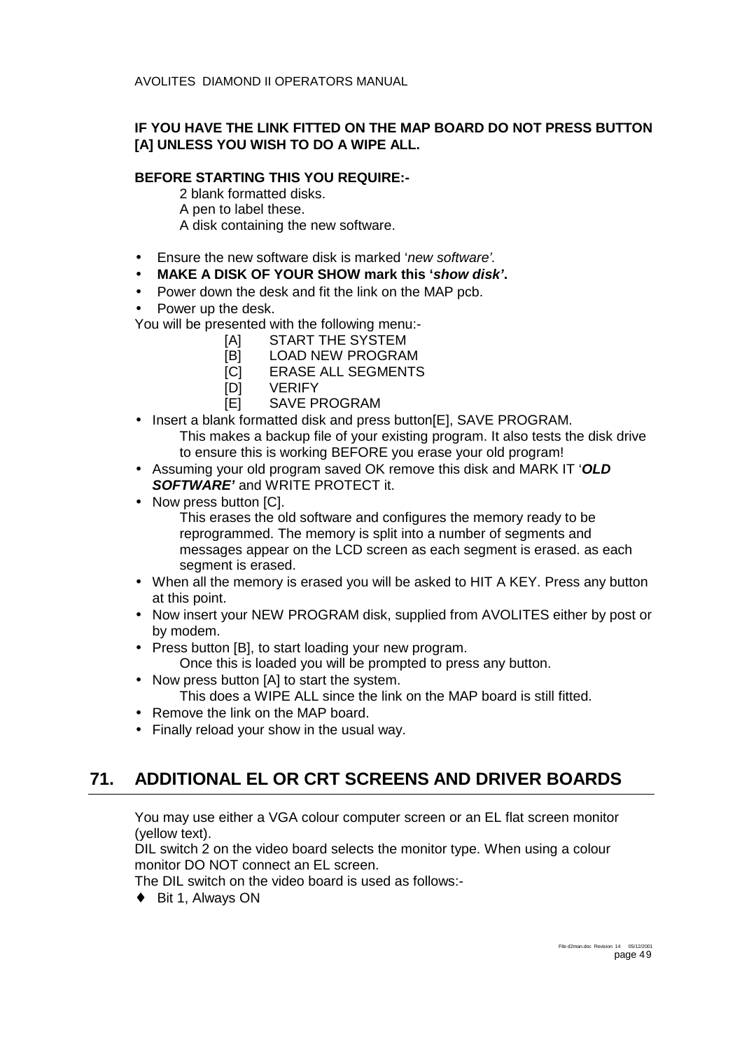**IF YOU HAVE THE LINK FITTED ON THE MAP BOARD DO NOT PRESS BUTTON [A] UNLESS YOU WISH TO DO A WIPE ALL.**

**BEFORE STARTING THIS YOU REQUIRE:-**

2 blank formatted disks.
A pen to label these.
A disk containing the new software.

- Ensure the new software disk is marked '*new software'.*
- **MAKE A DISK OF YOUR SHOW mark this '*show disk'*.**
- Power down the desk and fit the link on the MAP pcb.
- Power up the desk.

You will be presented with the following menu:-

[A] START THE SYSTEM
[B] LOAD NEW PROGRAM
[C] ERASE ALL SEGMENTS
[D] VERIFY
[E] SAVE PROGRAM

- Insert a blank formatted disk and press button[E], SAVE PROGRAM.
  This makes a backup file of your existing program. It also tests the disk drive to ensure this is working BEFORE you erase your old program!
- Assuming your old program saved OK remove this disk and MARK IT '***OLD SOFTWARE'*** and WRITE PROTECT it.
- Now press button [C].
  This erases the old software and configures the memory ready to be reprogrammed. The memory is split into a number of segments and messages appear on the LCD screen as each segment is erased. as each segment is erased.
- When all the memory is erased you will be asked to HIT A KEY. Press any button at this point.
- Now insert your NEW PROGRAM disk, supplied from AVOLITES either by post or by modem.
- Press button [B], to start loading your new program.
  Once this is loaded you will be prompted to press any button.
- Now press button [A] to start the system.
  This does a WIPE ALL since the link on the MAP board is still fitted.
- Remove the link on the MAP board.
- Finally reload your show in the usual way.

# 71. ADDITIONAL EL OR CRT SCREENS AND DRIVER BOARDS

You may use either a VGA colour computer screen or an EL flat screen monitor (yellow text).
DIL switch 2 on the video board selects the monitor type. When using a colour monitor DO NOT connect an EL screen.
The DIL switch on the video board is used as follows:-

- Bit 1, Always ON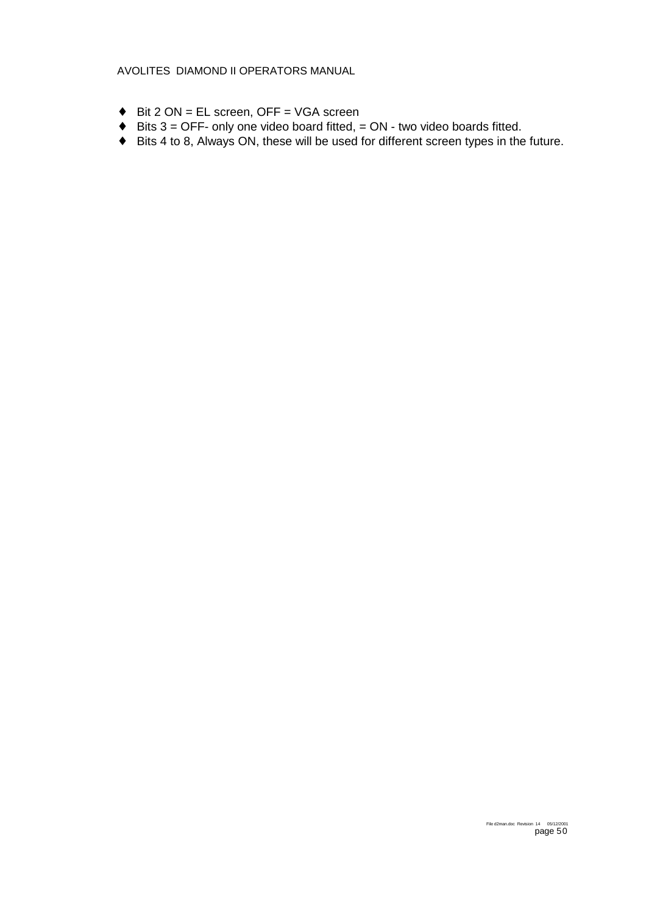- Bit 2 ON = EL screen, OFF = VGA screen
- Bits 3 = OFF- only one video board fitted, = ON - two video boards fitted.
- Bits 4 to 8, Always ON, these will be used for different screen types in the future.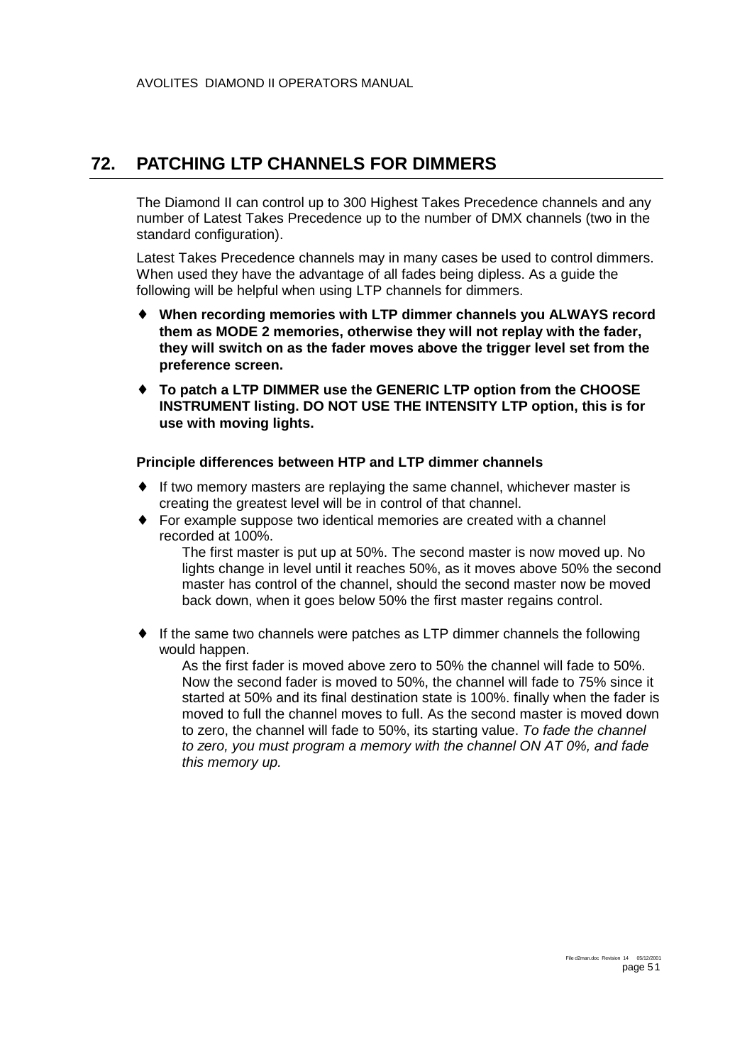## 72. PATCHING LTP CHANNELS FOR DIMMERS

The Diamond II can control up to 300 Highest Takes Precedence channels and any number of Latest Takes Precedence up to the number of DMX channels (two in the standard configuration).

Latest Takes Precedence channels may in many cases be used to control dimmers. When used they have the advantage of all fades being dipless. As a guide the following will be helpful when using LTP channels for dimmers.

- **When recording memories with LTP dimmer channels you ALWAYS record them as MODE 2 memories, otherwise they will not replay with the fader, they will switch on as the fader moves above the trigger level set from the preference screen.**
- **To patch a LTP DIMMER use the GENERIC LTP option from the CHOOSE INSTRUMENT listing. DO NOT USE THE INTENSITY LTP option, this is for use with moving lights.**

### Principle differences between HTP and LTP dimmer channels

- If two memory masters are replaying the same channel, whichever master is creating the greatest level will be in control of that channel.
- For example suppose two identical memories are created with a channel recorded at 100%.

  The first master is put up at 50%. The second master is now moved up. No lights change in level until it reaches 50%, as it moves above 50% the second master has control of the channel, should the second master now be moved back down, when it goes below 50% the first master regains control.

- If the same two channels were patches as LTP dimmer channels the following would happen.

  As the first fader is moved above zero to 50% the channel will fade to 50%. Now the second fader is moved to 50%, the channel will fade to 75% since it started at 50% and its final destination state is 100%. finally when the fader is moved to full the channel moves to full. As the second master is moved down to zero, the channel will fade to 50%, its starting value. *To fade the channel to zero, you must program a memory with the channel ON AT 0%, and fade this memory up.*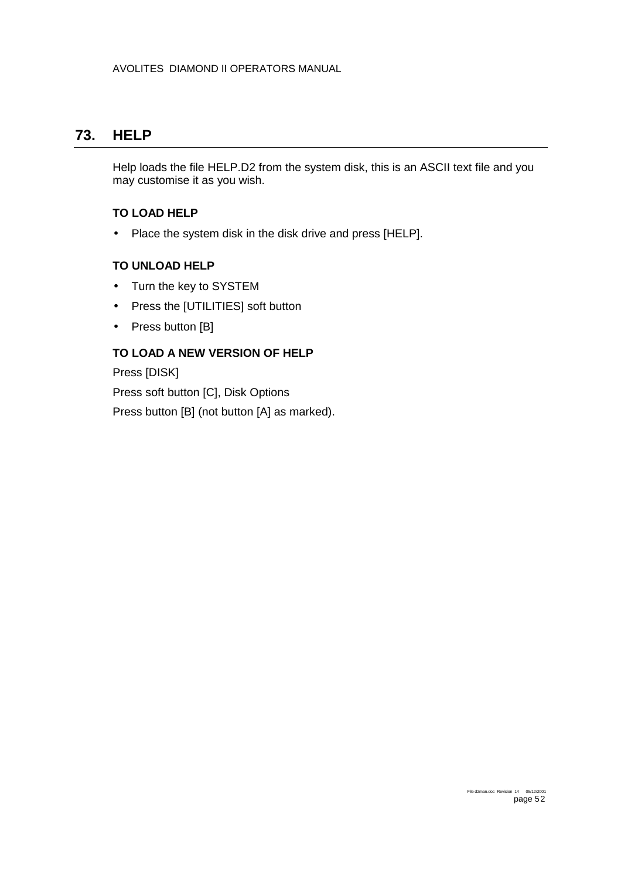# 73. HELP

Help loads the file HELP.D2 from the system disk, this is an ASCII text file and you may customise it as you wish.

**TO LOAD HELP**

- Place the system disk in the disk drive and press [HELP].

**TO UNLOAD HELP**

- Turn the key to SYSTEM
- Press the [UTILITIES] soft button
- Press button [B]

**TO LOAD A NEW VERSION OF HELP**

Press [DISK]

Press soft button [C], Disk Options

Press button [B] (not button [A] as marked).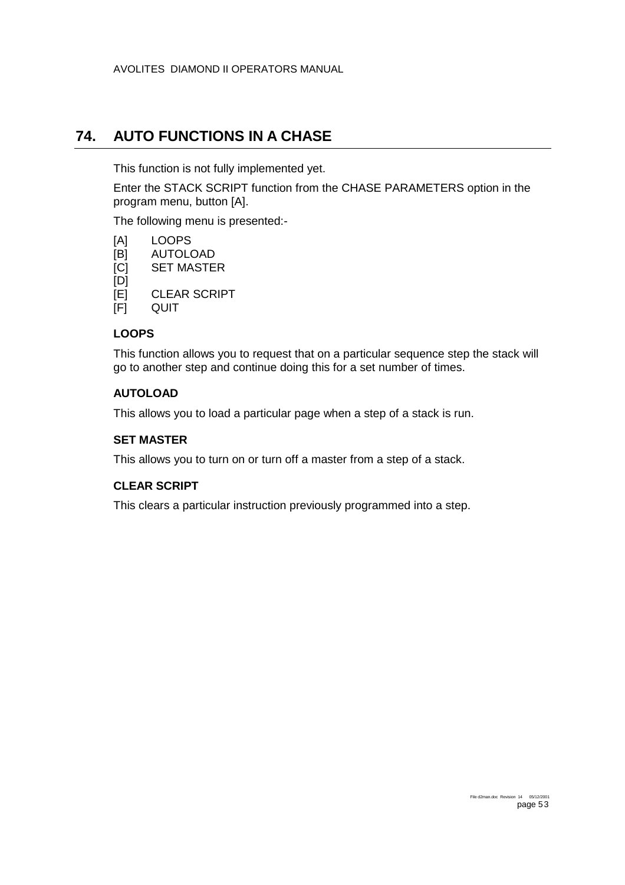## 74. AUTO FUNCTIONS IN A CHASE

This function is not fully implemented yet.

Enter the STACK SCRIPT function from the CHASE PARAMETERS option in the program menu, button [A].

The following menu is presented:-

[A] LOOPS
[B] AUTOLOAD
[C] SET MASTER
[D]
[E] CLEAR SCRIPT
[F] QUIT

### LOOPS

This function allows you to request that on a particular sequence step the stack will go to another step and continue doing this for a set number of times.

### AUTOLOAD

This allows you to load a particular page when a step of a stack is run.

### SET MASTER

This allows you to turn on or turn off a master from a step of a stack.

### CLEAR SCRIPT

This clears a particular instruction previously programmed into a step.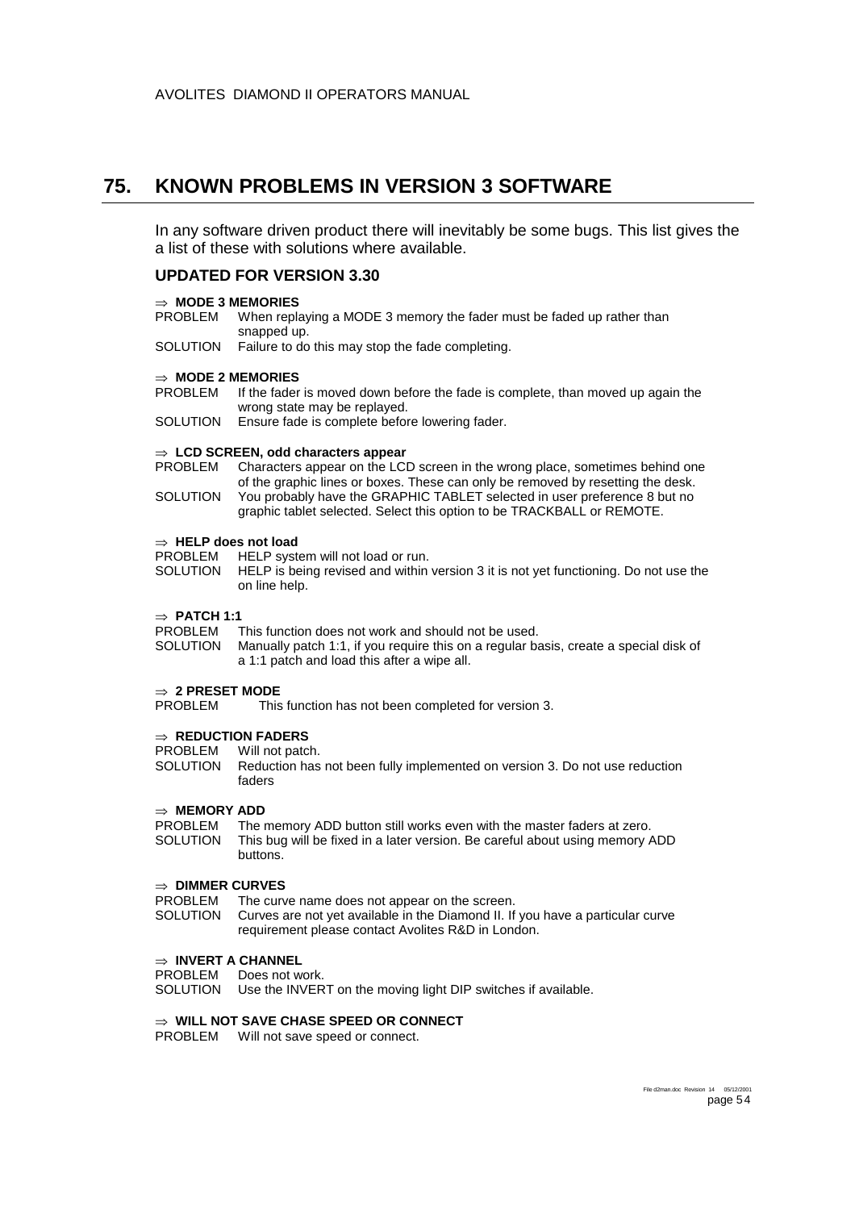# 75. KNOWN PROBLEMS IN VERSION 3 SOFTWARE

In any software driven product there will inevitably be some bugs. This list gives the a list of these with solutions where available.

## UPDATED FOR VERSION 3.30

⇒ **MODE 3 MEMORIES**

PROBLEM When replaying a MODE 3 memory the fader must be faded up rather than snapped up.

SOLUTION Failure to do this may stop the fade completing.

⇒ **MODE 2 MEMORIES**

PROBLEM If the fader is moved down before the fade is complete, than moved up again the wrong state may be replayed.

SOLUTION Ensure fade is complete before lowering fader.

⇒ **LCD SCREEN, odd characters appear**

PROBLEM Characters appear on the LCD screen in the wrong place, sometimes behind one of the graphic lines or boxes. These can only be removed by resetting the desk.

SOLUTION You probably have the GRAPHIC TABLET selected in user preference 8 but no graphic tablet selected. Select this option to be TRACKBALL or REMOTE.

⇒ **HELP does not load**

PROBLEM HELP system will not load or run.

SOLUTION HELP is being revised and within version 3 it is not yet functioning. Do not use the on line help.

⇒ **PATCH 1:1**

PROBLEM This function does not work and should not be used.

SOLUTION Manually patch 1:1, if you require this on a regular basis, create a special disk of a 1:1 patch and load this after a wipe all.

⇒ **2 PRESET MODE**

PROBLEM This function has not been completed for version 3.

⇒ **REDUCTION FADERS**

PROBLEM Will not patch.

SOLUTION Reduction has not been fully implemented on version 3. Do not use reduction faders

⇒ **MEMORY ADD**

PROBLEM The memory ADD button still works even with the master faders at zero.

SOLUTION This bug will be fixed in a later version. Be careful about using memory ADD buttons.

⇒ **DIMMER CURVES**

PROBLEM The curve name does not appear on the screen.

SOLUTION Curves are not yet available in the Diamond II. If you have a particular curve requirement please contact Avolites R&D in London.

⇒ **INVERT A CHANNEL**

PROBLEM Does not work.

SOLUTION Use the INVERT on the moving light DIP switches if available.

⇒ **WILL NOT SAVE CHASE SPEED OR CONNECT**

PROBLEM Will not save speed or connect.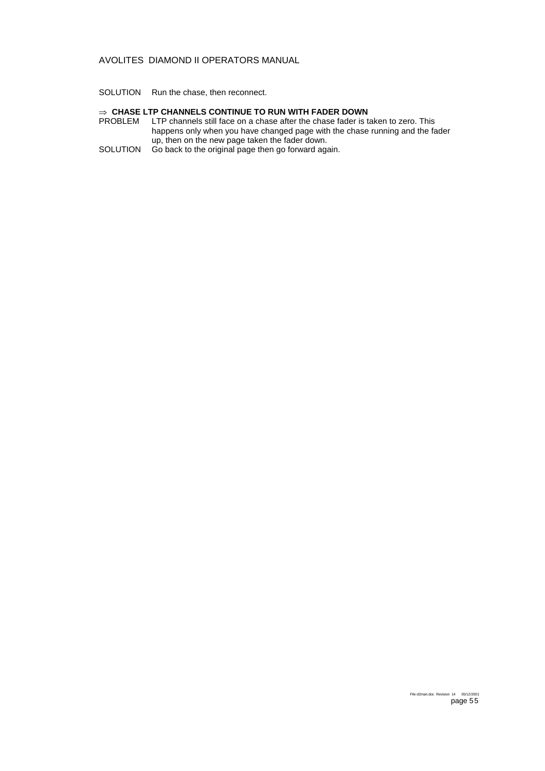SOLUTION Run the chase, then reconnect.

⇒ **CHASE LTP CHANNELS CONTINUE TO RUN WITH FADER DOWN**

PROBLEM LTP channels still face on a chase after the chase fader is taken to zero. This happens only when you have changed page with the chase running and the fader up, then on the new page taken the fader down.

SOLUTION Go back to the original page then go forward again.